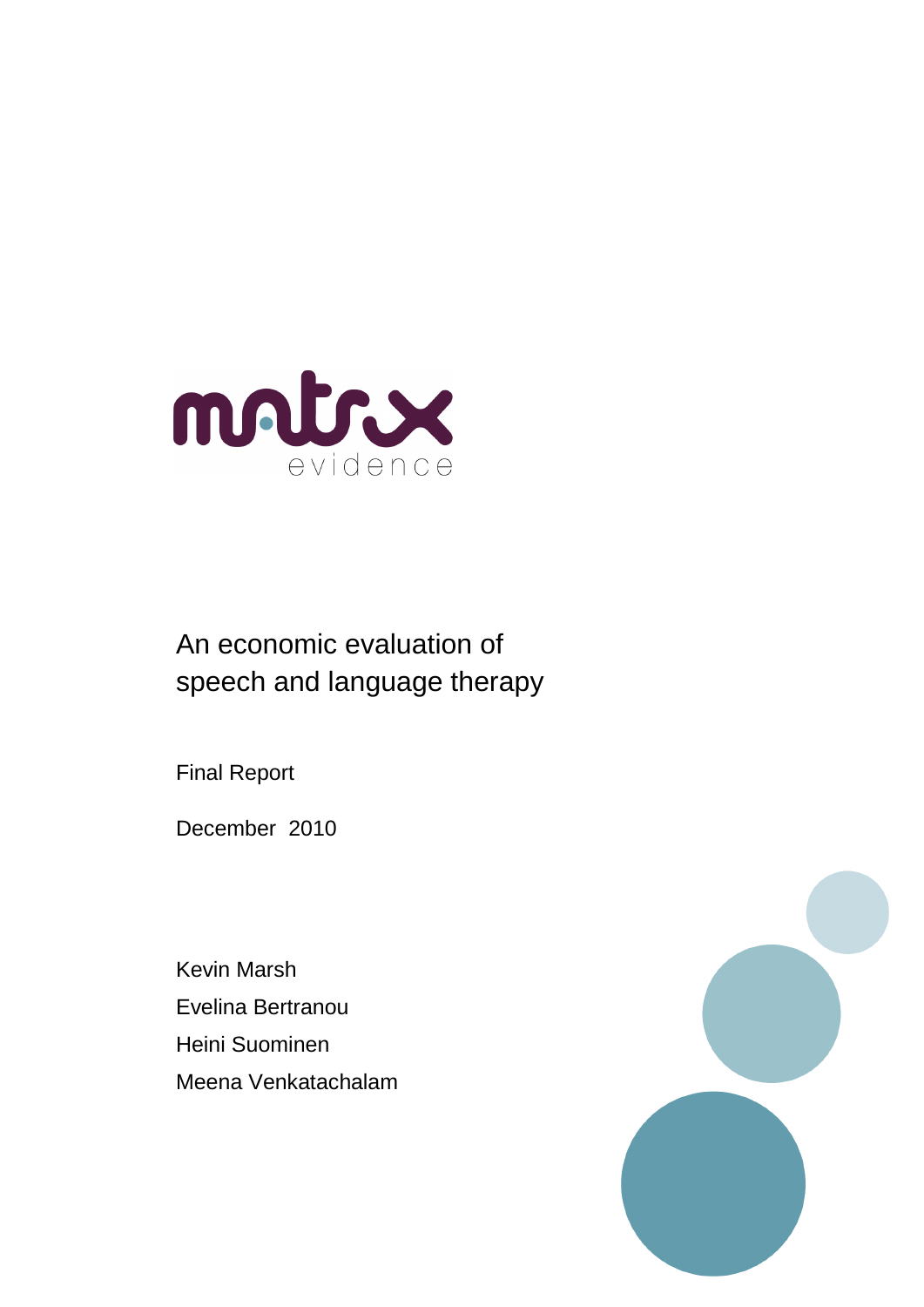matrix evidence

# An economic evaluation of speech and language therapy

Final Report

December 2010

Kevin Marsh
Evelina Bertranou
Heini Suominen
Meena Venkatachalam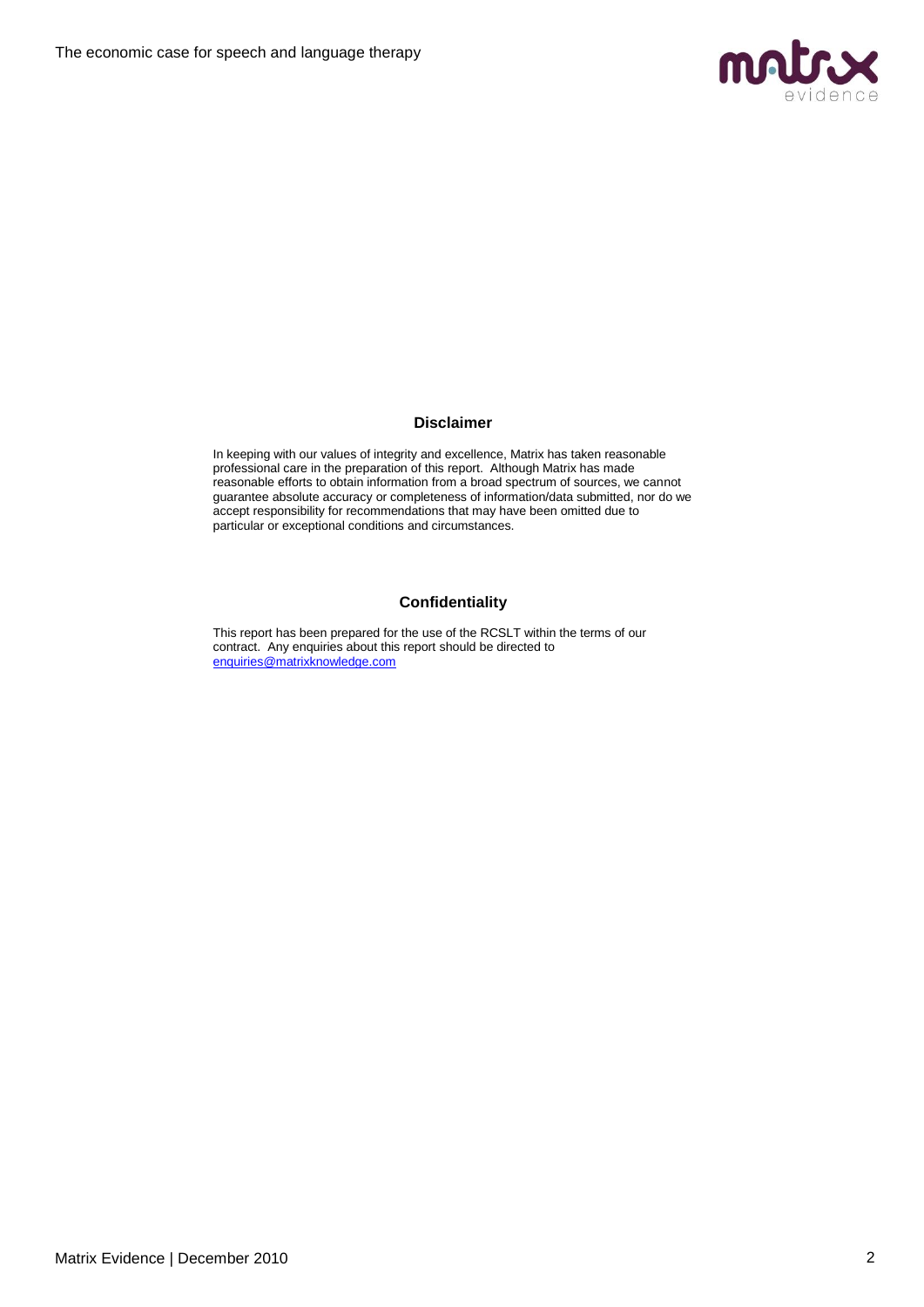## Disclaimer

In keeping with our values of integrity and excellence, Matrix has taken reasonable professional care in the preparation of this report. Although Matrix has made reasonable efforts to obtain information from a broad spectrum of sources, we cannot guarantee absolute accuracy or completeness of information/data submitted, nor do we accept responsibility for recommendations that may have been omitted due to particular or exceptional conditions and circumstances.

## Confidentiality

This report has been prepared for the use of the RCSLT within the terms of our contract. Any enquiries about this report should be directed to enquiries@matrixknowledge.com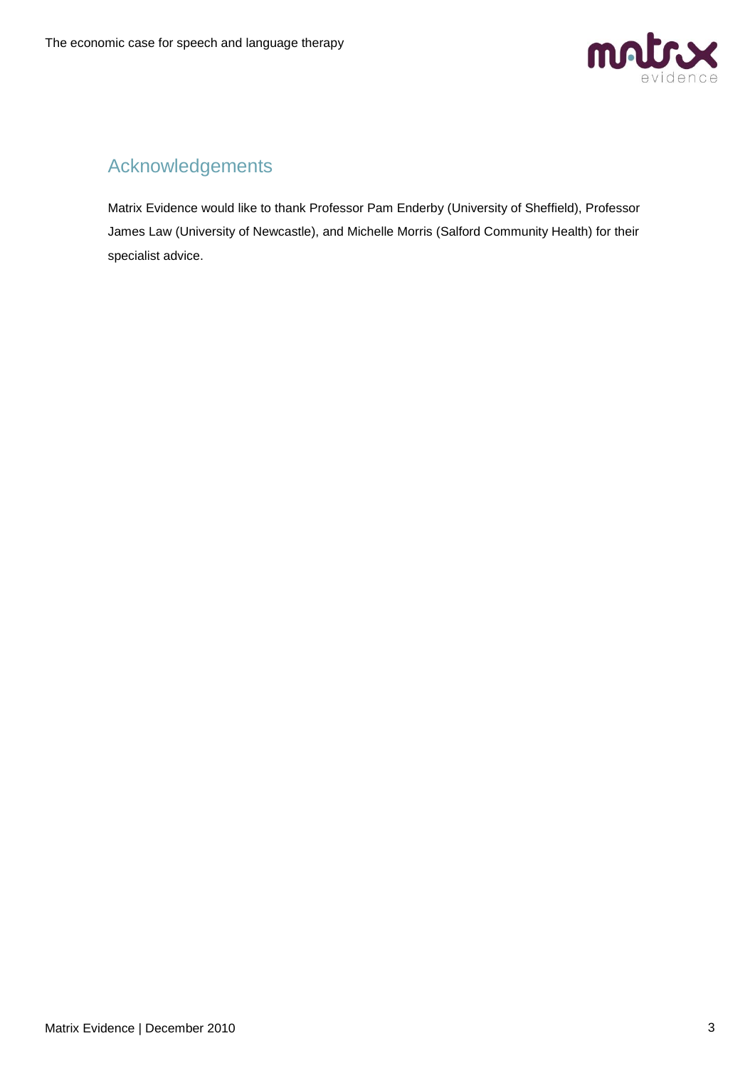## Acknowledgements

Matrix Evidence would like to thank Professor Pam Enderby (University of Sheffield), Professor James Law (University of Newcastle), and Michelle Morris (Salford Community Health) for their specialist advice.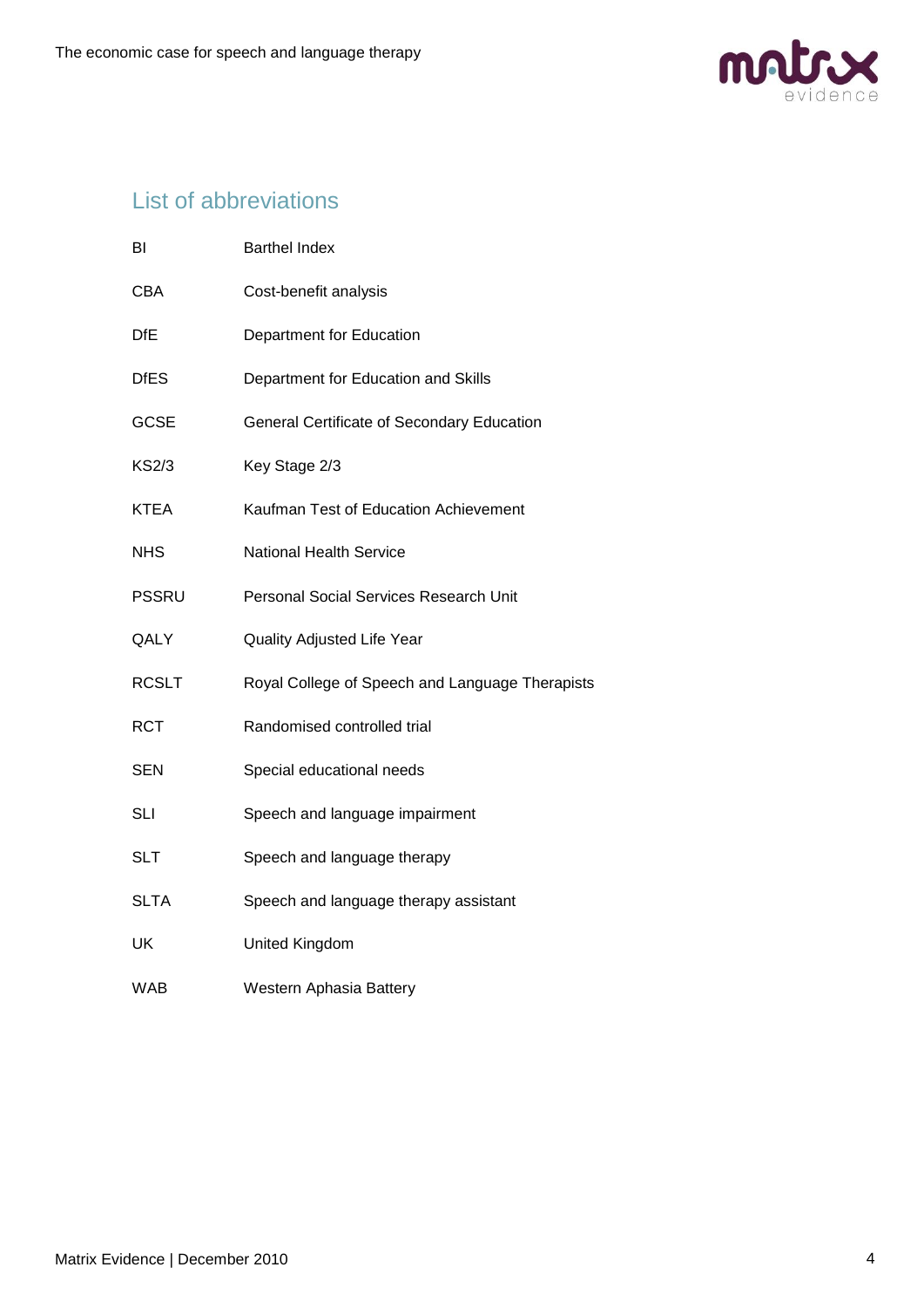## List of abbreviations

| | |
|---|---|
| BI | Barthel Index |
| CBA | Cost-benefit analysis |
| DfE | Department for Education |
| DfES | Department for Education and Skills |
| GCSE | General Certificate of Secondary Education |
| KS2/3 | Key Stage 2/3 |
| KTEA | Kaufman Test of Education Achievement |
| NHS | National Health Service |
| PSSRU | Personal Social Services Research Unit |
| QALY | Quality Adjusted Life Year |
| RCSLT | Royal College of Speech and Language Therapists |
| RCT | Randomised controlled trial |
| SEN | Special educational needs |
| SLI | Speech and language impairment |
| SLT | Speech and language therapy |
| SLTA | Speech and language therapy assistant |
| UK | United Kingdom |
| WAB | Western Aphasia Battery |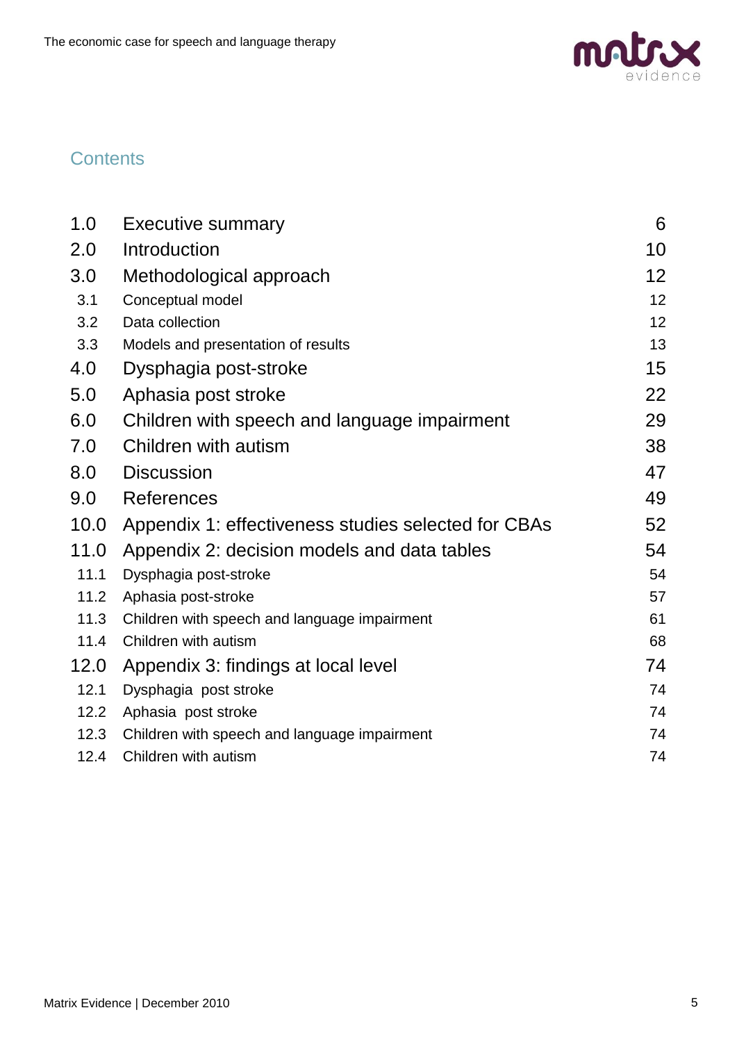## Contents

| | | |
|---|---|---|
| 1.0 | Executive summary | 6 |
| 2.0 | Introduction | 10 |
| 3.0 | Methodological approach | 12 |
| 3.1 | Conceptual model | 12 |
| 3.2 | Data collection | 12 |
| 3.3 | Models and presentation of results | 13 |
| 4.0 | Dysphagia post-stroke | 15 |
| 5.0 | Aphasia post stroke | 22 |
| 6.0 | Children with speech and language impairment | 29 |
| 7.0 | Children with autism | 38 |
| 8.0 | Discussion | 47 |
| 9.0 | References | 49 |
| 10.0 | Appendix 1: effectiveness studies selected for CBAs | 52 |
| 11.0 | Appendix 2: decision models and data tables | 54 |
| 11.1 | Dysphagia post-stroke | 54 |
| 11.2 | Aphasia post-stroke | 57 |
| 11.3 | Children with speech and language impairment | 61 |
| 11.4 | Children with autism | 68 |
| 12.0 | Appendix 3: findings at local level | 74 |
| 12.1 | Dysphagia post stroke | 74 |
| 12.2 | Aphasia post stroke | 74 |
| 12.3 | Children with speech and language impairment | 74 |
| 12.4 | Children with autism | 74 |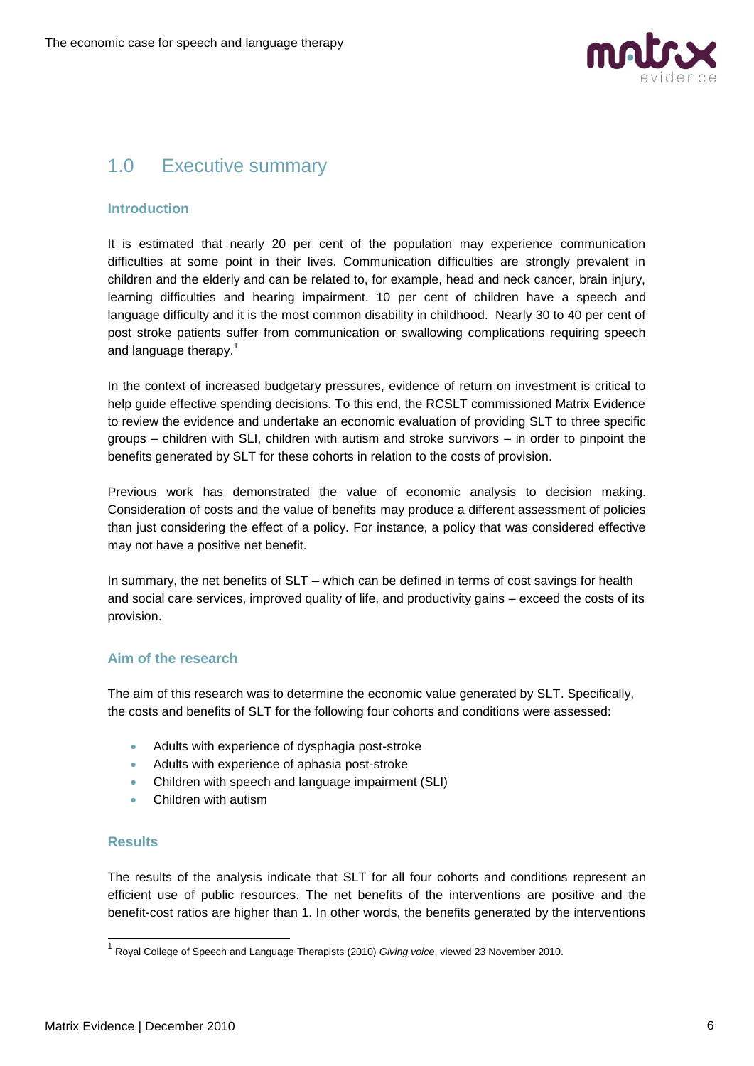## 1.0 Executive summary

### Introduction

It is estimated that nearly 20 per cent of the population may experience communication difficulties at some point in their lives. Communication difficulties are strongly prevalent in children and the elderly and can be related to, for example, head and neck cancer, brain injury, learning difficulties and hearing impairment. 10 per cent of children have a speech and language difficulty and it is the most common disability in childhood. Nearly 30 to 40 per cent of post stroke patients suffer from communication or swallowing complications requiring speech and language therapy.[1]

In the context of increased budgetary pressures, evidence of return on investment is critical to help guide effective spending decisions. To this end, the RCSLT commissioned Matrix Evidence to review the evidence and undertake an economic evaluation of providing SLT to three specific groups – children with SLI, children with autism and stroke survivors – in order to pinpoint the benefits generated by SLT for these cohorts in relation to the costs of provision.

Previous work has demonstrated the value of economic analysis to decision making. Consideration of costs and the value of benefits may produce a different assessment of policies than just considering the effect of a policy. For instance, a policy that was considered effective may not have a positive net benefit.

In summary, the net benefits of SLT – which can be defined in terms of cost savings for health and social care services, improved quality of life, and productivity gains – exceed the costs of its provision.

### Aim of the research

The aim of this research was to determine the economic value generated by SLT. Specifically, the costs and benefits of SLT for the following four cohorts and conditions were assessed:

- Adults with experience of dysphagia post-stroke
- Adults with experience of aphasia post-stroke
- Children with speech and language impairment (SLI)
- Children with autism

### Results

The results of the analysis indicate that SLT for all four cohorts and conditions represent an efficient use of public resources. The net benefits of the interventions are positive and the benefit-cost ratios are higher than 1. In other words, the benefits generated by the interventions

[1] Royal College of Speech and Language Therapists (2010) *Giving voice*, viewed 23 November 2010.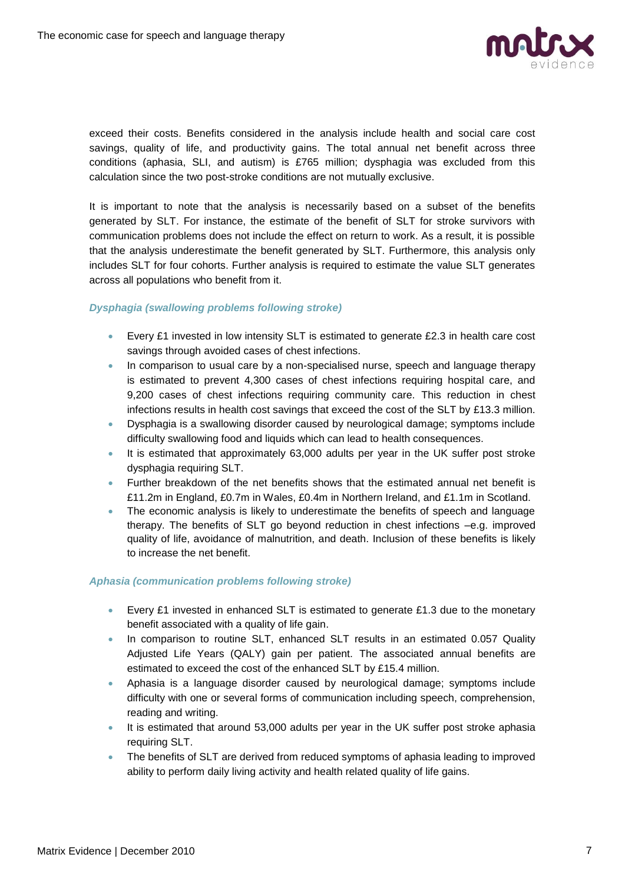exceed their costs. Benefits considered in the analysis include health and social care cost savings, quality of life, and productivity gains. The total annual net benefit across three conditions (aphasia, SLI, and autism) is £765 million; dysphagia was excluded from this calculation since the two post-stroke conditions are not mutually exclusive.

It is important to note that the analysis is necessarily based on a subset of the benefits generated by SLT. For instance, the estimate of the benefit of SLT for stroke survivors with communication problems does not include the effect on return to work. As a result, it is possible that the analysis underestimate the benefit generated by SLT. Furthermore, this analysis only includes SLT for four cohorts. Further analysis is required to estimate the value SLT generates across all populations who benefit from it.

### *Dysphagia (swallowing problems following stroke)*

- Every £1 invested in low intensity SLT is estimated to generate £2.3 in health care cost savings through avoided cases of chest infections.
- In comparison to usual care by a non-specialised nurse, speech and language therapy is estimated to prevent 4,300 cases of chest infections requiring hospital care, and 9,200 cases of chest infections requiring community care. This reduction in chest infections results in health cost savings that exceed the cost of the SLT by £13.3 million.
- Dysphagia is a swallowing disorder caused by neurological damage; symptoms include difficulty swallowing food and liquids which can lead to health consequences.
- It is estimated that approximately 63,000 adults per year in the UK suffer post stroke dysphagia requiring SLT.
- Further breakdown of the net benefits shows that the estimated annual net benefit is £11.2m in England, £0.7m in Wales, £0.4m in Northern Ireland, and £1.1m in Scotland.
- The economic analysis is likely to underestimate the benefits of speech and language therapy. The benefits of SLT go beyond reduction in chest infections –e.g. improved quality of life, avoidance of malnutrition, and death. Inclusion of these benefits is likely to increase the net benefit.

### *Aphasia (communication problems following stroke)*

- Every £1 invested in enhanced SLT is estimated to generate £1.3 due to the monetary benefit associated with a quality of life gain.
- In comparison to routine SLT, enhanced SLT results in an estimated 0.057 Quality Adjusted Life Years (QALY) gain per patient. The associated annual benefits are estimated to exceed the cost of the enhanced SLT by £15.4 million.
- Aphasia is a language disorder caused by neurological damage; symptoms include difficulty with one or several forms of communication including speech, comprehension, reading and writing.
- It is estimated that around 53,000 adults per year in the UK suffer post stroke aphasia requiring SLT.
- The benefits of SLT are derived from reduced symptoms of aphasia leading to improved ability to perform daily living activity and health related quality of life gains.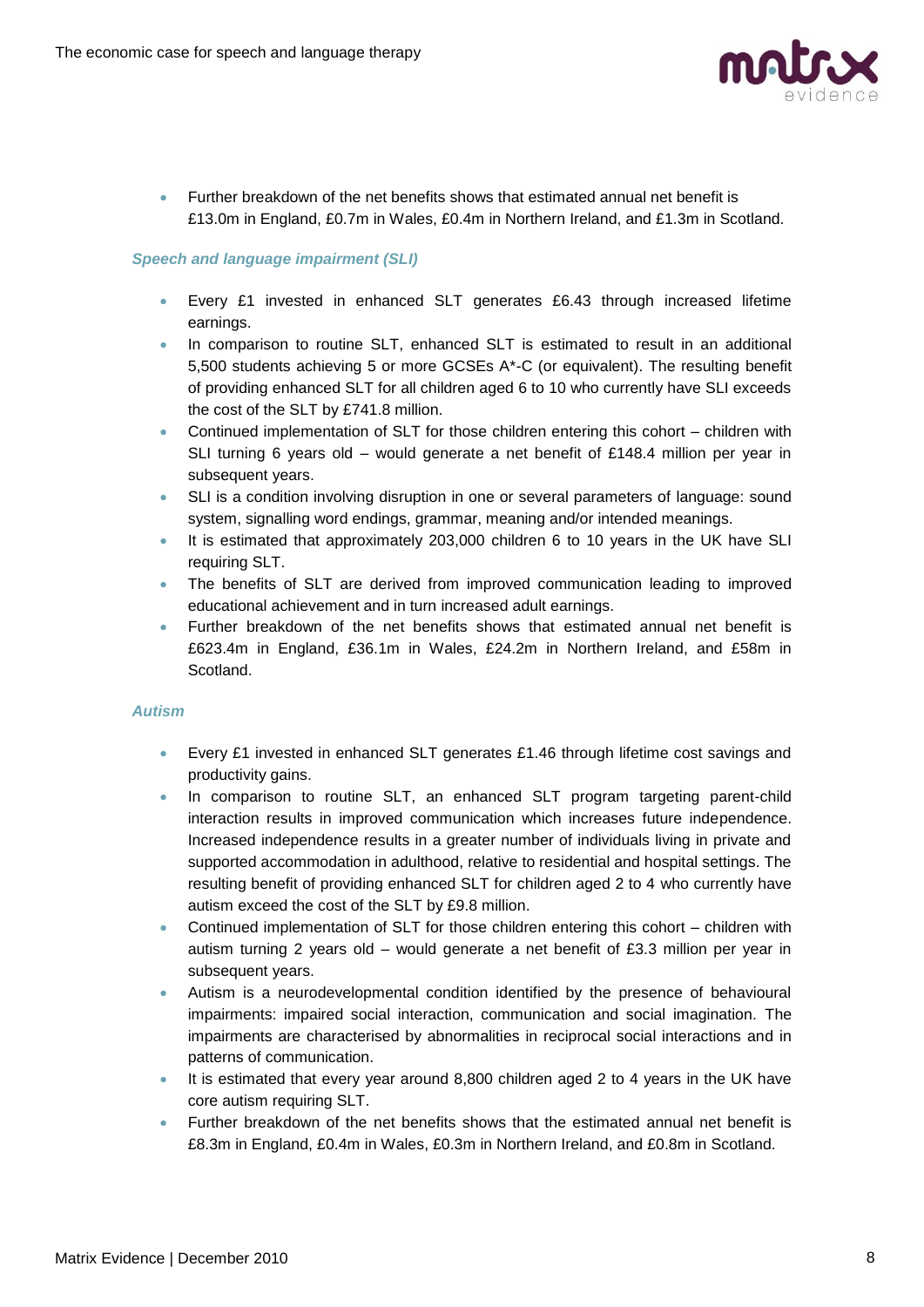- Further breakdown of the net benefits shows that estimated annual net benefit is £13.0m in England, £0.7m in Wales, £0.4m in Northern Ireland, and £1.3m in Scotland.

### *Speech and language impairment (SLI)*

- Every £1 invested in enhanced SLT generates £6.43 through increased lifetime earnings.
- In comparison to routine SLT, enhanced SLT is estimated to result in an additional 5,500 students achieving 5 or more GCSEs A*-C (or equivalent). The resulting benefit of providing enhanced SLT for all children aged 6 to 10 who currently have SLI exceeds the cost of the SLT by £741.8 million.
- Continued implementation of SLT for those children entering this cohort – children with SLI turning 6 years old – would generate a net benefit of £148.4 million per year in subsequent years.
- SLI is a condition involving disruption in one or several parameters of language: sound system, signalling word endings, grammar, meaning and/or intended meanings.
- It is estimated that approximately 203,000 children 6 to 10 years in the UK have SLI requiring SLT.
- The benefits of SLT are derived from improved communication leading to improved educational achievement and in turn increased adult earnings.
- Further breakdown of the net benefits shows that estimated annual net benefit is £623.4m in England, £36.1m in Wales, £24.2m in Northern Ireland, and £58m in Scotland.

### *Autism*

- Every £1 invested in enhanced SLT generates £1.46 through lifetime cost savings and productivity gains.
- In comparison to routine SLT, an enhanced SLT program targeting parent-child interaction results in improved communication which increases future independence. Increased independence results in a greater number of individuals living in private and supported accommodation in adulthood, relative to residential and hospital settings. The resulting benefit of providing enhanced SLT for children aged 2 to 4 who currently have autism exceed the cost of the SLT by £9.8 million.
- Continued implementation of SLT for those children entering this cohort – children with autism turning 2 years old – would generate a net benefit of £3.3 million per year in subsequent years.
- Autism is a neurodevelopmental condition identified by the presence of behavioural impairments: impaired social interaction, communication and social imagination. The impairments are characterised by abnormalities in reciprocal social interactions and in patterns of communication.
- It is estimated that every year around 8,800 children aged 2 to 4 years in the UK have core autism requiring SLT.
- Further breakdown of the net benefits shows that the estimated annual net benefit is £8.3m in England, £0.4m in Wales, £0.3m in Northern Ireland, and £0.8m in Scotland.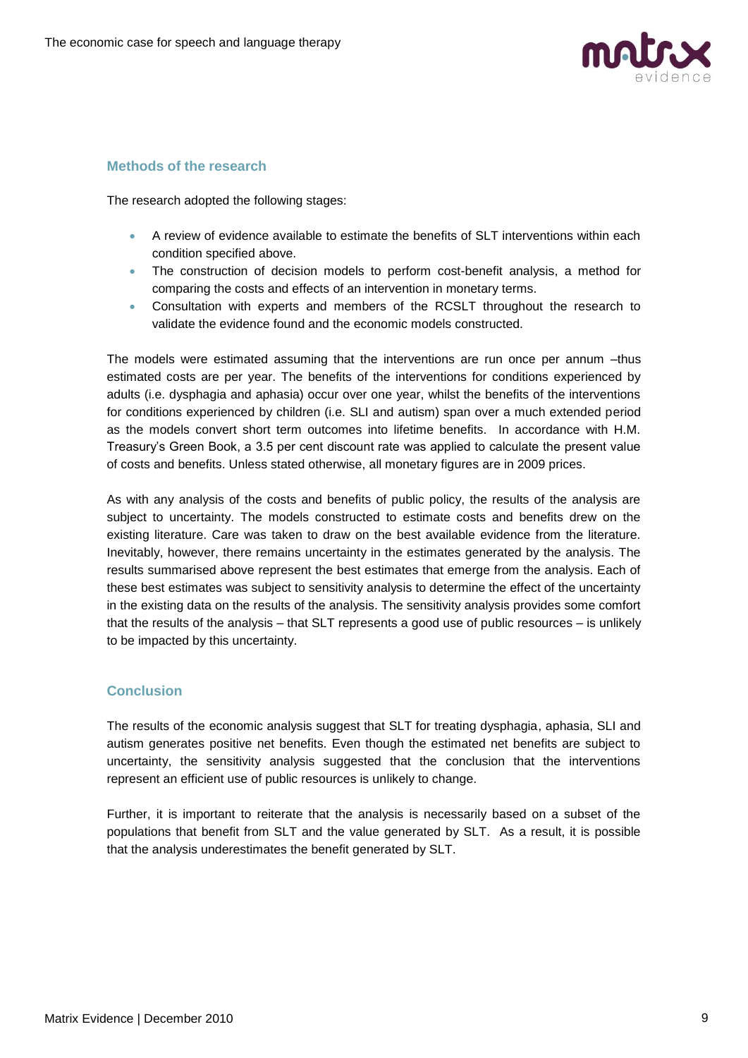## Methods of the research

The research adopted the following stages:

- A review of evidence available to estimate the benefits of SLT interventions within each condition specified above.
- The construction of decision models to perform cost-benefit analysis, a method for comparing the costs and effects of an intervention in monetary terms.
- Consultation with experts and members of the RCSLT throughout the research to validate the evidence found and the economic models constructed.

The models were estimated assuming that the interventions are run once per annum –thus estimated costs are per year. The benefits of the interventions for conditions experienced by adults (i.e. dysphagia and aphasia) occur over one year, whilst the benefits of the interventions for conditions experienced by children (i.e. SLI and autism) span over a much extended period as the models convert short term outcomes into lifetime benefits. In accordance with H.M. Treasury's Green Book, a 3.5 per cent discount rate was applied to calculate the present value of costs and benefits. Unless stated otherwise, all monetary figures are in 2009 prices.

As with any analysis of the costs and benefits of public policy, the results of the analysis are subject to uncertainty. The models constructed to estimate costs and benefits drew on the existing literature. Care was taken to draw on the best available evidence from the literature. Inevitably, however, there remains uncertainty in the estimates generated by the analysis. The results summarised above represent the best estimates that emerge from the analysis. Each of these best estimates was subject to sensitivity analysis to determine the effect of the uncertainty in the existing data on the results of the analysis. The sensitivity analysis provides some comfort that the results of the analysis – that SLT represents a good use of public resources – is unlikely to be impacted by this uncertainty.

## Conclusion

The results of the economic analysis suggest that SLT for treating dysphagia, aphasia, SLI and autism generates positive net benefits. Even though the estimated net benefits are subject to uncertainty, the sensitivity analysis suggested that the conclusion that the interventions represent an efficient use of public resources is unlikely to change.

Further, it is important to reiterate that the analysis is necessarily based on a subset of the populations that benefit from SLT and the value generated by SLT. As a result, it is possible that the analysis underestimates the benefit generated by SLT.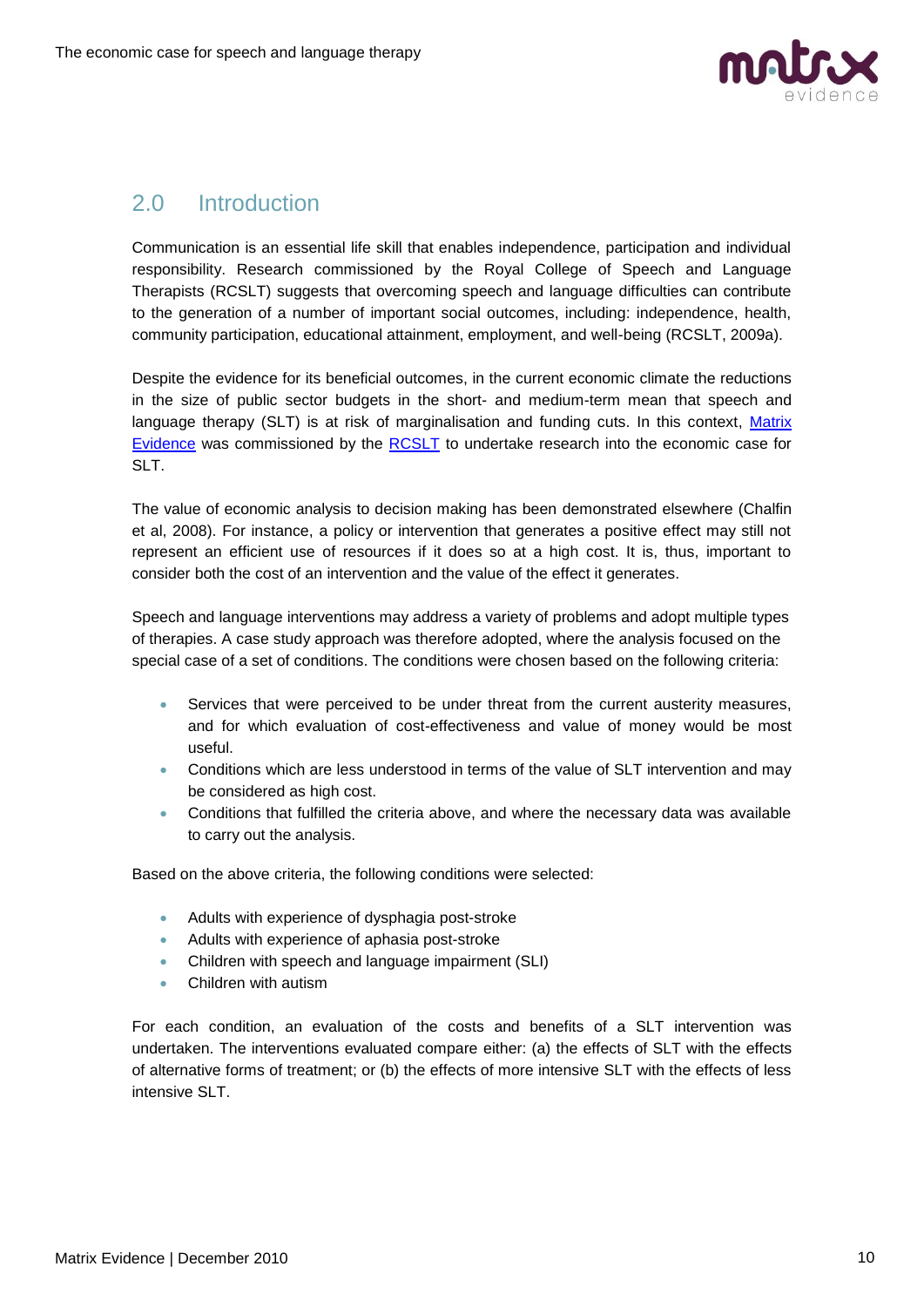## 2.0 Introduction

Communication is an essential life skill that enables independence, participation and individual responsibility. Research commissioned by the Royal College of Speech and Language Therapists (RCSLT) suggests that overcoming speech and language difficulties can contribute to the generation of a number of important social outcomes, including: independence, health, community participation, educational attainment, employment, and well-being (RCSLT, 2009a).

Despite the evidence for its beneficial outcomes, in the current economic climate the reductions in the size of public sector budgets in the short- and medium-term mean that speech and language therapy (SLT) is at risk of marginalisation and funding cuts. In this context, Matrix Evidence was commissioned by the RCSLT to undertake research into the economic case for SLT.

The value of economic analysis to decision making has been demonstrated elsewhere (Chalfin et al, 2008). For instance, a policy or intervention that generates a positive effect may still not represent an efficient use of resources if it does so at a high cost. It is, thus, important to consider both the cost of an intervention and the value of the effect it generates.

Speech and language interventions may address a variety of problems and adopt multiple types of therapies. A case study approach was therefore adopted, where the analysis focused on the special case of a set of conditions. The conditions were chosen based on the following criteria:

- Services that were perceived to be under threat from the current austerity measures, and for which evaluation of cost-effectiveness and value of money would be most useful.
- Conditions which are less understood in terms of the value of SLT intervention and may be considered as high cost.
- Conditions that fulfilled the criteria above, and where the necessary data was available to carry out the analysis.

Based on the above criteria, the following conditions were selected:

- Adults with experience of dysphagia post-stroke
- Adults with experience of aphasia post-stroke
- Children with speech and language impairment (SLI)
- Children with autism

For each condition, an evaluation of the costs and benefits of a SLT intervention was undertaken. The interventions evaluated compare either: (a) the effects of SLT with the effects of alternative forms of treatment; or (b) the effects of more intensive SLT with the effects of less intensive SLT.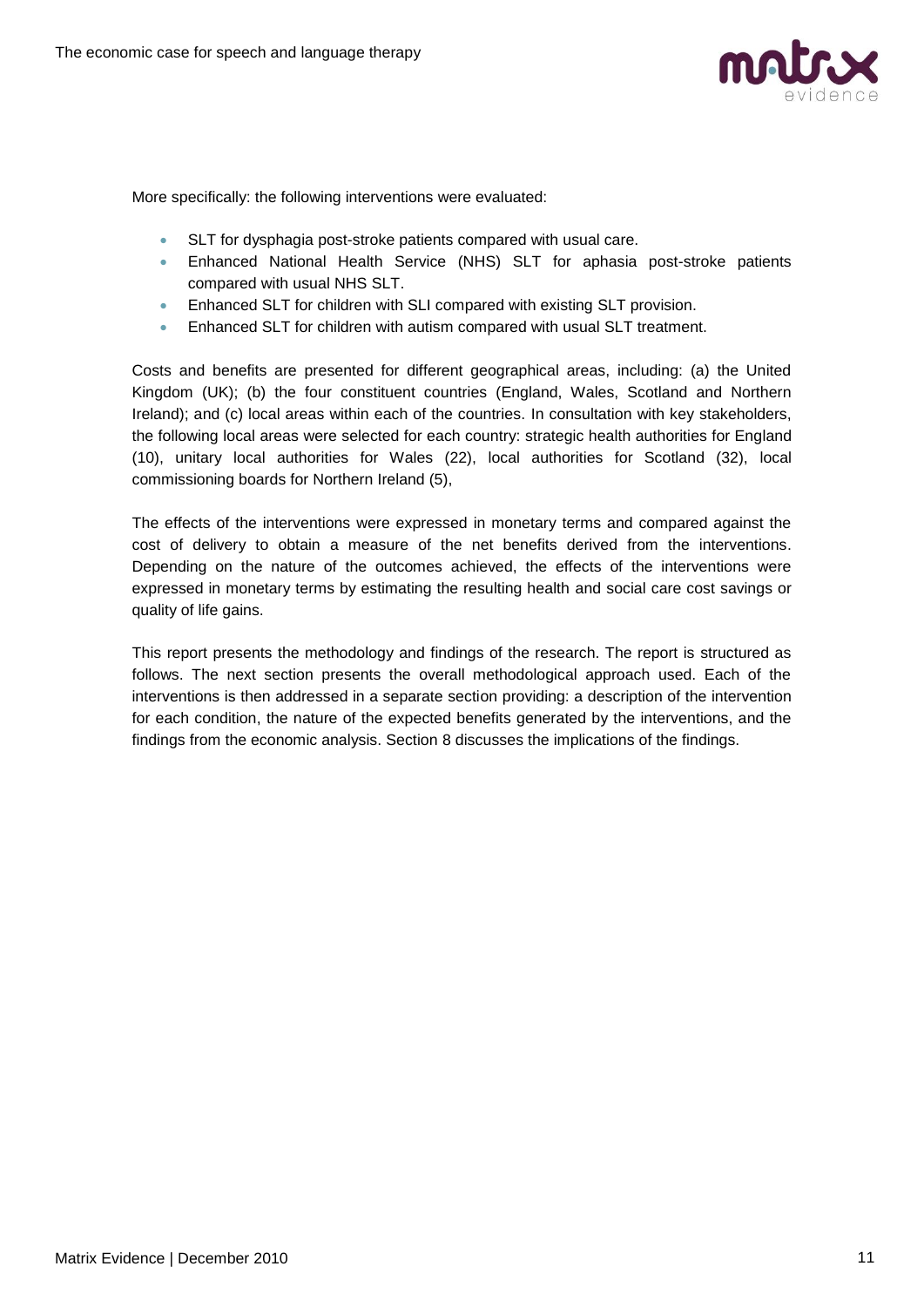More specifically: the following interventions were evaluated:

- SLT for dysphagia post-stroke patients compared with usual care.
- Enhanced National Health Service (NHS) SLT for aphasia post-stroke patients compared with usual NHS SLT.
- Enhanced SLT for children with SLI compared with existing SLT provision.
- Enhanced SLT for children with autism compared with usual SLT treatment.

Costs and benefits are presented for different geographical areas, including: (a) the United Kingdom (UK); (b) the four constituent countries (England, Wales, Scotland and Northern Ireland); and (c) local areas within each of the countries. In consultation with key stakeholders, the following local areas were selected for each country: strategic health authorities for England (10), unitary local authorities for Wales (22), local authorities for Scotland (32), local commissioning boards for Northern Ireland (5),

The effects of the interventions were expressed in monetary terms and compared against the cost of delivery to obtain a measure of the net benefits derived from the interventions. Depending on the nature of the outcomes achieved, the effects of the interventions were expressed in monetary terms by estimating the resulting health and social care cost savings or quality of life gains.

This report presents the methodology and findings of the research. The report is structured as follows. The next section presents the overall methodological approach used. Each of the interventions is then addressed in a separate section providing: a description of the intervention for each condition, the nature of the expected benefits generated by the interventions, and the findings from the economic analysis. Section 8 discusses the implications of the findings.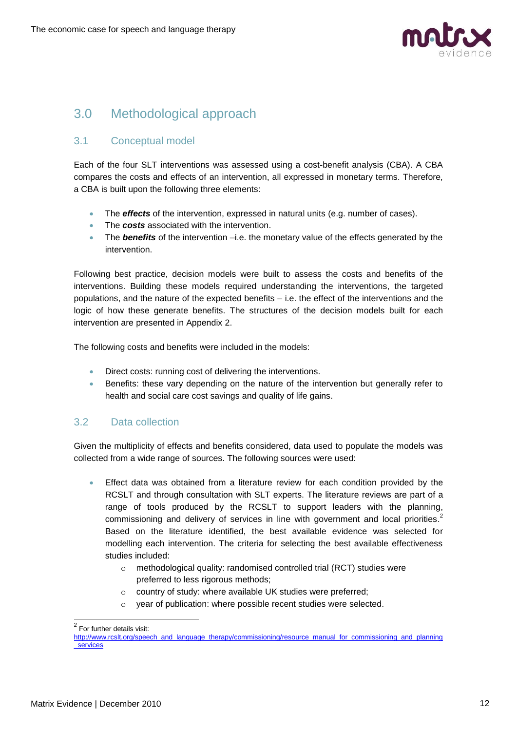## 3.0 Methodological approach

### 3.1 Conceptual model

Each of the four SLT interventions was assessed using a cost-benefit analysis (CBA). A CBA compares the costs and effects of an intervention, all expressed in monetary terms. Therefore, a CBA is built upon the following three elements:

- The ***effects*** of the intervention, expressed in natural units (e.g. number of cases).
- The ***costs*** associated with the intervention.
- The ***benefits*** of the intervention –i.e. the monetary value of the effects generated by the intervention.

Following best practice, decision models were built to assess the costs and benefits of the interventions. Building these models required understanding the interventions, the targeted populations, and the nature of the expected benefits – i.e. the effect of the interventions and the logic of how these generate benefits. The structures of the decision models built for each intervention are presented in Appendix 2.

The following costs and benefits were included in the models:

- Direct costs: running cost of delivering the interventions.
- Benefits: these vary depending on the nature of the intervention but generally refer to health and social care cost savings and quality of life gains.

### 3.2 Data collection

Given the multiplicity of effects and benefits considered, data used to populate the models was collected from a wide range of sources. The following sources were used:

- Effect data was obtained from a literature review for each condition provided by the RCSLT and through consultation with SLT experts. The literature reviews are part of a range of tools produced by the RCSLT to support leaders with the planning, commissioning and delivery of services in line with government and local priorities.[2] Based on the literature identified, the best available evidence was selected for modelling each intervention. The criteria for selecting the best available effectiveness studies included:
    - methodological quality: randomised controlled trial (RCT) studies were preferred to less rigorous methods;
    - country of study: where available UK studies were preferred;
    - year of publication: where possible recent studies were selected.

[2] For further details visit: http://www.rcslt.org/speech_and_language_therapy/commissioning/resource_manual_for_commissioning_and_planning_services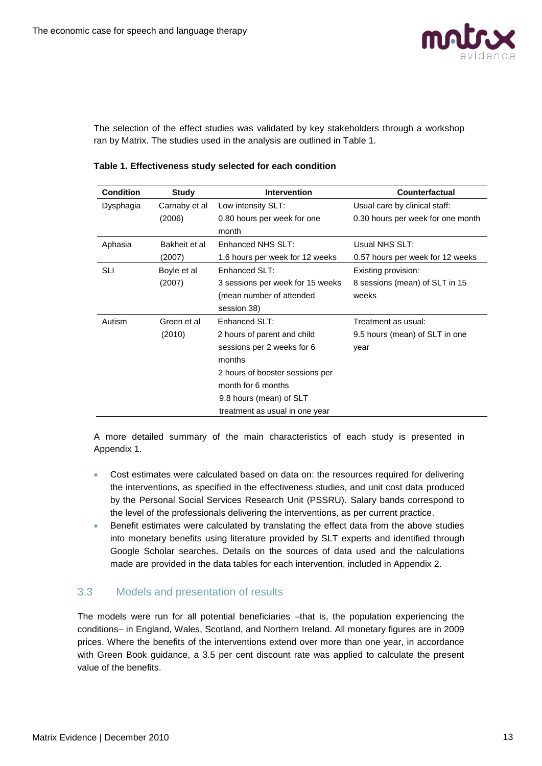The selection of the effect studies was validated by key stakeholders through a workshop ran by Matrix. The studies used in the analysis are outlined in Table 1.

**Table 1. Effectiveness study selected for each condition**

| Condition | Study | Intervention | Counterfactual |
|---|---|---|---|
| Dysphagia | Carnaby et al (2006) | Low intensity SLT: 0.80 hours per week for one month | Usual care by clinical staff: 0.30 hours per week for one month |
| Aphasia | Bakheit et al (2007) | Enhanced NHS SLT: 1.6 hours per week for 12 weeks | Usual NHS SLT: 0.57 hours per week for 12 weeks |
| SLI | Boyle et al (2007) | Enhanced SLT: 3 sessions per week for 15 weeks (mean number of attended session 38) | Existing provision: 8 sessions (mean) of SLT in 15 weeks |
| Autism | Green et al (2010) | Enhanced SLT: 2 hours of parent and child sessions per 2 weeks for 6 months 2 hours of booster sessions per month for 6 months 9.8 hours (mean) of SLT treatment as usual in one year | Treatment as usual: 9.5 hours (mean) of SLT in one year |

A more detailed summary of the main characteristics of each study is presented in Appendix 1.

- Cost estimates were calculated based on data on: the resources required for delivering the interventions, as specified in the effectiveness studies, and unit cost data produced by the Personal Social Services Research Unit (PSSRU). Salary bands correspond to the level of the professionals delivering the interventions, as per current practice.
- Benefit estimates were calculated by translating the effect data from the above studies into monetary benefits using literature provided by SLT experts and identified through Google Scholar searches. Details on the sources of data used and the calculations made are provided in the data tables for each intervention, included in Appendix 2.

## 3.3 Models and presentation of results

The models were run for all potential beneficiaries –that is, the population experiencing the conditions– in England, Wales, Scotland, and Northern Ireland. All monetary figures are in 2009 prices. Where the benefits of the interventions extend over more than one year, in accordance with Green Book guidance, a 3.5 per cent discount rate was applied to calculate the present value of the benefits.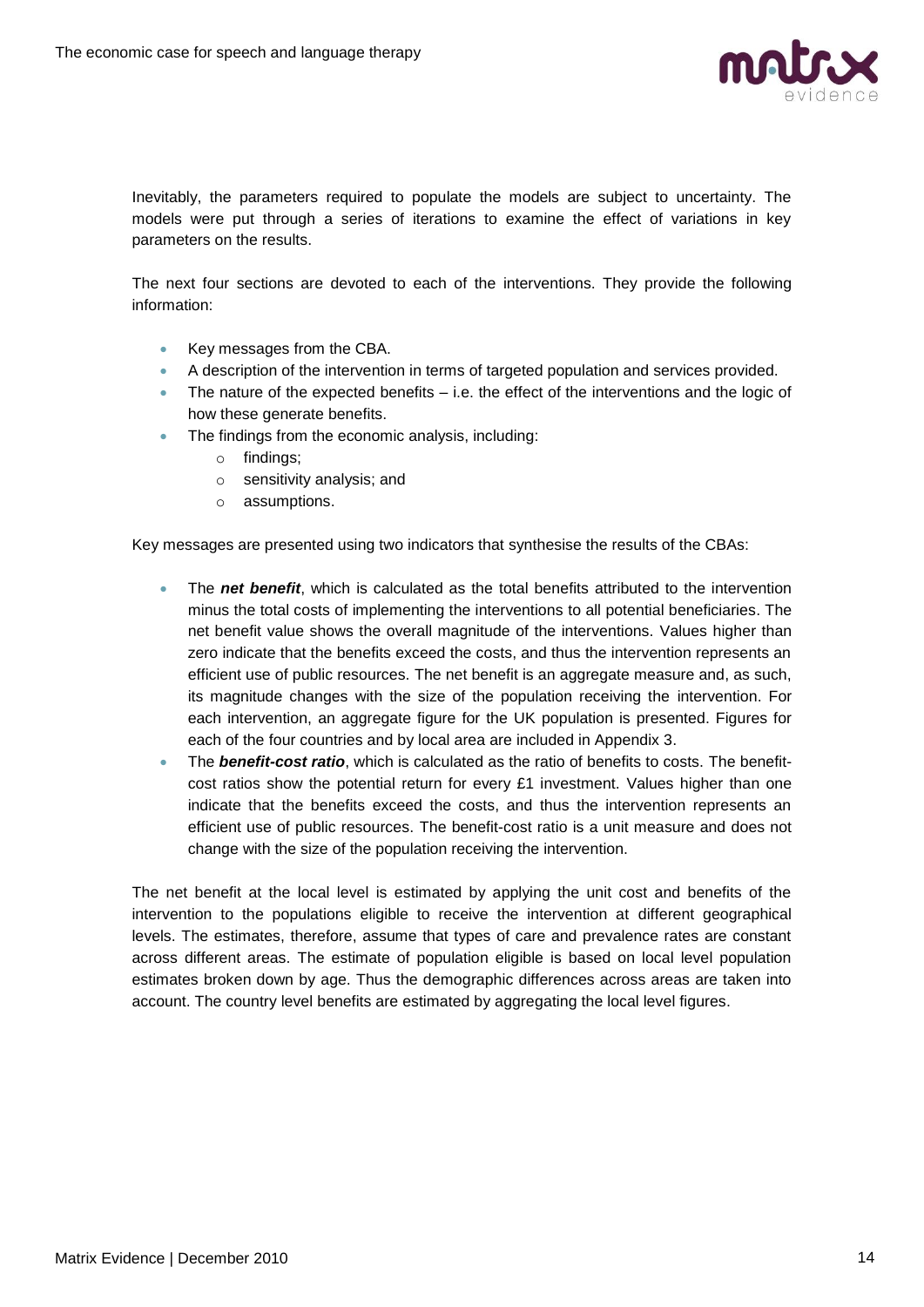Inevitably, the parameters required to populate the models are subject to uncertainty. The models were put through a series of iterations to examine the effect of variations in key parameters on the results.

The next four sections are devoted to each of the interventions. They provide the following information:

- Key messages from the CBA.
- A description of the intervention in terms of targeted population and services provided.
- The nature of the expected benefits – i.e. the effect of the interventions and the logic of how these generate benefits.
- The findings from the economic analysis, including:
  - findings;
  - sensitivity analysis; and
  - assumptions.

Key messages are presented using two indicators that synthesise the results of the CBAs:

- The ***net benefit***, which is calculated as the total benefits attributed to the intervention minus the total costs of implementing the interventions to all potential beneficiaries. The net benefit value shows the overall magnitude of the interventions. Values higher than zero indicate that the benefits exceed the costs, and thus the intervention represents an efficient use of public resources. The net benefit is an aggregate measure and, as such, its magnitude changes with the size of the population receiving the intervention. For each intervention, an aggregate figure for the UK population is presented. Figures for each of the four countries and by local area are included in Appendix 3.
- The ***benefit-cost ratio***, which is calculated as the ratio of benefits to costs. The benefit-cost ratios show the potential return for every £1 investment. Values higher than one indicate that the benefits exceed the costs, and thus the intervention represents an efficient use of public resources. The benefit-cost ratio is a unit measure and does not change with the size of the population receiving the intervention.

The net benefit at the local level is estimated by applying the unit cost and benefits of the intervention to the populations eligible to receive the intervention at different geographical levels. The estimates, therefore, assume that types of care and prevalence rates are constant across different areas. The estimate of population eligible is based on local level population estimates broken down by age. Thus the demographic differences across areas are taken into account. The country level benefits are estimated by aggregating the local level figures.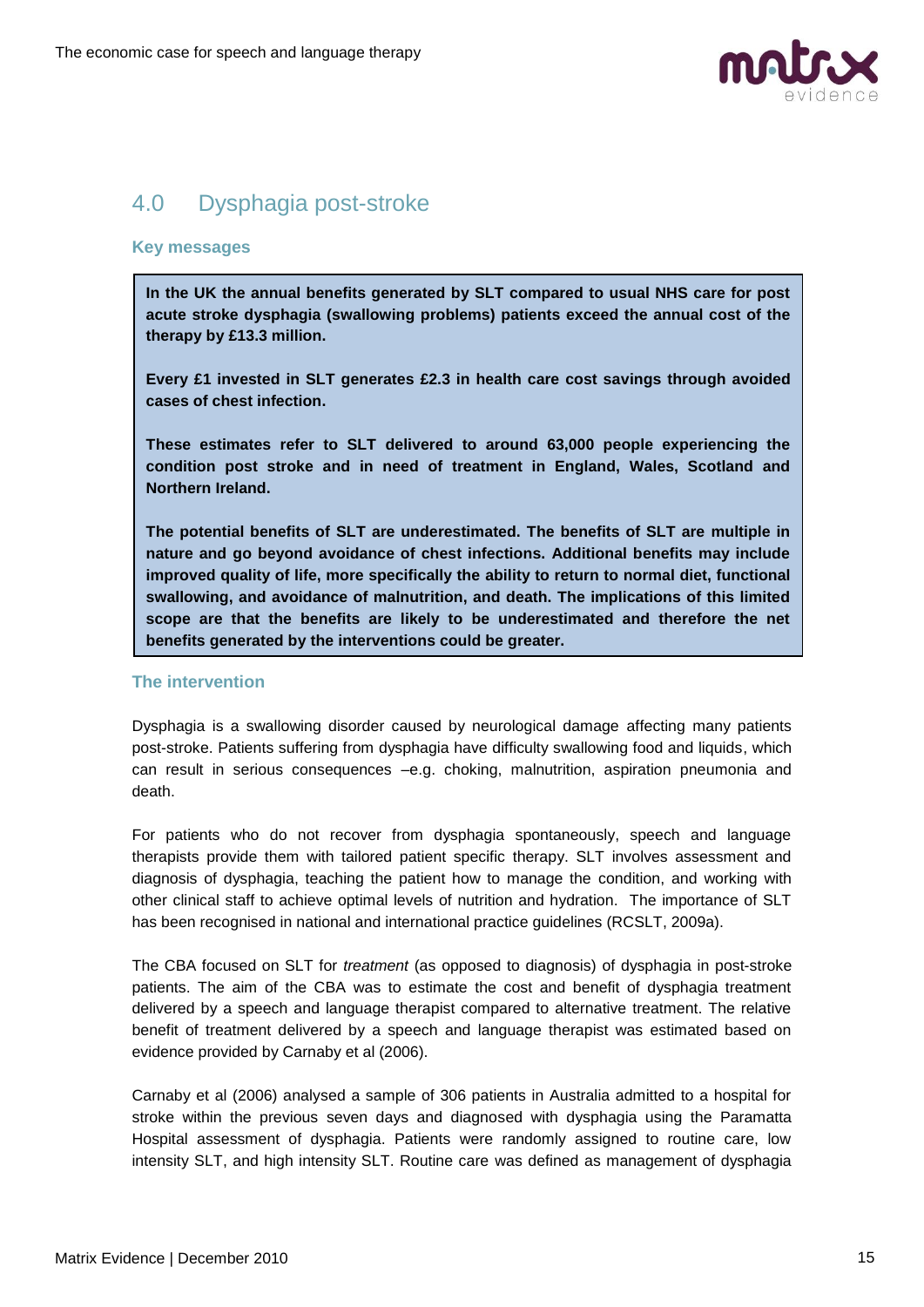## 4.0 Dysphagia post-stroke

### Key messages

**In the UK the annual benefits generated by SLT compared to usual NHS care for post acute stroke dysphagia (swallowing problems) patients exceed the annual cost of the therapy by £13.3 million.**

**Every £1 invested in SLT generates £2.3 in health care cost savings through avoided cases of chest infection.**

**These estimates refer to SLT delivered to around 63,000 people experiencing the condition post stroke and in need of treatment in England, Wales, Scotland and Northern Ireland.**

**The potential benefits of SLT are underestimated. The benefits of SLT are multiple in nature and go beyond avoidance of chest infections. Additional benefits may include improved quality of life, more specifically the ability to return to normal diet, functional swallowing, and avoidance of malnutrition, and death. The implications of this limited scope are that the benefits are likely to be underestimated and therefore the net benefits generated by the interventions could be greater.**

### The intervention

Dysphagia is a swallowing disorder caused by neurological damage affecting many patients post-stroke. Patients suffering from dysphagia have difficulty swallowing food and liquids, which can result in serious consequences –e.g. choking, malnutrition, aspiration pneumonia and death.

For patients who do not recover from dysphagia spontaneously, speech and language therapists provide them with tailored patient specific therapy. SLT involves assessment and diagnosis of dysphagia, teaching the patient how to manage the condition, and working with other clinical staff to achieve optimal levels of nutrition and hydration. The importance of SLT has been recognised in national and international practice guidelines (RCSLT, 2009a).

The CBA focused on SLT for *treatment* (as opposed to diagnosis) of dysphagia in post-stroke patients. The aim of the CBA was to estimate the cost and benefit of dysphagia treatment delivered by a speech and language therapist compared to alternative treatment. The relative benefit of treatment delivered by a speech and language therapist was estimated based on evidence provided by Carnaby et al (2006).

Carnaby et al (2006) analysed a sample of 306 patients in Australia admitted to a hospital for stroke within the previous seven days and diagnosed with dysphagia using the Paramatta Hospital assessment of dysphagia. Patients were randomly assigned to routine care, low intensity SLT, and high intensity SLT. Routine care was defined as management of dysphagia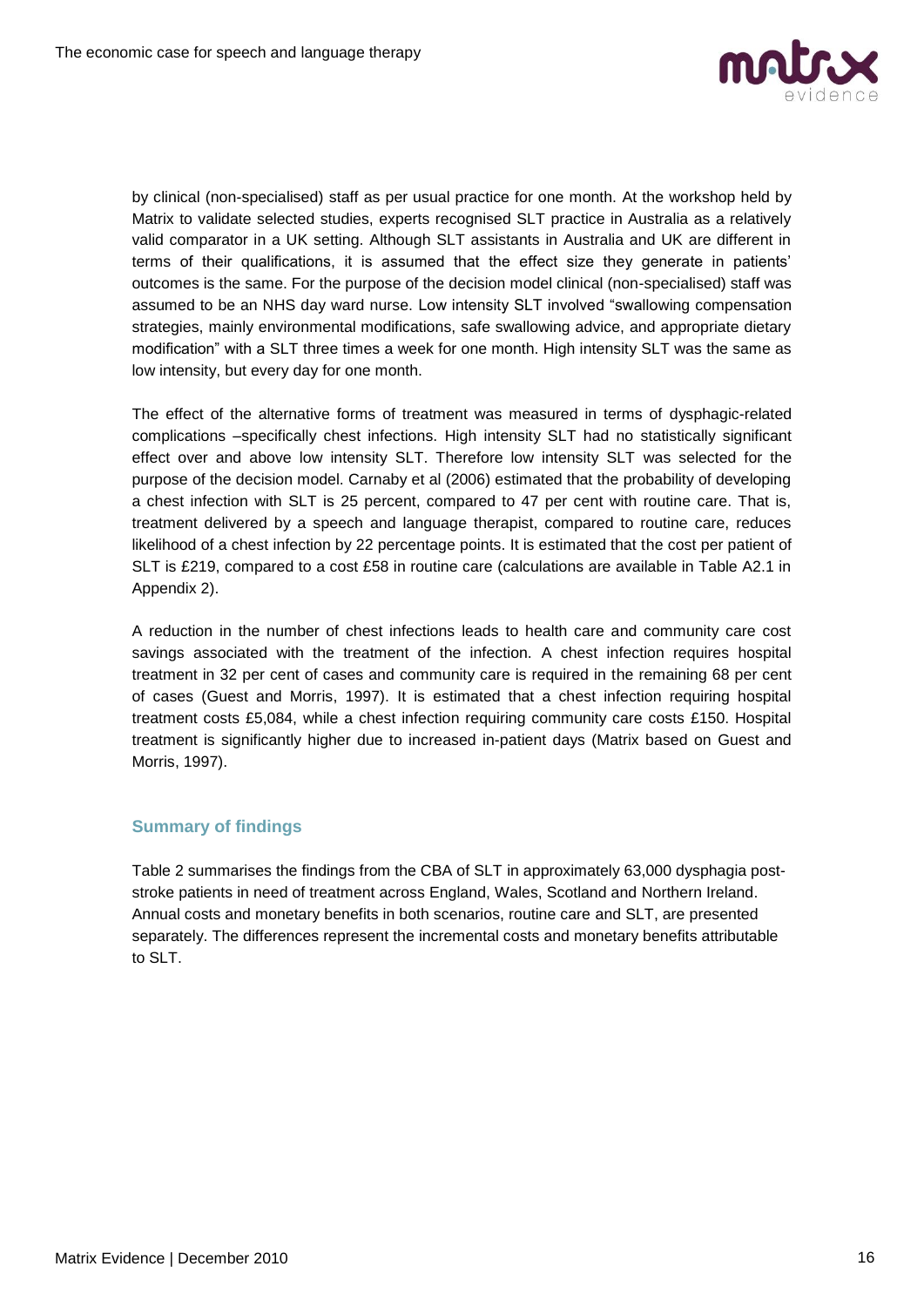by clinical (non-specialised) staff as per usual practice for one month. At the workshop held by Matrix to validate selected studies, experts recognised SLT practice in Australia as a relatively valid comparator in a UK setting. Although SLT assistants in Australia and UK are different in terms of their qualifications, it is assumed that the effect size they generate in patients' outcomes is the same. For the purpose of the decision model clinical (non-specialised) staff was assumed to be an NHS day ward nurse. Low intensity SLT involved "swallowing compensation strategies, mainly environmental modifications, safe swallowing advice, and appropriate dietary modification" with a SLT three times a week for one month. High intensity SLT was the same as low intensity, but every day for one month.

The effect of the alternative forms of treatment was measured in terms of dysphagic-related complications –specifically chest infections. High intensity SLT had no statistically significant effect over and above low intensity SLT. Therefore low intensity SLT was selected for the purpose of the decision model. Carnaby et al (2006) estimated that the probability of developing a chest infection with SLT is 25 percent, compared to 47 per cent with routine care. That is, treatment delivered by a speech and language therapist, compared to routine care, reduces likelihood of a chest infection by 22 percentage points. It is estimated that the cost per patient of SLT is £219, compared to a cost £58 in routine care (calculations are available in Table A2.1 in Appendix 2).

A reduction in the number of chest infections leads to health care and community care cost savings associated with the treatment of the infection. A chest infection requires hospital treatment in 32 per cent of cases and community care is required in the remaining 68 per cent of cases (Guest and Morris, 1997). It is estimated that a chest infection requiring hospital treatment costs £5,084, while a chest infection requiring community care costs £150. Hospital treatment is significantly higher due to increased in-patient days (Matrix based on Guest and Morris, 1997).

### Summary of findings

Table 2 summarises the findings from the CBA of SLT in approximately 63,000 dysphagia post-stroke patients in need of treatment across England, Wales, Scotland and Northern Ireland. Annual costs and monetary benefits in both scenarios, routine care and SLT, are presented separately. The differences represent the incremental costs and monetary benefits attributable to SLT.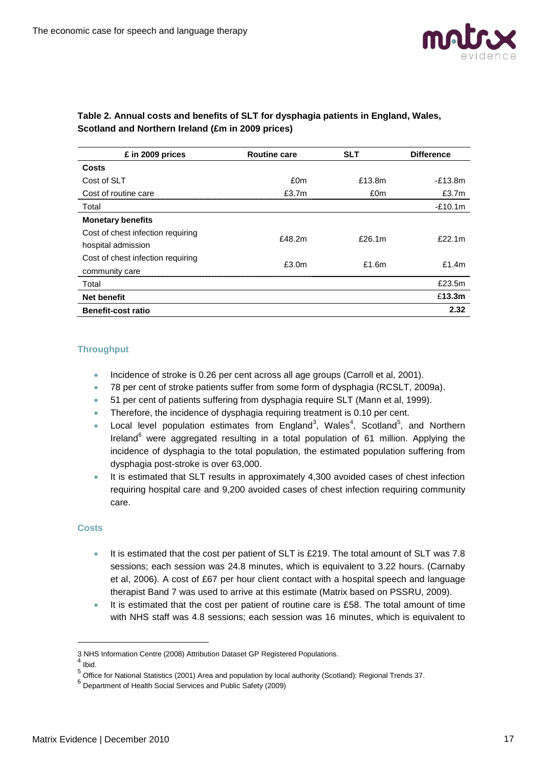**Table 2. Annual costs and benefits of SLT for dysphagia patients in England, Wales, Scotland and Northern Ireland (£m in 2009 prices)**

| £ in 2009 prices | Routine care | SLT | Difference |
|---|---|---|---|
| **Costs** | | | |
| Cost of SLT | £0m | £13.8m | -£13.8m |
| Cost of routine care | £3.7m | £0m | £3.7m |
| Total | | | -£10.1m |
| **Monetary benefits** | | | |
| Cost of chest infection requiring hospital admission | £48.2m | £26.1m | £22.1m |
| Cost of chest infection requiring community care | £3.0m | £1.6m | £1.4m |
| Total | | | £23.5m |
| **Net benefit** | | | **£13.3m** |
| **Benefit-cost ratio** | | | **2.32** |

### Throughput

- Incidence of stroke is 0.26 per cent across all age groups (Carroll et al, 2001).
- 78 per cent of stroke patients suffer from some form of dysphagia (RCSLT, 2009a).
- 51 per cent of patients suffering from dysphagia require SLT (Mann et al, 1999).
- Therefore, the incidence of dysphagia requiring treatment is 0.10 per cent.
- Local level population estimates from England[3], Wales[4], Scotland[5], and Northern Ireland[6] were aggregated resulting in a total population of 61 million. Applying the incidence of dysphagia to the total population, the estimated population suffering from dysphagia post-stroke is over 63,000.
- It is estimated that SLT results in approximately 4,300 avoided cases of chest infection requiring hospital care and 9,200 avoided cases of chest infection requiring community care.

### Costs

- It is estimated that the cost per patient of SLT is £219. The total amount of SLT was 7.8 sessions; each session was 24.8 minutes, which is equivalent to 3.22 hours. (Carnaby et al, 2006). A cost of £67 per hour client contact with a hospital speech and language therapist Band 7 was used to arrive at this estimate (Matrix based on PSSRU, 2009).
- It is estimated that the cost per patient of routine care is £58. The total amount of time with NHS staff was 4.8 sessions; each session was 16 minutes, which is equivalent to

---

3 NHS Information Centre (2008) Attribution Dataset GP Registered Populations.

4 Ibid.

5 Office for National Statistics (2001) Area and population by local authority (Scotland): Regional Trends 37.

6 Department of Health Social Services and Public Safety (2009)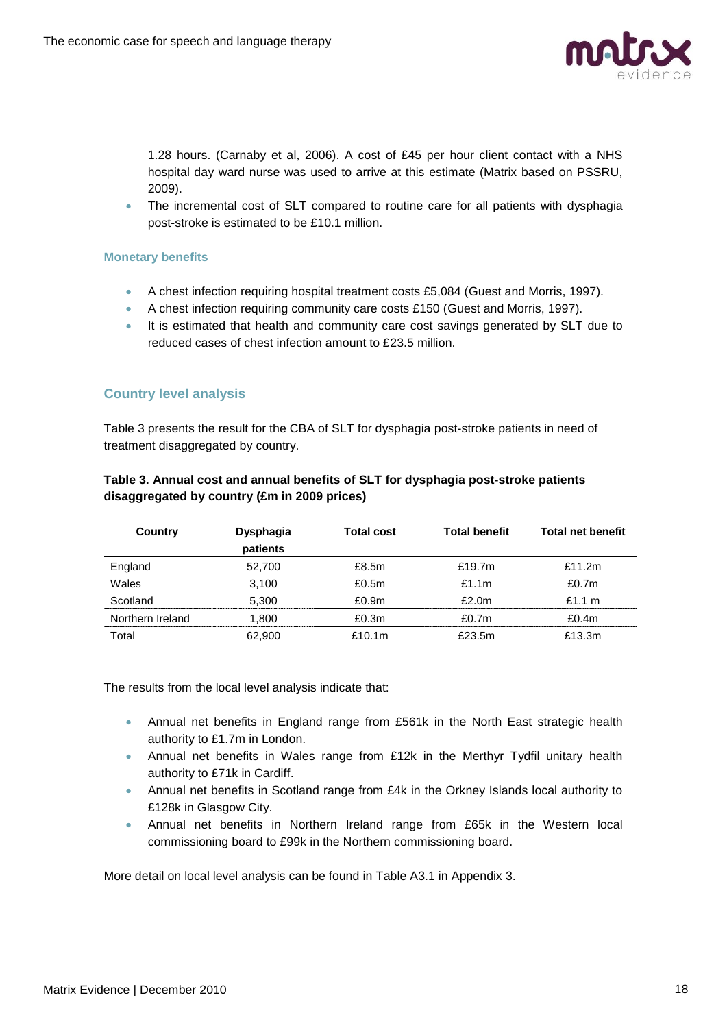1.28 hours. (Carnaby et al, 2006). A cost of £45 per hour client contact with a NHS hospital day ward nurse was used to arrive at this estimate (Matrix based on PSSRU, 2009).

- The incremental cost of SLT compared to routine care for all patients with dysphagia post-stroke is estimated to be £10.1 million.

#### Monetary benefits

- A chest infection requiring hospital treatment costs £5,084 (Guest and Morris, 1997).
- A chest infection requiring community care costs £150 (Guest and Morris, 1997).
- It is estimated that health and community care cost savings generated by SLT due to reduced cases of chest infection amount to £23.5 million.

### Country level analysis

Table 3 presents the result for the CBA of SLT for dysphagia post-stroke patients in need of treatment disaggregated by country.

**Table 3. Annual cost and annual benefits of SLT for dysphagia post-stroke patients disaggregated by country (£m in 2009 prices)**

| Country | Dysphagia patients | Total cost | Total benefit | Total net benefit |
|---|---|---|---|---|
| England | 52,700 | £8.5m | £19.7m | £11.2m |
| Wales | 3,100 | £0.5m | £1.1m | £0.7m |
| Scotland | 5,300 | £0.9m | £2.0m | £1.1 m |
| Northern Ireland | 1,800 | £0.3m | £0.7m | £0.4m |
| Total | 62,900 | £10.1m | £23.5m | £13.3m |

The results from the local level analysis indicate that:

- Annual net benefits in England range from £561k in the North East strategic health authority to £1.7m in London.
- Annual net benefits in Wales range from £12k in the Merthyr Tydfil unitary health authority to £71k in Cardiff.
- Annual net benefits in Scotland range from £4k in the Orkney Islands local authority to £128k in Glasgow City.
- Annual net benefits in Northern Ireland range from £65k in the Western local commissioning board to £99k in the Northern commissioning board.

More detail on local level analysis can be found in Table A3.1 in Appendix 3.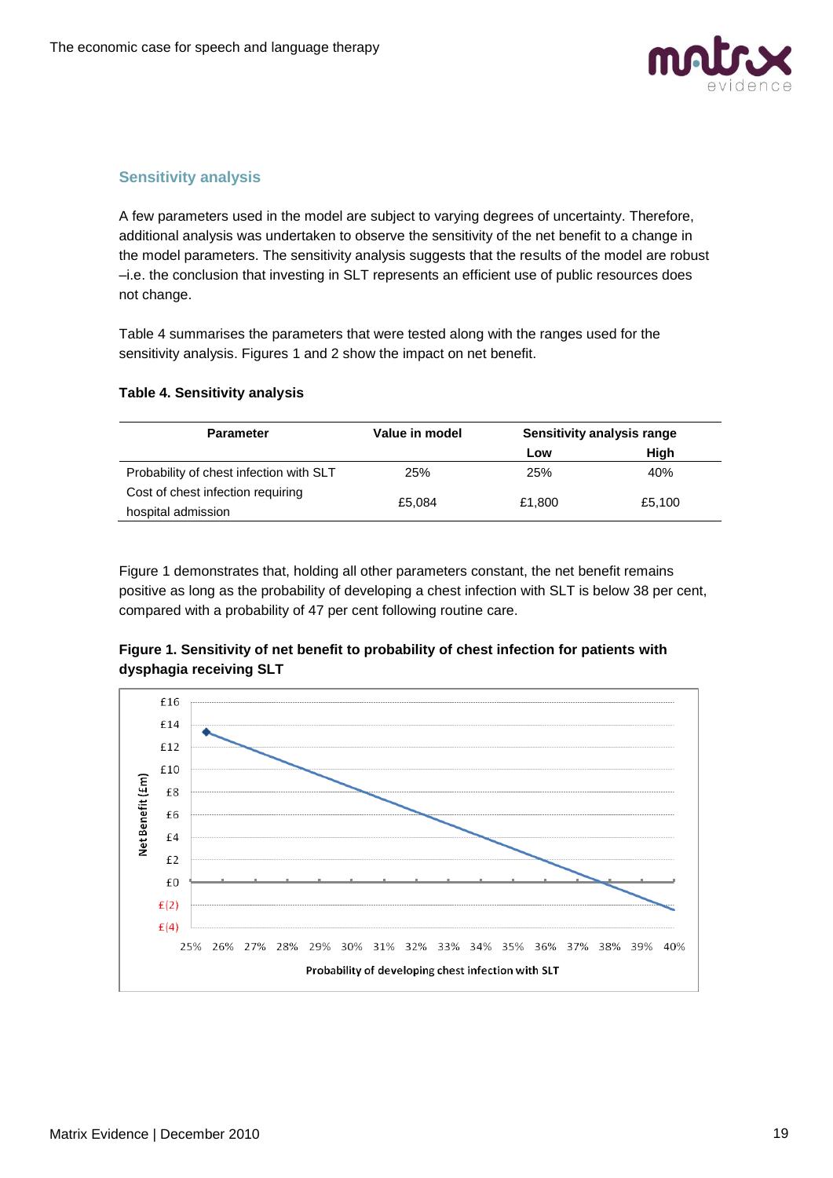## Sensitivity analysis

A few parameters used in the model are subject to varying degrees of uncertainty. Therefore, additional analysis was undertaken to observe the sensitivity of the net benefit to a change in the model parameters. The sensitivity analysis suggests that the results of the model are robust –i.e. the conclusion that investing in SLT represents an efficient use of public resources does not change.

Table 4 summarises the parameters that were tested along with the ranges used for the sensitivity analysis. Figures 1 and 2 show the impact on net benefit.

**Table 4. Sensitivity analysis**

| Parameter | Value in model | Sensitivity analysis range | |
|---|---|---|---|
| | | Low | High |
| Probability of chest infection with SLT | 25% | 25% | 40% |
| Cost of chest infection requiring hospital admission | £5,084 | £1,800 | £5,100 |

Figure 1 demonstrates that, holding all other parameters constant, the net benefit remains positive as long as the probability of developing a chest infection with SLT is below 38 per cent, compared with a probability of 47 per cent following routine care.

**Figure 1. Sensitivity of net benefit to probability of chest infection for patients with dysphagia receiving SLT**

Net Benefit (£m)

£16
£14
£12
£10
£8
£6
£4
£2
£0
£(2)
£(4)

25% 26% 27% 28% 29% 30% 31% 32% 33% 34% 35% 36% 37% 38% 39% 40%

Probability of developing chest infection with SLT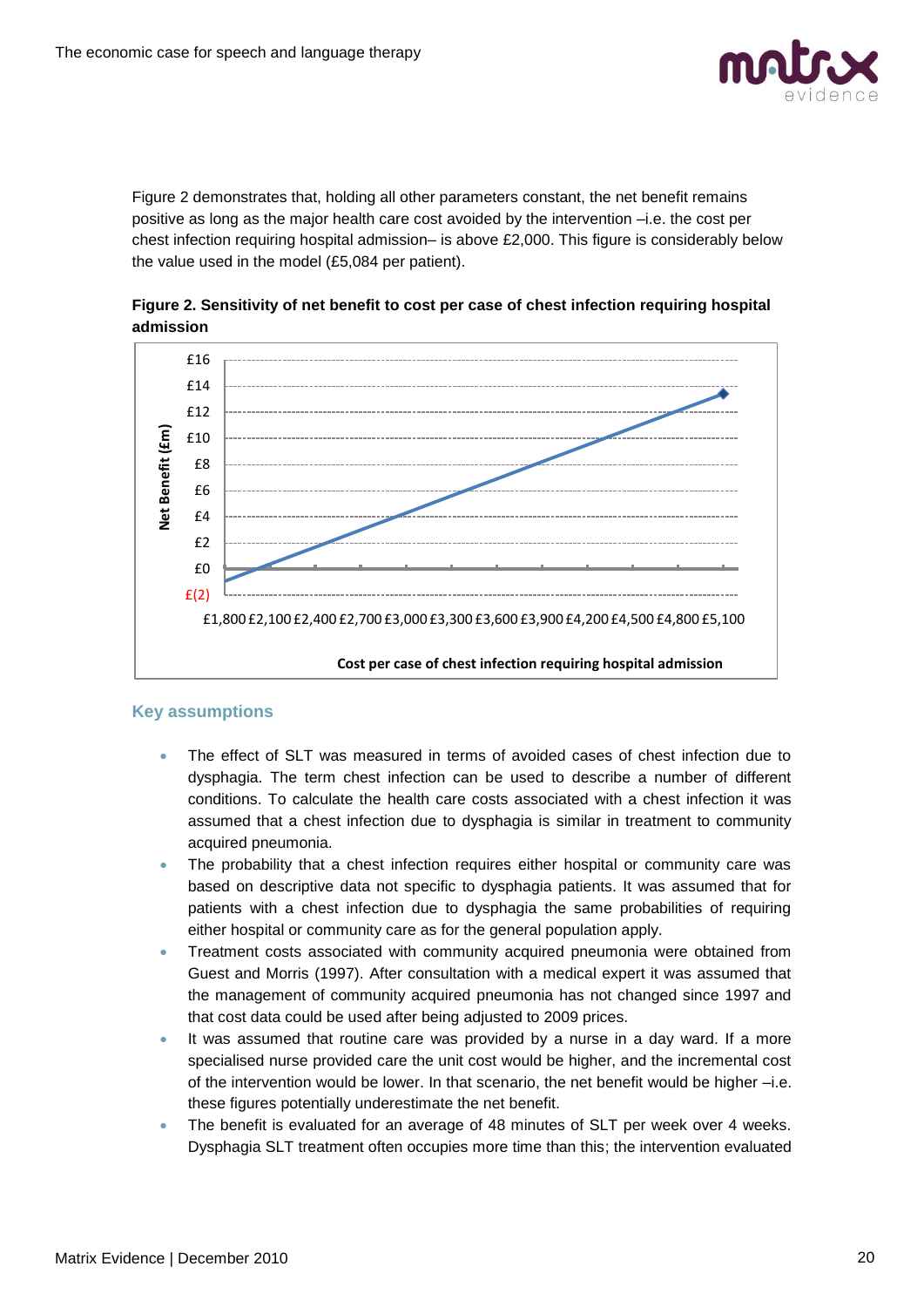Figure 2 demonstrates that, holding all other parameters constant, the net benefit remains positive as long as the major health care cost avoided by the intervention –i.e. the cost per chest infection requiring hospital admission– is above £2,000. This figure is considerably below the value used in the model (£5,084 per patient).

**Figure 2. Sensitivity of net benefit to cost per case of chest infection requiring hospital admission**

### Key assumptions

- The effect of SLT was measured in terms of avoided cases of chest infection due to dysphagia. The term chest infection can be used to describe a number of different conditions. To calculate the health care costs associated with a chest infection it was assumed that a chest infection due to dysphagia is similar in treatment to community acquired pneumonia.
- The probability that a chest infection requires either hospital or community care was based on descriptive data not specific to dysphagia patients. It was assumed that for patients with a chest infection due to dysphagia the same probabilities of requiring either hospital or community care as for the general population apply.
- Treatment costs associated with community acquired pneumonia were obtained from Guest and Morris (1997). After consultation with a medical expert it was assumed that the management of community acquired pneumonia has not changed since 1997 and that cost data could be used after being adjusted to 2009 prices.
- It was assumed that routine care was provided by a nurse in a day ward. If a more specialised nurse provided care the unit cost would be higher, and the incremental cost of the intervention would be lower. In that scenario, the net benefit would be higher –i.e. these figures potentially underestimate the net benefit.
- The benefit is evaluated for an average of 48 minutes of SLT per week over 4 weeks. Dysphagia SLT treatment often occupies more time than this; the intervention evaluated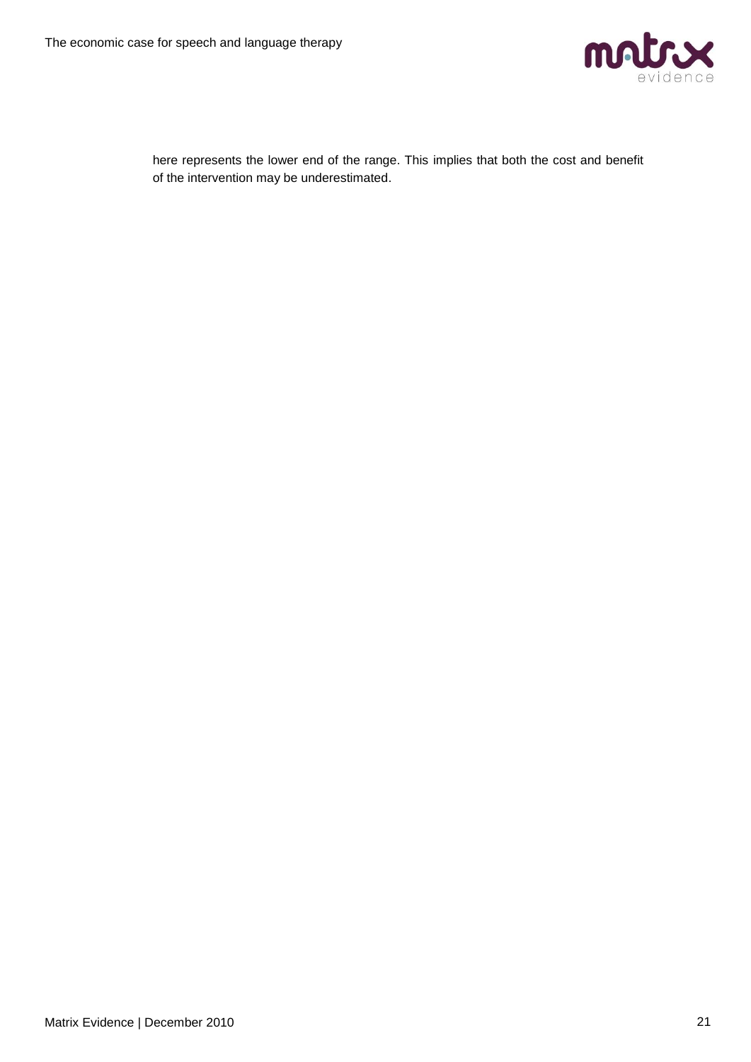here represents the lower end of the range. This implies that both the cost and benefit of the intervention may be underestimated.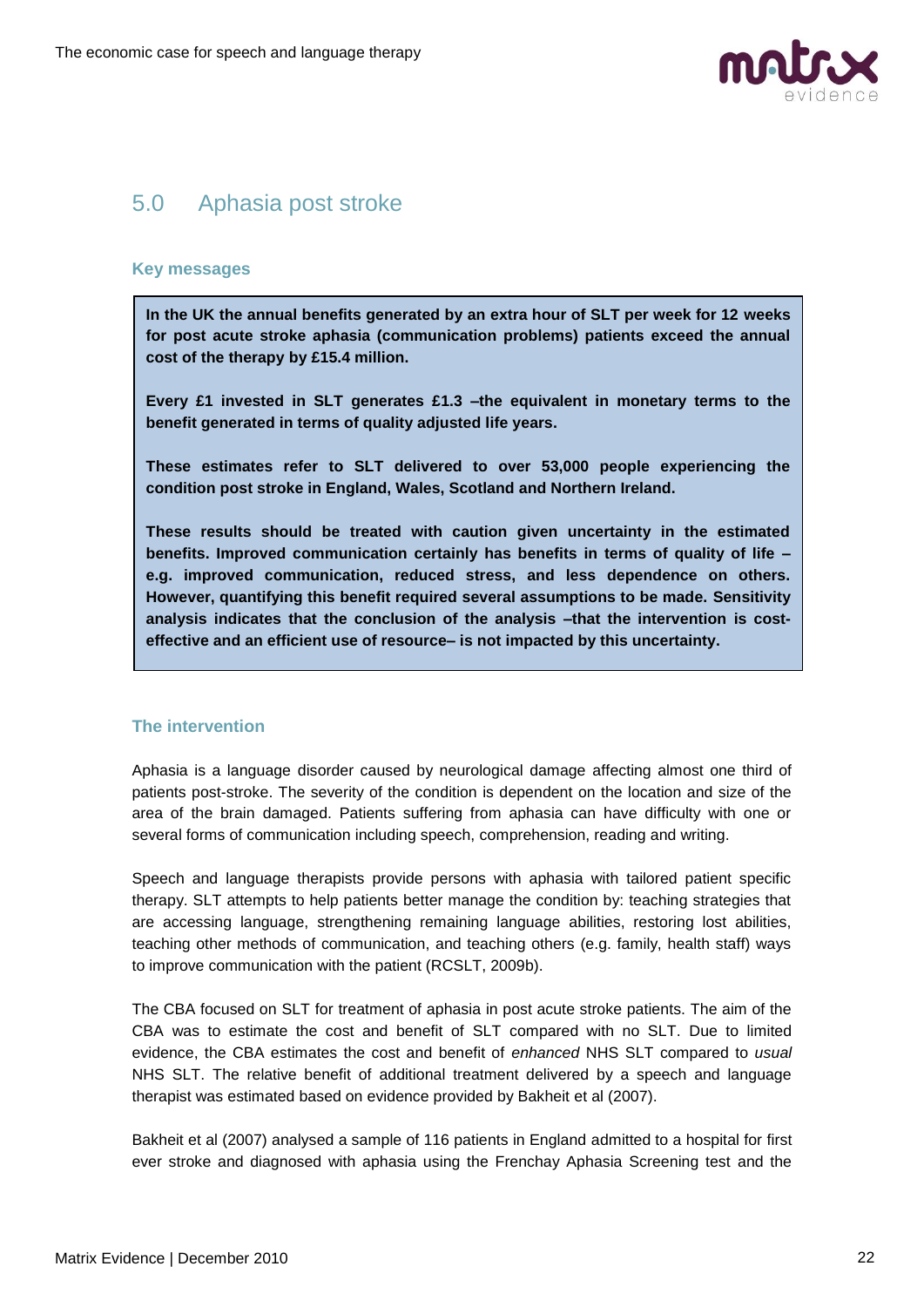## 5.0 Aphasia post stroke

### Key messages

> **In the UK the annual benefits generated by an extra hour of SLT per week for 12 weeks for post acute stroke aphasia (communication problems) patients exceed the annual cost of the therapy by £15.4 million.**
>
> **Every £1 invested in SLT generates £1.3 –the equivalent in monetary terms to the benefit generated in terms of quality adjusted life years.**
>
> **These estimates refer to SLT delivered to over 53,000 people experiencing the condition post stroke in England, Wales, Scotland and Northern Ireland.**
>
> **These results should be treated with caution given uncertainty in the estimated benefits. Improved communication certainly has benefits in terms of quality of life – e.g. improved communication, reduced stress, and less dependence on others. However, quantifying this benefit required several assumptions to be made. Sensitivity analysis indicates that the conclusion of the analysis –that the intervention is cost-effective and an efficient use of resource– is not impacted by this uncertainty.**

### The intervention

Aphasia is a language disorder caused by neurological damage affecting almost one third of patients post-stroke. The severity of the condition is dependent on the location and size of the area of the brain damaged. Patients suffering from aphasia can have difficulty with one or several forms of communication including speech, comprehension, reading and writing.

Speech and language therapists provide persons with aphasia with tailored patient specific therapy. SLT attempts to help patients better manage the condition by: teaching strategies that are accessing language, strengthening remaining language abilities, restoring lost abilities, teaching other methods of communication, and teaching others (e.g. family, health staff) ways to improve communication with the patient (RCSLT, 2009b).

The CBA focused on SLT for treatment of aphasia in post acute stroke patients. The aim of the CBA was to estimate the cost and benefit of SLT compared with no SLT. Due to limited evidence, the CBA estimates the cost and benefit of *enhanced* NHS SLT compared to *usual* NHS SLT. The relative benefit of additional treatment delivered by a speech and language therapist was estimated based on evidence provided by Bakheit et al (2007).

Bakheit et al (2007) analysed a sample of 116 patients in England admitted to a hospital for first ever stroke and diagnosed with aphasia using the Frenchay Aphasia Screening test and the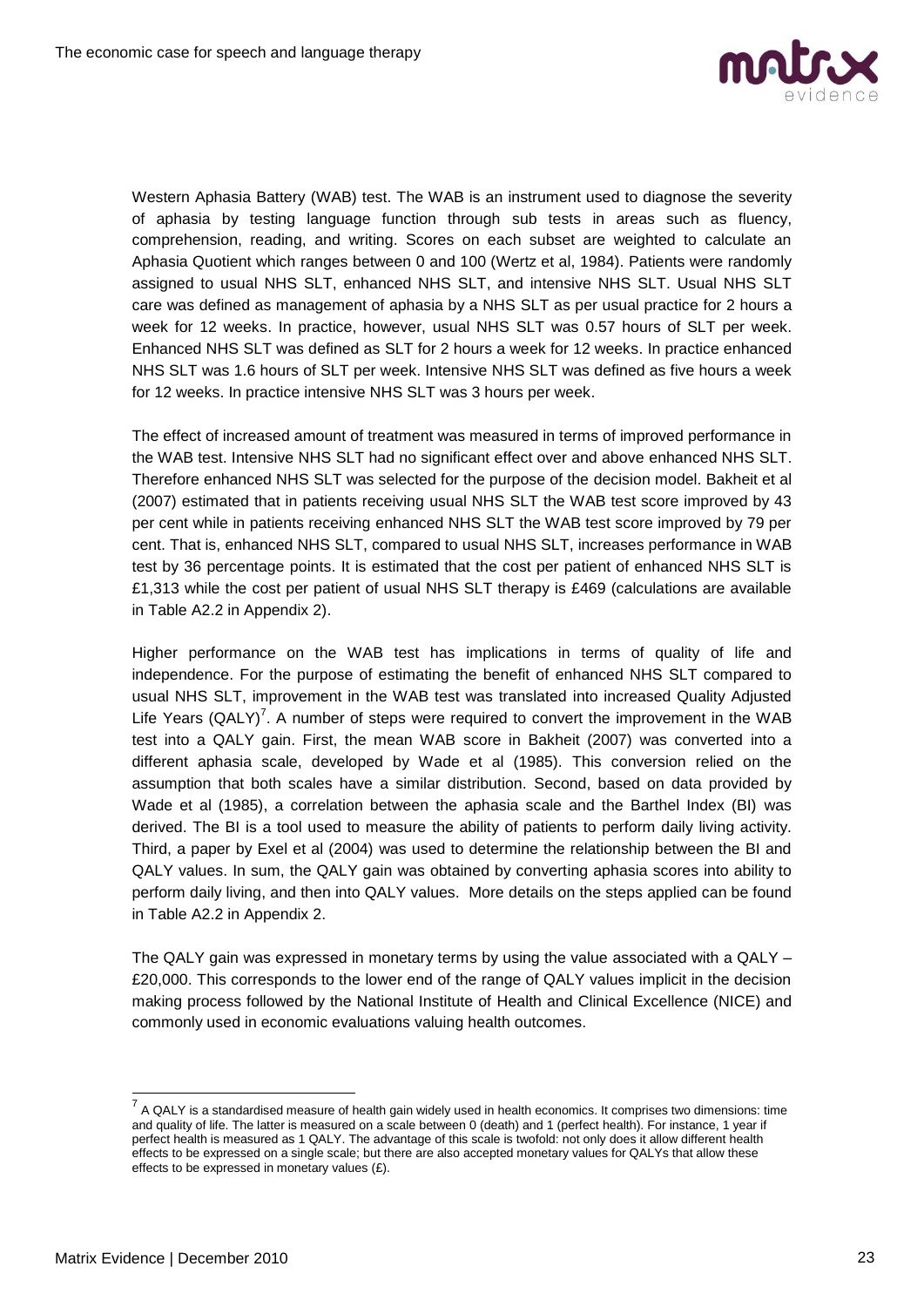Western Aphasia Battery (WAB) test. The WAB is an instrument used to diagnose the severity of aphasia by testing language function through sub tests in areas such as fluency, comprehension, reading, and writing. Scores on each subset are weighted to calculate an Aphasia Quotient which ranges between 0 and 100 (Wertz et al, 1984). Patients were randomly assigned to usual NHS SLT, enhanced NHS SLT, and intensive NHS SLT. Usual NHS SLT care was defined as management of aphasia by a NHS SLT as per usual practice for 2 hours a week for 12 weeks. In practice, however, usual NHS SLT was 0.57 hours of SLT per week. Enhanced NHS SLT was defined as SLT for 2 hours a week for 12 weeks. In practice enhanced NHS SLT was 1.6 hours of SLT per week. Intensive NHS SLT was defined as five hours a week for 12 weeks. In practice intensive NHS SLT was 3 hours per week.

The effect of increased amount of treatment was measured in terms of improved performance in the WAB test. Intensive NHS SLT had no significant effect over and above enhanced NHS SLT. Therefore enhanced NHS SLT was selected for the purpose of the decision model. Bakheit et al (2007) estimated that in patients receiving usual NHS SLT the WAB test score improved by 43 per cent while in patients receiving enhanced NHS SLT the WAB test score improved by 79 per cent. That is, enhanced NHS SLT, compared to usual NHS SLT, increases performance in WAB test by 36 percentage points. It is estimated that the cost per patient of enhanced NHS SLT is £1,313 while the cost per patient of usual NHS SLT therapy is £469 (calculations are available in Table A2.2 in Appendix 2).

Higher performance on the WAB test has implications in terms of quality of life and independence. For the purpose of estimating the benefit of enhanced NHS SLT compared to usual NHS SLT, improvement in the WAB test was translated into increased Quality Adjusted Life Years (QALY)[7]. A number of steps were required to convert the improvement in the WAB test into a QALY gain. First, the mean WAB score in Bakheit (2007) was converted into a different aphasia scale, developed by Wade et al (1985). This conversion relied on the assumption that both scales have a similar distribution. Second, based on data provided by Wade et al (1985), a correlation between the aphasia scale and the Barthel Index (BI) was derived. The BI is a tool used to measure the ability of patients to perform daily living activity. Third, a paper by Exel et al (2004) was used to determine the relationship between the BI and QALY values. In sum, the QALY gain was obtained by converting aphasia scores into ability to perform daily living, and then into QALY values. More details on the steps applied can be found in Table A2.2 in Appendix 2.

The QALY gain was expressed in monetary terms by using the value associated with a QALY – £20,000. This corresponds to the lower end of the range of QALY values implicit in the decision making process followed by the National Institute of Health and Clinical Excellence (NICE) and commonly used in economic evaluations valuing health outcomes.

[7] A QALY is a standardised measure of health gain widely used in health economics. It comprises two dimensions: time and quality of life. The latter is measured on a scale between 0 (death) and 1 (perfect health). For instance, 1 year if perfect health is measured as 1 QALY. The advantage of this scale is twofold: not only does it allow different health effects to be expressed on a single scale; but there are also accepted monetary values for QALYs that allow these effects to be expressed in monetary values (£).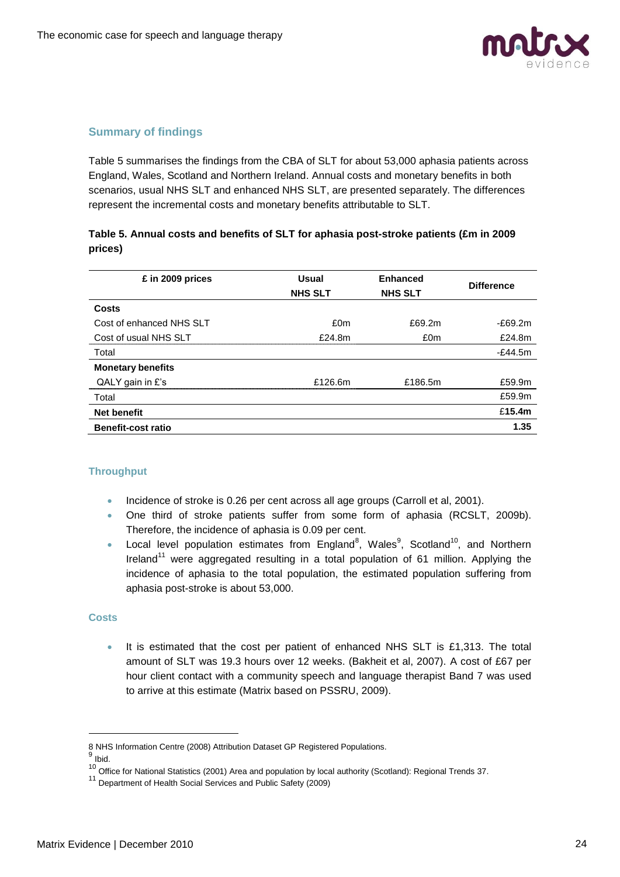## Summary of findings

Table 5 summarises the findings from the CBA of SLT for about 53,000 aphasia patients across England, Wales, Scotland and Northern Ireland. Annual costs and monetary benefits in both scenarios, usual NHS SLT and enhanced NHS SLT, are presented separately. The differences represent the incremental costs and monetary benefits attributable to SLT.

**Table 5. Annual costs and benefits of SLT for aphasia post-stroke patients (£m in 2009 prices)**

| £ in 2009 prices | Usual NHS SLT | Enhanced NHS SLT | Difference |
|---|---|---|---|
| **Costs** | | | |
| Cost of enhanced NHS SLT | £0m | £69.2m | -£69.2m |
| Cost of usual NHS SLT | £24.8m | £0m | £24.8m |
| Total | | | -£44.5m |
| **Monetary benefits** | | | |
| QALY gain in £'s | £126.6m | £186.5m | £59.9m |
| Total | | | £59.9m |
| **Net benefit** | | | £**15.4m** |
| **Benefit-cost ratio** | | | **1.35** |

### Throughput

- Incidence of stroke is 0.26 per cent across all age groups (Carroll et al, 2001).
- One third of stroke patients suffer from some form of aphasia (RCSLT, 2009b). Therefore, the incidence of aphasia is 0.09 per cent.
- Local level population estimates from England[8], Wales[9], Scotland[10], and Northern Ireland[11] were aggregated resulting in a total population of 61 million. Applying the incidence of aphasia to the total population, the estimated population suffering from aphasia post-stroke is about 53,000.

### Costs

- It is estimated that the cost per patient of enhanced NHS SLT is £1,313. The total amount of SLT was 19.3 hours over 12 weeks. (Bakheit et al, 2007). A cost of £67 per hour client contact with a community speech and language therapist Band 7 was used to arrive at this estimate (Matrix based on PSSRU, 2009).

---

8 NHS Information Centre (2008) Attribution Dataset GP Registered Populations.

9 Ibid.

10 Office for National Statistics (2001) Area and population by local authority (Scotland): Regional Trends 37.

11 Department of Health Social Services and Public Safety (2009)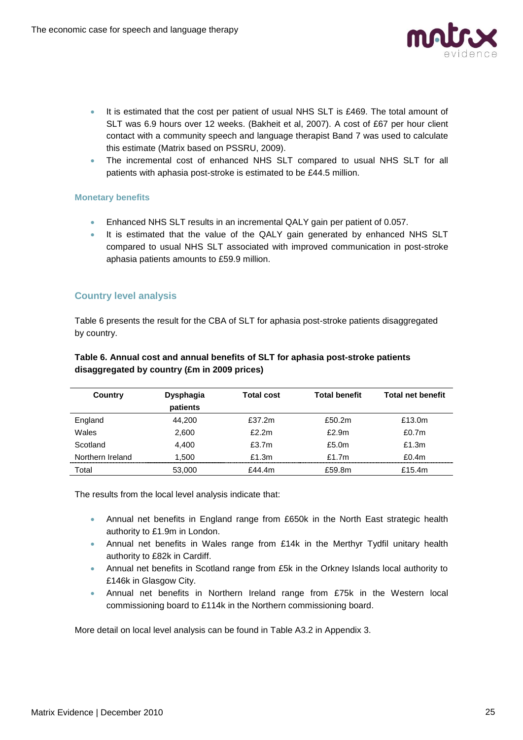- It is estimated that the cost per patient of usual NHS SLT is £469. The total amount of SLT was 6.9 hours over 12 weeks. (Bakheit et al, 2007). A cost of £67 per hour client contact with a community speech and language therapist Band 7 was used to calculate this estimate (Matrix based on PSSRU, 2009).
- The incremental cost of enhanced NHS SLT compared to usual NHS SLT for all patients with aphasia post-stroke is estimated to be £44.5 million.

#### Monetary benefits

- Enhanced NHS SLT results in an incremental QALY gain per patient of 0.057.
- It is estimated that the value of the QALY gain generated by enhanced NHS SLT compared to usual NHS SLT associated with improved communication in post-stroke aphasia patients amounts to £59.9 million.

### Country level analysis

Table 6 presents the result for the CBA of SLT for aphasia post-stroke patients disaggregated by country.

**Table 6. Annual cost and annual benefits of SLT for aphasia post-stroke patients disaggregated by country (£m in 2009 prices)**

| Country | Dysphagia patients | Total cost | Total benefit | Total net benefit |
|---|---|---|---|---|
| England | 44,200 | £37.2m | £50.2m | £13.0m |
| Wales | 2,600 | £2.2m | £2.9m | £0.7m |
| Scotland | 4,400 | £3.7m | £5.0m | £1.3m |
| Northern Ireland | 1,500 | £1.3m | £1.7m | £0.4m |
| Total | 53,000 | £44.4m | £59.8m | £15.4m |

The results from the local level analysis indicate that:

- Annual net benefits in England range from £650k in the North East strategic health authority to £1.9m in London.
- Annual net benefits in Wales range from £14k in the Merthyr Tydfil unitary health authority to £82k in Cardiff.
- Annual net benefits in Scotland range from £5k in the Orkney Islands local authority to £146k in Glasgow City.
- Annual net benefits in Northern Ireland range from £75k in the Western local commissioning board to £114k in the Northern commissioning board.

More detail on local level analysis can be found in Table A3.2 in Appendix 3.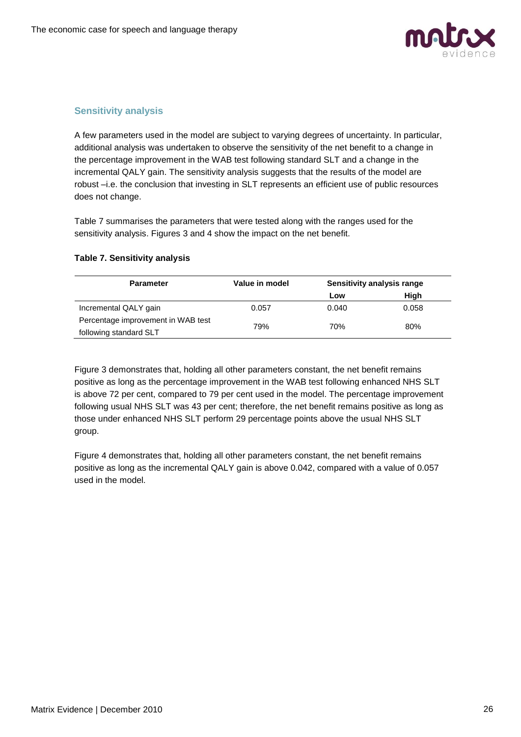## Sensitivity analysis

A few parameters used in the model are subject to varying degrees of uncertainty. In particular, additional analysis was undertaken to observe the sensitivity of the net benefit to a change in the percentage improvement in the WAB test following standard SLT and a change in the incremental QALY gain. The sensitivity analysis suggests that the results of the model are robust –i.e. the conclusion that investing in SLT represents an efficient use of public resources does not change.

Table 7 summarises the parameters that were tested along with the ranges used for the sensitivity analysis. Figures 3 and 4 show the impact on the net benefit.

**Table 7. Sensitivity analysis**

| Parameter | Value in model | Sensitivity analysis range | |
|---|---|---|---|
| | | Low | High |
| Incremental QALY gain | 0.057 | 0.040 | 0.058 |
| Percentage improvement in WAB test following standard SLT | 79% | 70% | 80% |

Figure 3 demonstrates that, holding all other parameters constant, the net benefit remains positive as long as the percentage improvement in the WAB test following enhanced NHS SLT is above 72 per cent, compared to 79 per cent used in the model. The percentage improvement following usual NHS SLT was 43 per cent; therefore, the net benefit remains positive as long as those under enhanced NHS SLT perform 29 percentage points above the usual NHS SLT group.

Figure 4 demonstrates that, holding all other parameters constant, the net benefit remains positive as long as the incremental QALY gain is above 0.042, compared with a value of 0.057 used in the model.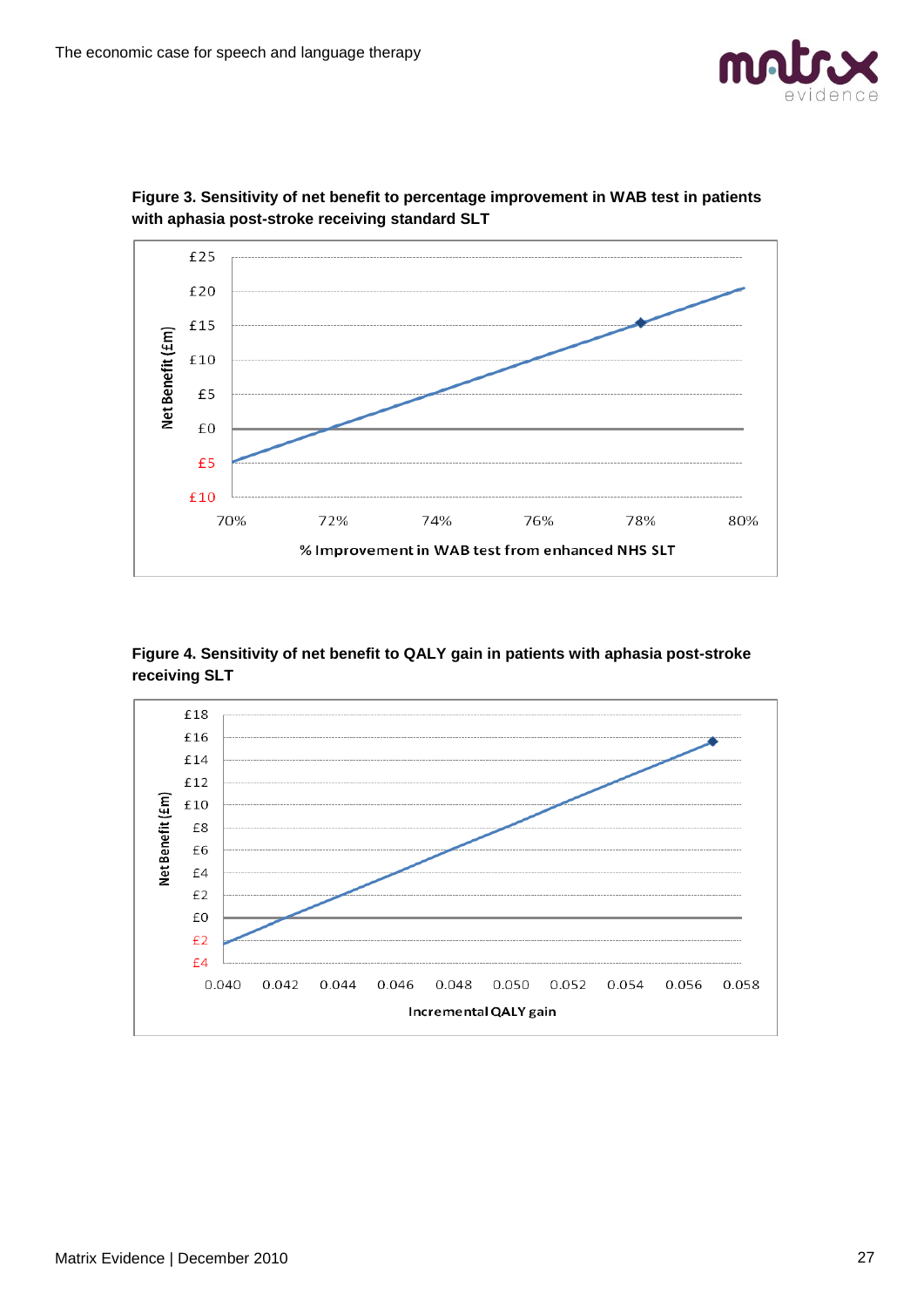**Figure 3. Sensitivity of net benefit to percentage improvement in WAB test in patients with aphasia post-stroke receiving standard SLT**

**Figure 4. Sensitivity of net benefit to QALY gain in patients with aphasia post-stroke receiving SLT**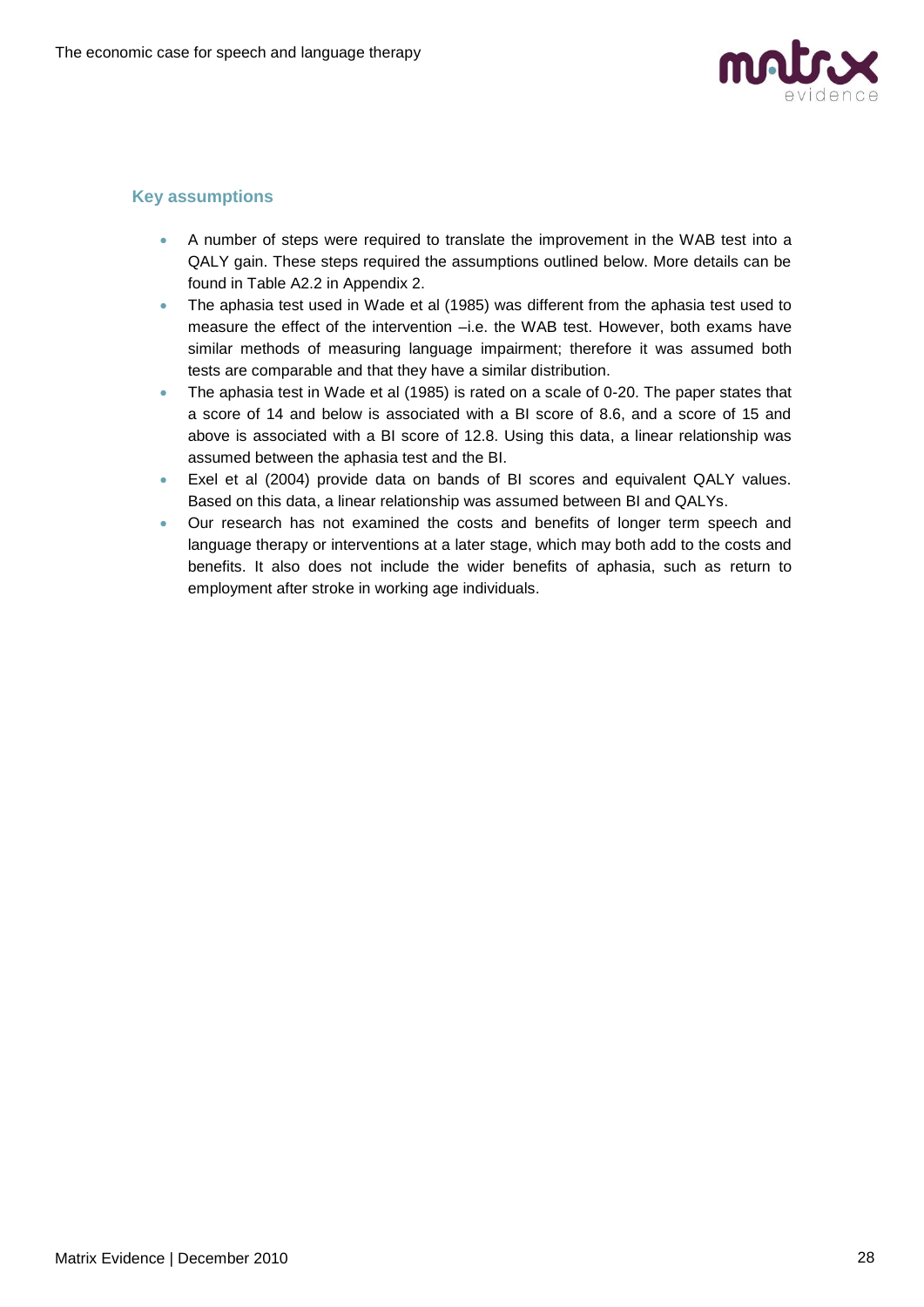### Key assumptions

- A number of steps were required to translate the improvement in the WAB test into a QALY gain. These steps required the assumptions outlined below. More details can be found in Table A2.2 in Appendix 2.
- The aphasia test used in Wade et al (1985) was different from the aphasia test used to measure the effect of the intervention –i.e. the WAB test. However, both exams have similar methods of measuring language impairment; therefore it was assumed both tests are comparable and that they have a similar distribution.
- The aphasia test in Wade et al (1985) is rated on a scale of 0-20. The paper states that a score of 14 and below is associated with a BI score of 8.6, and a score of 15 and above is associated with a BI score of 12.8. Using this data, a linear relationship was assumed between the aphasia test and the BI.
- Exel et al (2004) provide data on bands of BI scores and equivalent QALY values. Based on this data, a linear relationship was assumed between BI and QALYs.
- Our research has not examined the costs and benefits of longer term speech and language therapy or interventions at a later stage, which may both add to the costs and benefits. It also does not include the wider benefits of aphasia, such as return to employment after stroke in working age individuals.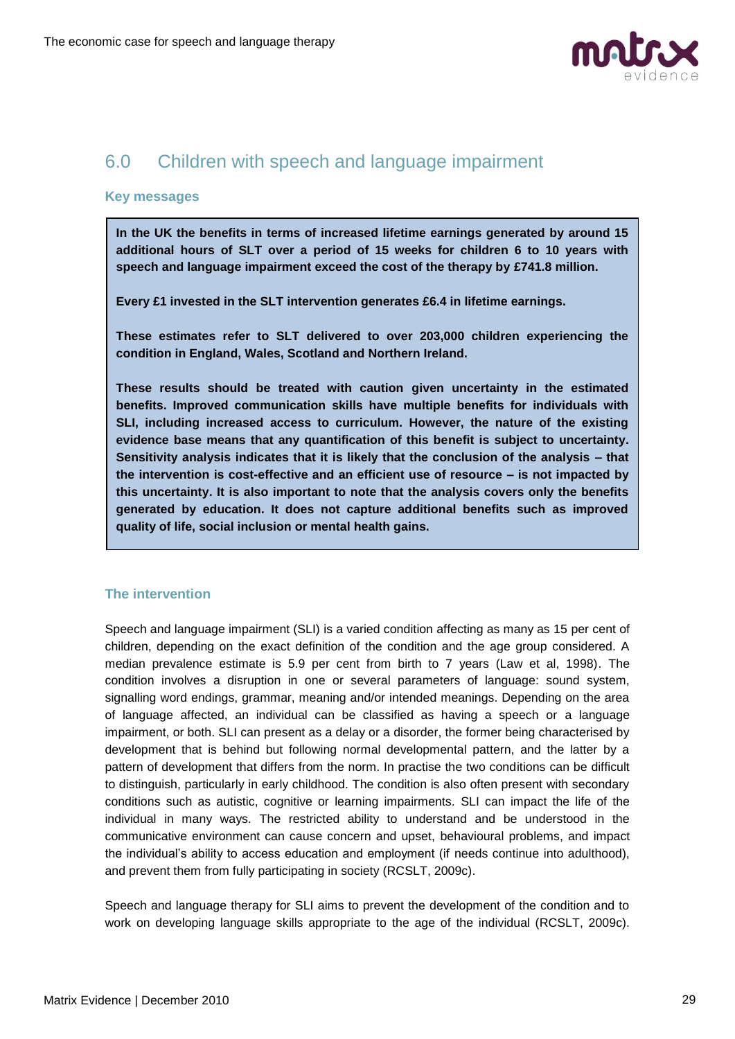## 6.0 Children with speech and language impairment

### Key messages

**In the UK the benefits in terms of increased lifetime earnings generated by around 15 additional hours of SLT over a period of 15 weeks for children 6 to 10 years with speech and language impairment exceed the cost of the therapy by £741.8 million.**

**Every £1 invested in the SLT intervention generates £6.4 in lifetime earnings.**

**These estimates refer to SLT delivered to over 203,000 children experiencing the condition in England, Wales, Scotland and Northern Ireland.**

**These results should be treated with caution given uncertainty in the estimated benefits. Improved communication skills have multiple benefits for individuals with SLI, including increased access to curriculum. However, the nature of the existing evidence base means that any quantification of this benefit is subject to uncertainty. Sensitivity analysis indicates that it is likely that the conclusion of the analysis – that the intervention is cost-effective and an efficient use of resource – is not impacted by this uncertainty. It is also important to note that the analysis covers only the benefits generated by education. It does not capture additional benefits such as improved quality of life, social inclusion or mental health gains.**

### The intervention

Speech and language impairment (SLI) is a varied condition affecting as many as 15 per cent of children, depending on the exact definition of the condition and the age group considered. A median prevalence estimate is 5.9 per cent from birth to 7 years (Law et al, 1998). The condition involves a disruption in one or several parameters of language: sound system, signalling word endings, grammar, meaning and/or intended meanings. Depending on the area of language affected, an individual can be classified as having a speech or a language impairment, or both. SLI can present as a delay or a disorder, the former being characterised by development that is behind but following normal developmental pattern, and the latter by a pattern of development that differs from the norm. In practise the two conditions can be difficult to distinguish, particularly in early childhood. The condition is also often present with secondary conditions such as autistic, cognitive or learning impairments. SLI can impact the life of the individual in many ways. The restricted ability to understand and be understood in the communicative environment can cause concern and upset, behavioural problems, and impact the individual's ability to access education and employment (if needs continue into adulthood), and prevent them from fully participating in society (RCSLT, 2009c).

Speech and language therapy for SLI aims to prevent the development of the condition and to work on developing language skills appropriate to the age of the individual (RCSLT, 2009c).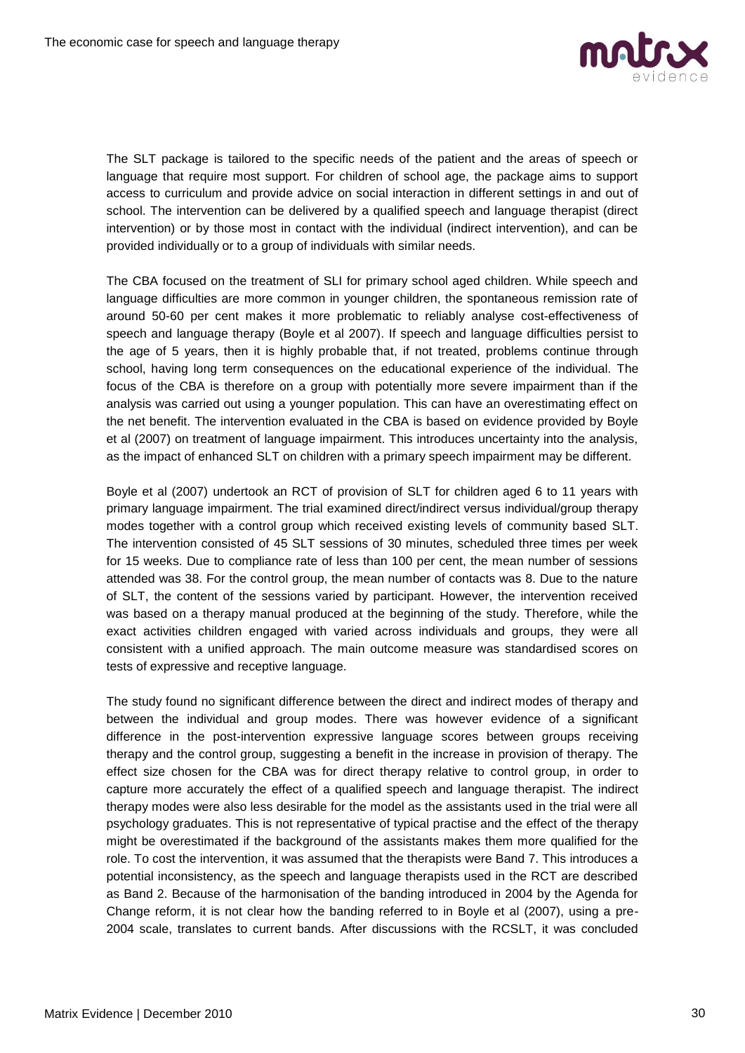The SLT package is tailored to the specific needs of the patient and the areas of speech or language that require most support. For children of school age, the package aims to support access to curriculum and provide advice on social interaction in different settings in and out of school. The intervention can be delivered by a qualified speech and language therapist (direct intervention) or by those most in contact with the individual (indirect intervention), and can be provided individually or to a group of individuals with similar needs.

The CBA focused on the treatment of SLI for primary school aged children. While speech and language difficulties are more common in younger children, the spontaneous remission rate of around 50-60 per cent makes it more problematic to reliably analyse cost-effectiveness of speech and language therapy (Boyle et al 2007). If speech and language difficulties persist to the age of 5 years, then it is highly probable that, if not treated, problems continue through school, having long term consequences on the educational experience of the individual. The focus of the CBA is therefore on a group with potentially more severe impairment than if the analysis was carried out using a younger population. This can have an overestimating effect on the net benefit. The intervention evaluated in the CBA is based on evidence provided by Boyle et al (2007) on treatment of language impairment. This introduces uncertainty into the analysis, as the impact of enhanced SLT on children with a primary speech impairment may be different.

Boyle et al (2007) undertook an RCT of provision of SLT for children aged 6 to 11 years with primary language impairment. The trial examined direct/indirect versus individual/group therapy modes together with a control group which received existing levels of community based SLT. The intervention consisted of 45 SLT sessions of 30 minutes, scheduled three times per week for 15 weeks. Due to compliance rate of less than 100 per cent, the mean number of sessions attended was 38. For the control group, the mean number of contacts was 8. Due to the nature of SLT, the content of the sessions varied by participant. However, the intervention received was based on a therapy manual produced at the beginning of the study. Therefore, while the exact activities children engaged with varied across individuals and groups, they were all consistent with a unified approach. The main outcome measure was standardised scores on tests of expressive and receptive language.

The study found no significant difference between the direct and indirect modes of therapy and between the individual and group modes. There was however evidence of a significant difference in the post-intervention expressive language scores between groups receiving therapy and the control group, suggesting a benefit in the increase in provision of therapy. The effect size chosen for the CBA was for direct therapy relative to control group, in order to capture more accurately the effect of a qualified speech and language therapist. The indirect therapy modes were also less desirable for the model as the assistants used in the trial were all psychology graduates. This is not representative of typical practise and the effect of the therapy might be overestimated if the background of the assistants makes them more qualified for the role. To cost the intervention, it was assumed that the therapists were Band 7. This introduces a potential inconsistency, as the speech and language therapists used in the RCT are described as Band 2. Because of the harmonisation of the banding introduced in 2004 by the Agenda for Change reform, it is not clear how the banding referred to in Boyle et al (2007), using a pre-2004 scale, translates to current bands. After discussions with the RCSLT, it was concluded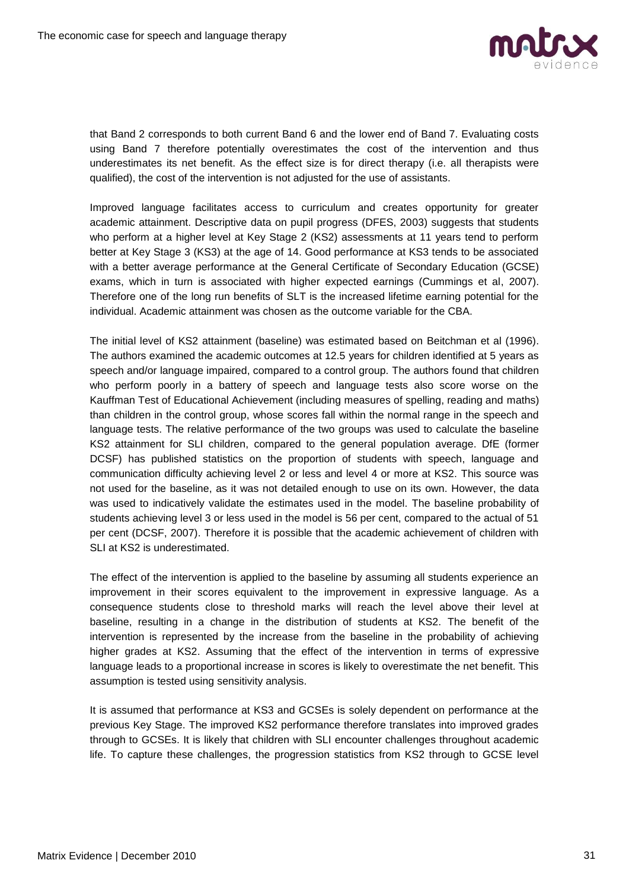that Band 2 corresponds to both current Band 6 and the lower end of Band 7. Evaluating costs using Band 7 therefore potentially overestimates the cost of the intervention and thus underestimates its net benefit. As the effect size is for direct therapy (i.e. all therapists were qualified), the cost of the intervention is not adjusted for the use of assistants.

Improved language facilitates access to curriculum and creates opportunity for greater academic attainment. Descriptive data on pupil progress (DFES, 2003) suggests that students who perform at a higher level at Key Stage 2 (KS2) assessments at 11 years tend to perform better at Key Stage 3 (KS3) at the age of 14. Good performance at KS3 tends to be associated with a better average performance at the General Certificate of Secondary Education (GCSE) exams, which in turn is associated with higher expected earnings (Cummings et al, 2007). Therefore one of the long run benefits of SLT is the increased lifetime earning potential for the individual. Academic attainment was chosen as the outcome variable for the CBA.

The initial level of KS2 attainment (baseline) was estimated based on Beitchman et al (1996). The authors examined the academic outcomes at 12.5 years for children identified at 5 years as speech and/or language impaired, compared to a control group. The authors found that children who perform poorly in a battery of speech and language tests also score worse on the Kauffman Test of Educational Achievement (including measures of spelling, reading and maths) than children in the control group, whose scores fall within the normal range in the speech and language tests. The relative performance of the two groups was used to calculate the baseline KS2 attainment for SLI children, compared to the general population average. DfE (former DCSF) has published statistics on the proportion of students with speech, language and communication difficulty achieving level 2 or less and level 4 or more at KS2. This source was not used for the baseline, as it was not detailed enough to use on its own. However, the data was used to indicatively validate the estimates used in the model. The baseline probability of students achieving level 3 or less used in the model is 56 per cent, compared to the actual of 51 per cent (DCSF, 2007). Therefore it is possible that the academic achievement of children with SLI at KS2 is underestimated.

The effect of the intervention is applied to the baseline by assuming all students experience an improvement in their scores equivalent to the improvement in expressive language. As a consequence students close to threshold marks will reach the level above their level at baseline, resulting in a change in the distribution of students at KS2. The benefit of the intervention is represented by the increase from the baseline in the probability of achieving higher grades at KS2. Assuming that the effect of the intervention in terms of expressive language leads to a proportional increase in scores is likely to overestimate the net benefit. This assumption is tested using sensitivity analysis.

It is assumed that performance at KS3 and GCSEs is solely dependent on performance at the previous Key Stage. The improved KS2 performance therefore translates into improved grades through to GCSEs. It is likely that children with SLI encounter challenges throughout academic life. To capture these challenges, the progression statistics from KS2 through to GCSE level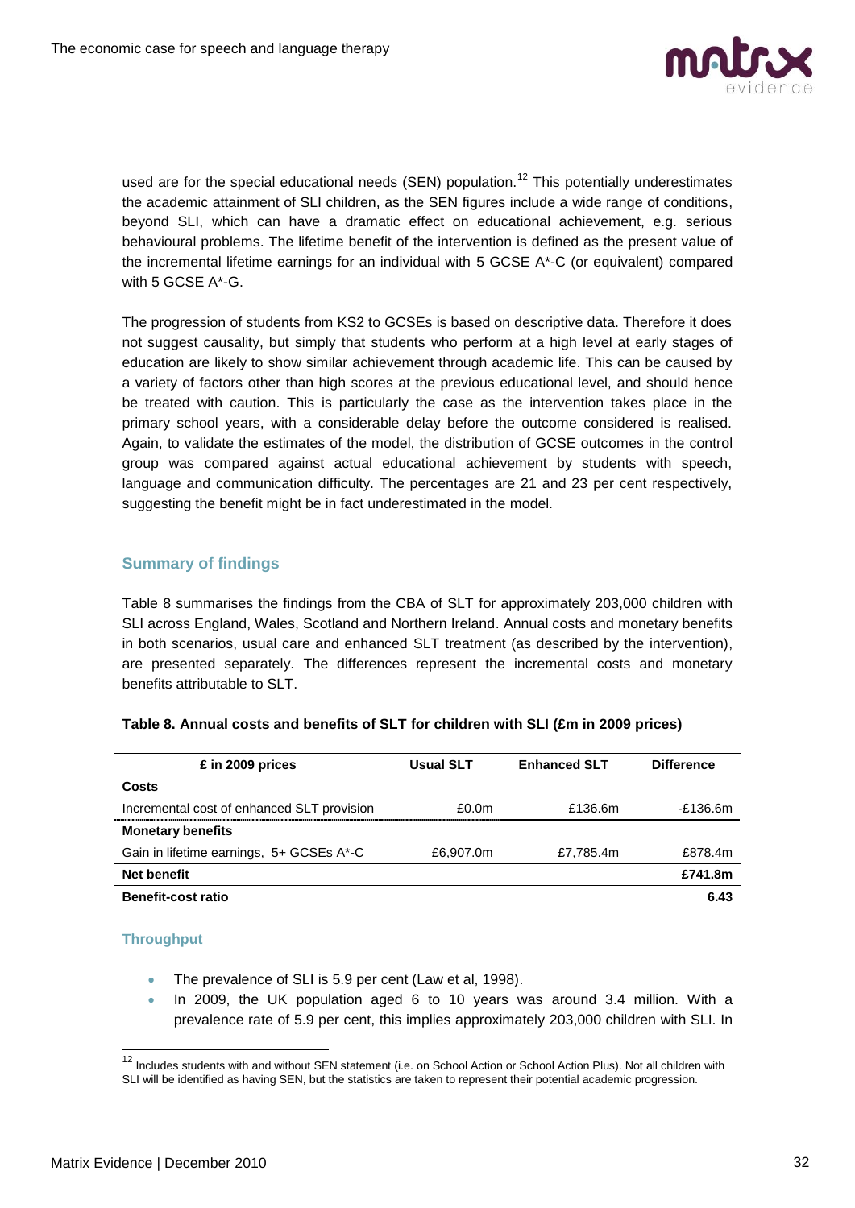used are for the special educational needs (SEN) population.[12] This potentially underestimates the academic attainment of SLI children, as the SEN figures include a wide range of conditions, beyond SLI, which can have a dramatic effect on educational achievement, e.g. serious behavioural problems. The lifetime benefit of the intervention is defined as the present value of the incremental lifetime earnings for an individual with 5 GCSE A*-C (or equivalent) compared with 5 GCSE A*-G.

The progression of students from KS2 to GCSEs is based on descriptive data. Therefore it does not suggest causality, but simply that students who perform at a high level at early stages of education are likely to show similar achievement through academic life. This can be caused by a variety of factors other than high scores at the previous educational level, and should hence be treated with caution. This is particularly the case as the intervention takes place in the primary school years, with a considerable delay before the outcome considered is realised. Again, to validate the estimates of the model, the distribution of GCSE outcomes in the control group was compared against actual educational achievement by students with speech, language and communication difficulty. The percentages are 21 and 23 per cent respectively, suggesting the benefit might be in fact underestimated in the model.

### Summary of findings

Table 8 summarises the findings from the CBA of SLT for approximately 203,000 children with SLI across England, Wales, Scotland and Northern Ireland. Annual costs and monetary benefits in both scenarios, usual care and enhanced SLT treatment (as described by the intervention), are presented separately. The differences represent the incremental costs and monetary benefits attributable to SLT.

**Table 8. Annual costs and benefits of SLT for children with SLI (£m in 2009 prices)**

| £ in 2009 prices | Usual SLT | Enhanced SLT | Difference |
|---|---|---|---|
| **Costs** | | | |
| Incremental cost of enhanced SLT provision | £0.0m | £136.6m | -£136.6m |
| **Monetary benefits** | | | |
| Gain in lifetime earnings, 5+ GCSEs A*-C | £6,907.0m | £7,785.4m | £878.4m |
| **Net benefit** | | | **£741.8m** |
| **Benefit-cost ratio** | | | **6.43** |

#### Throughput

- The prevalence of SLI is 5.9 per cent (Law et al, 1998).
- In 2009, the UK population aged 6 to 10 years was around 3.4 million. With a prevalence rate of 5.9 per cent, this implies approximately 203,000 children with SLI. In

[12] Includes students with and without SEN statement (i.e. on School Action or School Action Plus). Not all children with SLI will be identified as having SEN, but the statistics are taken to represent their potential academic progression.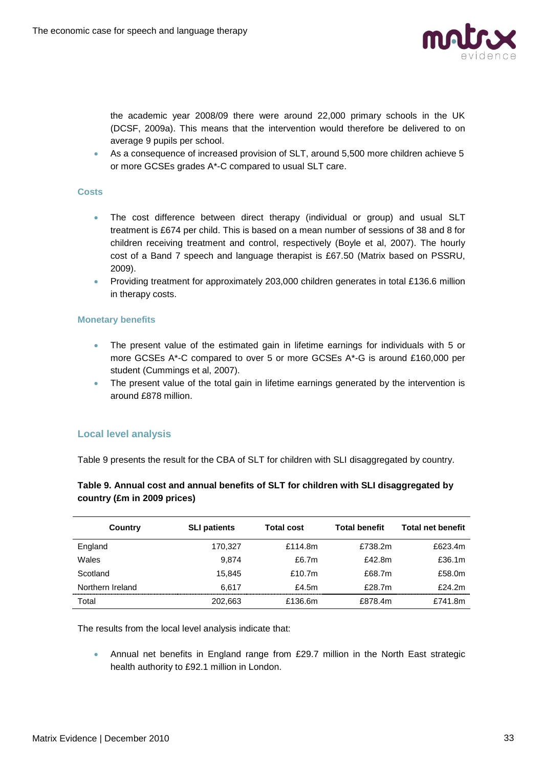the academic year 2008/09 there were around 22,000 primary schools in the UK (DCSF, 2009a). This means that the intervention would therefore be delivered to on average 9 pupils per school.

- As a consequence of increased provision of SLT, around 5,500 more children achieve 5 or more GCSEs grades A*-C compared to usual SLT care.

### Costs

- The cost difference between direct therapy (individual or group) and usual SLT treatment is £674 per child. This is based on a mean number of sessions of 38 and 8 for children receiving treatment and control, respectively (Boyle et al, 2007). The hourly cost of a Band 7 speech and language therapist is £67.50 (Matrix based on PSSRU, 2009).
- Providing treatment for approximately 203,000 children generates in total £136.6 million in therapy costs.

### Monetary benefits

- The present value of the estimated gain in lifetime earnings for individuals with 5 or more GCSEs A*-C compared to over 5 or more GCSEs A*-G is around £160,000 per student (Cummings et al, 2007).
- The present value of the total gain in lifetime earnings generated by the intervention is around £878 million.

## Local level analysis

Table 9 presents the result for the CBA of SLT for children with SLI disaggregated by country.

**Table 9. Annual cost and annual benefits of SLT for children with SLI disaggregated by country (£m in 2009 prices)**

| Country | SLI patients | Total cost | Total benefit | Total net benefit |
|---|---|---|---|---|
| England | 170,327 | £114.8m | £738.2m | £623.4m |
| Wales | 9,874 | £6.7m | £42.8m | £36.1m |
| Scotland | 15,845 | £10.7m | £68.7m | £58.0m |
| Northern Ireland | 6,617 | £4.5m | £28.7m | £24.2m |
| Total | 202,663 | £136.6m | £878.4m | £741.8m |

The results from the local level analysis indicate that:

- Annual net benefits in England range from £29.7 million in the North East strategic health authority to £92.1 million in London.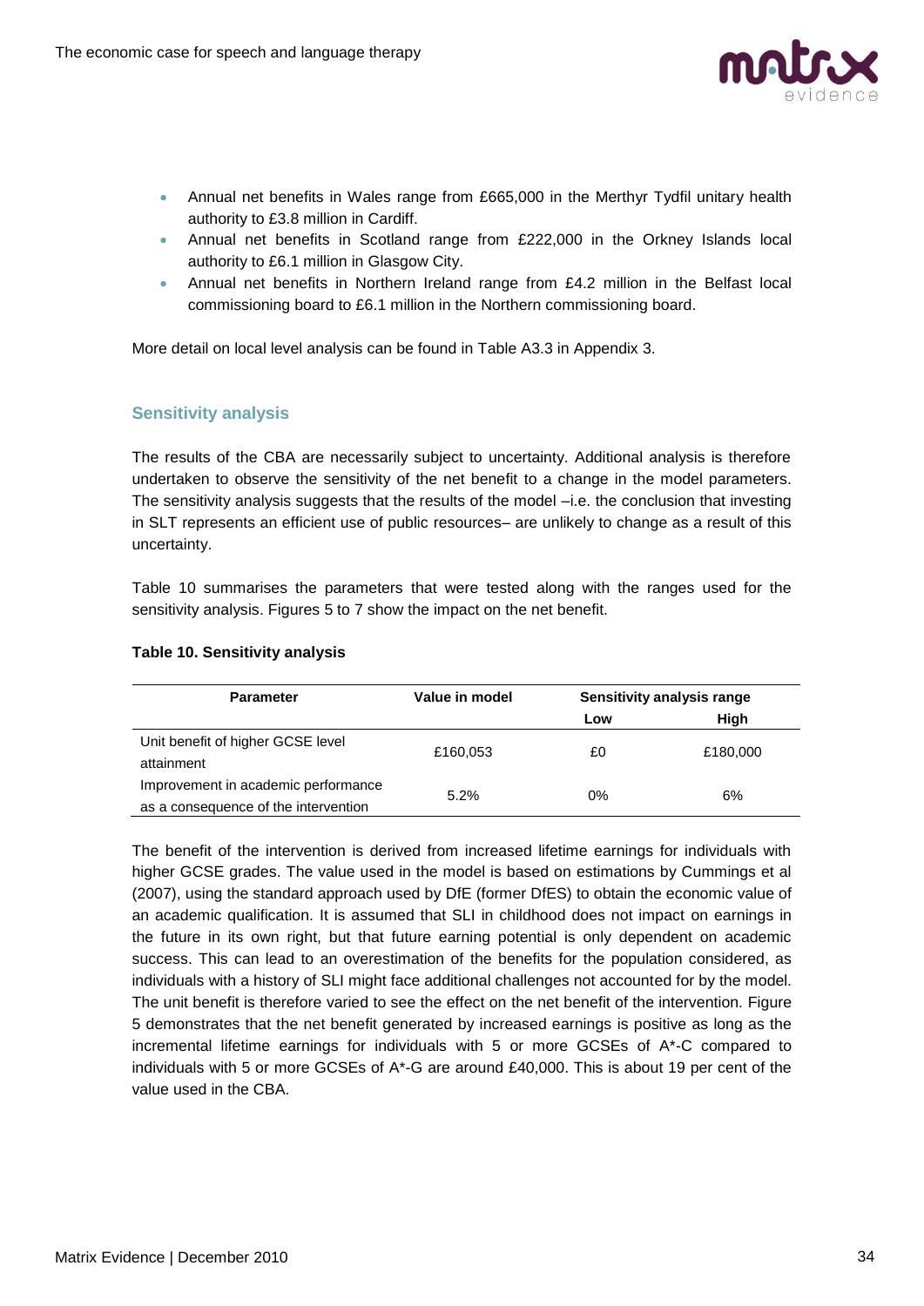- Annual net benefits in Wales range from £665,000 in the Merthyr Tydfil unitary health authority to £3.8 million in Cardiff.
- Annual net benefits in Scotland range from £222,000 in the Orkney Islands local authority to £6.1 million in Glasgow City.
- Annual net benefits in Northern Ireland range from £4.2 million in the Belfast local commissioning board to £6.1 million in the Northern commissioning board.

More detail on local level analysis can be found in Table A3.3 in Appendix 3.

### Sensitivity analysis

The results of the CBA are necessarily subject to uncertainty. Additional analysis is therefore undertaken to observe the sensitivity of the net benefit to a change in the model parameters. The sensitivity analysis suggests that the results of the model –i.e. the conclusion that investing in SLT represents an efficient use of public resources– are unlikely to change as a result of this uncertainty.

Table 10 summarises the parameters that were tested along with the ranges used for the sensitivity analysis. Figures 5 to 7 show the impact on the net benefit.

**Table 10. Sensitivity analysis**

| Parameter | Value in model | Sensitivity analysis range | |
|---|---|---|---|
| | | Low | High |
| Unit benefit of higher GCSE level attainment | £160,053 | £0 | £180,000 |
| Improvement in academic performance as a consequence of the intervention | 5.2% | 0% | 6% |

The benefit of the intervention is derived from increased lifetime earnings for individuals with higher GCSE grades. The value used in the model is based on estimations by Cummings et al (2007), using the standard approach used by DfE (former DfES) to obtain the economic value of an academic qualification. It is assumed that SLI in childhood does not impact on earnings in the future in its own right, but that future earning potential is only dependent on academic success. This can lead to an overestimation of the benefits for the population considered, as individuals with a history of SLI might face additional challenges not accounted for by the model. The unit benefit is therefore varied to see the effect on the net benefit of the intervention. Figure 5 demonstrates that the net benefit generated by increased earnings is positive as long as the incremental lifetime earnings for individuals with 5 or more GCSEs of A*-C compared to individuals with 5 or more GCSEs of A*-G are around £40,000. This is about 19 per cent of the value used in the CBA.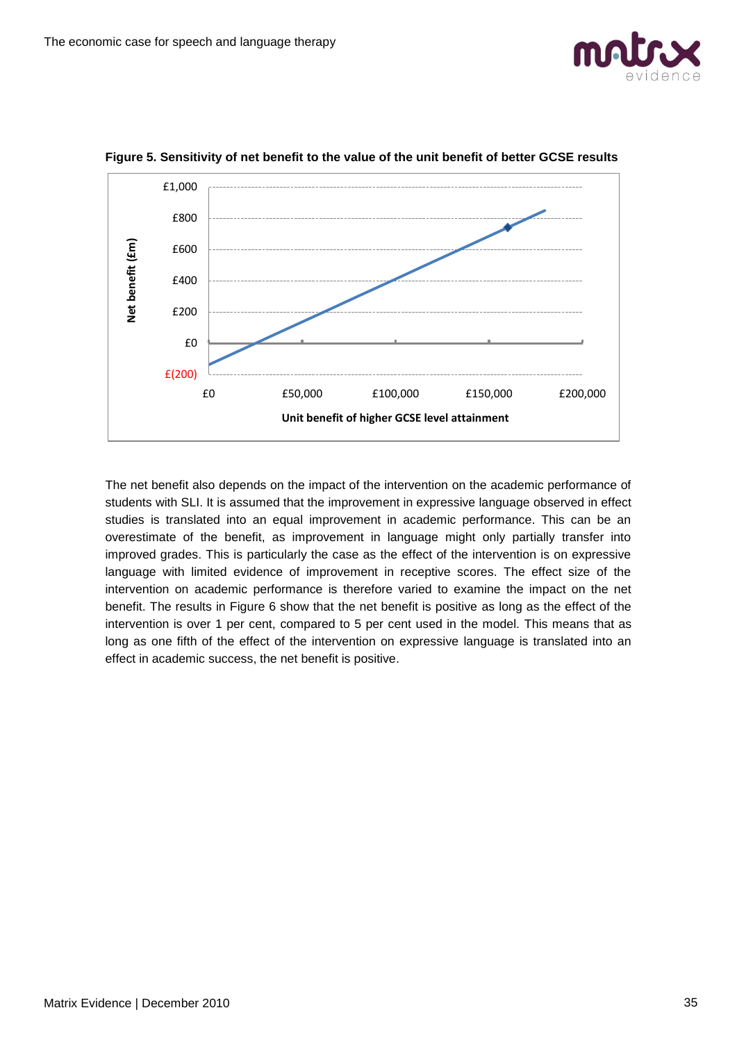**Figure 5. Sensitivity of net benefit to the value of the unit benefit of better GCSE results**

The net benefit also depends on the impact of the intervention on the academic performance of students with SLI. It is assumed that the improvement in expressive language observed in effect studies is translated into an equal improvement in academic performance. This can be an overestimate of the benefit, as improvement in language might only partially transfer into improved grades. This is particularly the case as the effect of the intervention is on expressive language with limited evidence of improvement in receptive scores. The effect size of the intervention on academic performance is therefore varied to examine the impact on the net benefit. The results in Figure 6 show that the net benefit is positive as long as the effect of the intervention is over 1 per cent, compared to 5 per cent used in the model. This means that as long as one fifth of the effect of the intervention on expressive language is translated into an effect in academic success, the net benefit is positive.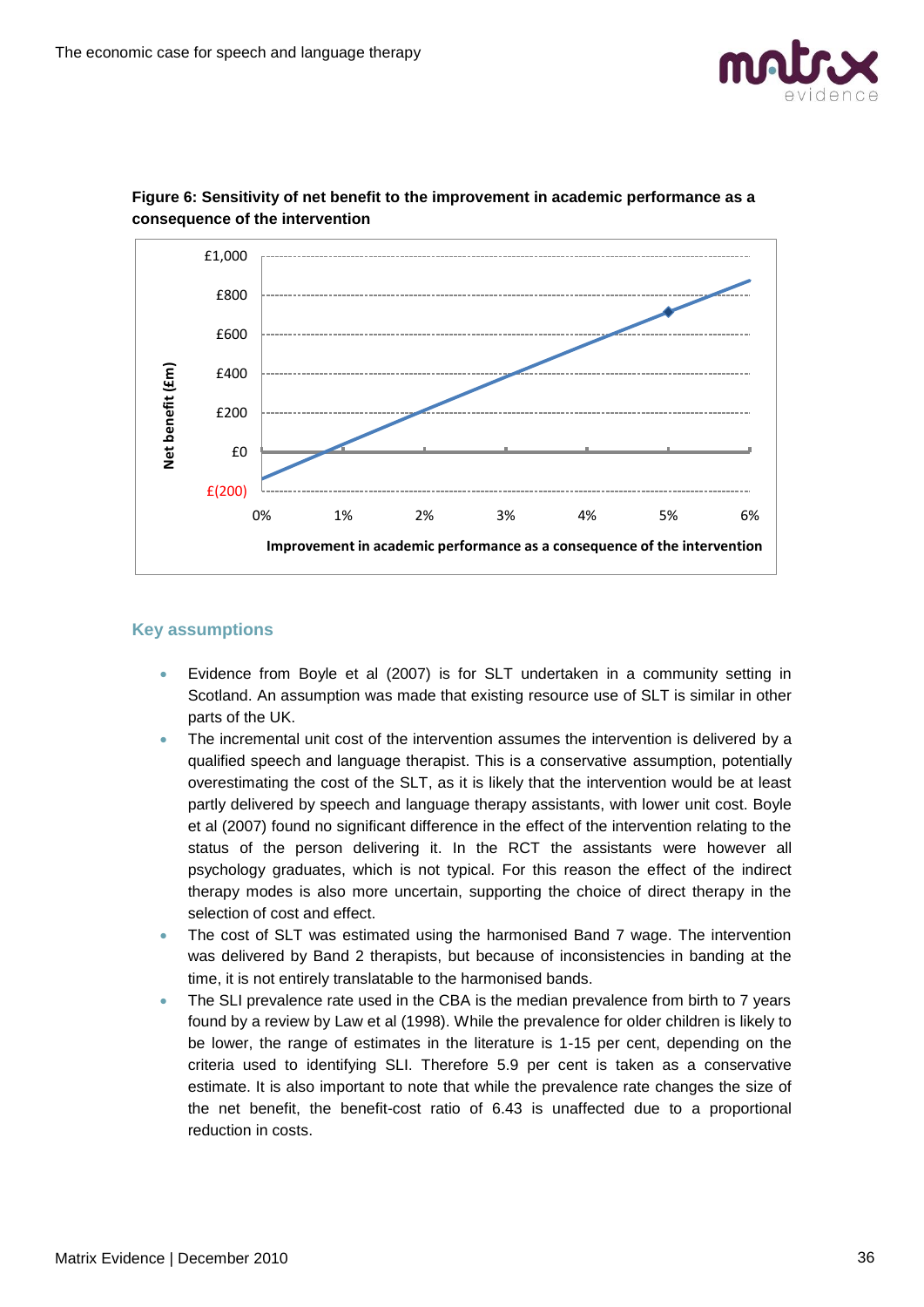**Figure 6: Sensitivity of net benefit to the improvement in academic performance as a consequence of the intervention**

Net benefit (£m)

£1,000
£800
£600
£400
£200
£0
£(200)

0% 1% 2% 3% 4% 5% 6%

Improvement in academic performance as a consequence of the intervention

### Key assumptions

- Evidence from Boyle et al (2007) is for SLT undertaken in a community setting in Scotland. An assumption was made that existing resource use of SLT is similar in other parts of the UK.
- The incremental unit cost of the intervention assumes the intervention is delivered by a qualified speech and language therapist. This is a conservative assumption, potentially overestimating the cost of the SLT, as it is likely that the intervention would be at least partly delivered by speech and language therapy assistants, with lower unit cost. Boyle et al (2007) found no significant difference in the effect of the intervention relating to the status of the person delivering it. In the RCT the assistants were however all psychology graduates, which is not typical. For this reason the effect of the indirect therapy modes is also more uncertain, supporting the choice of direct therapy in the selection of cost and effect.
- The cost of SLT was estimated using the harmonised Band 7 wage. The intervention was delivered by Band 2 therapists, but because of inconsistencies in banding at the time, it is not entirely translatable to the harmonised bands.
- The SLI prevalence rate used in the CBA is the median prevalence from birth to 7 years found by a review by Law et al (1998). While the prevalence for older children is likely to be lower, the range of estimates in the literature is 1-15 per cent, depending on the criteria used to identifying SLI. Therefore 5.9 per cent is taken as a conservative estimate. It is also important to note that while the prevalence rate changes the size of the net benefit, the benefit-cost ratio of 6.43 is unaffected due to a proportional reduction in costs.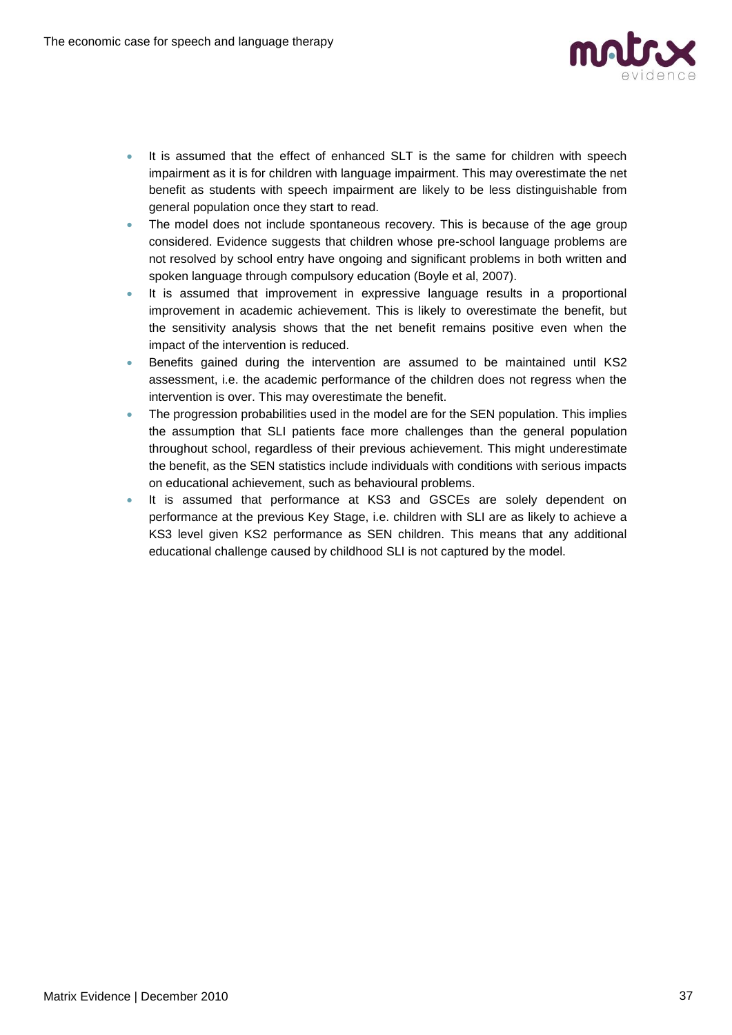- It is assumed that the effect of enhanced SLT is the same for children with speech impairment as it is for children with language impairment. This may overestimate the net benefit as students with speech impairment are likely to be less distinguishable from general population once they start to read.
- The model does not include spontaneous recovery. This is because of the age group considered. Evidence suggests that children whose pre-school language problems are not resolved by school entry have ongoing and significant problems in both written and spoken language through compulsory education (Boyle et al, 2007).
- It is assumed that improvement in expressive language results in a proportional improvement in academic achievement. This is likely to overestimate the benefit, but the sensitivity analysis shows that the net benefit remains positive even when the impact of the intervention is reduced.
- Benefits gained during the intervention are assumed to be maintained until KS2 assessment, i.e. the academic performance of the children does not regress when the intervention is over. This may overestimate the benefit.
- The progression probabilities used in the model are for the SEN population. This implies the assumption that SLI patients face more challenges than the general population throughout school, regardless of their previous achievement. This might underestimate the benefit, as the SEN statistics include individuals with conditions with serious impacts on educational achievement, such as behavioural problems.
- It is assumed that performance at KS3 and GSCEs are solely dependent on performance at the previous Key Stage, i.e. children with SLI are as likely to achieve a KS3 level given KS2 performance as SEN children. This means that any additional educational challenge caused by childhood SLI is not captured by the model.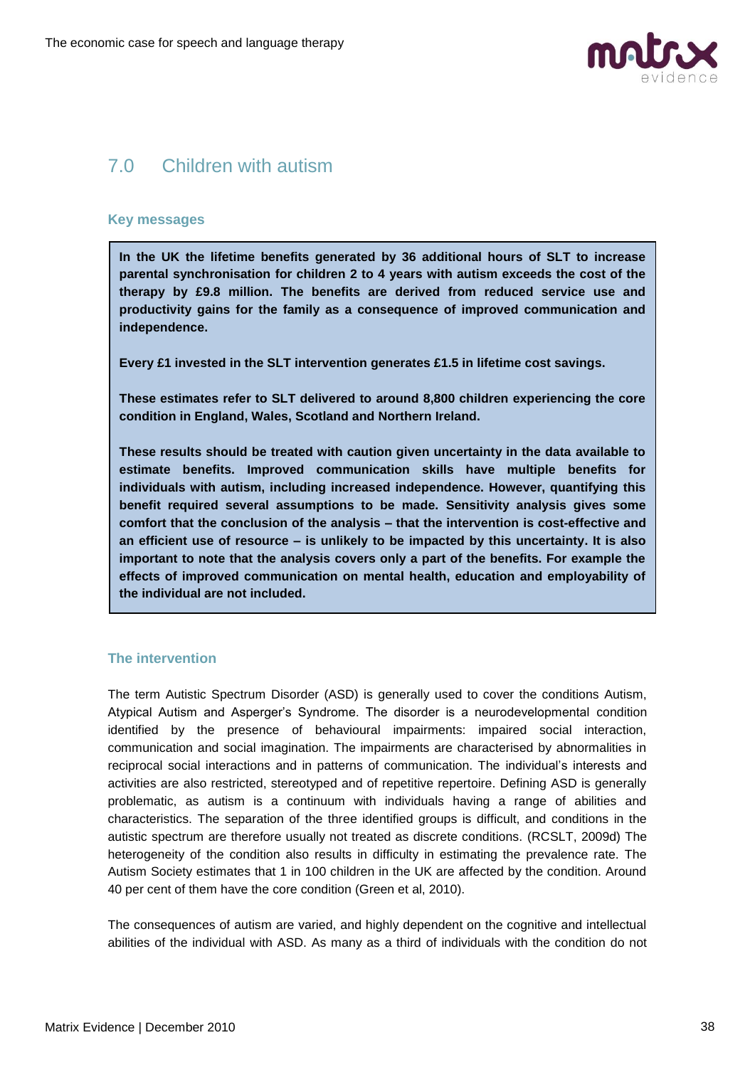## 7.0 Children with autism

### Key messages

**In the UK the lifetime benefits generated by 36 additional hours of SLT to increase parental synchronisation for children 2 to 4 years with autism exceeds the cost of the therapy by £9.8 million. The benefits are derived from reduced service use and productivity gains for the family as a consequence of improved communication and independence.**

**Every £1 invested in the SLT intervention generates £1.5 in lifetime cost savings.**

**These estimates refer to SLT delivered to around 8,800 children experiencing the core condition in England, Wales, Scotland and Northern Ireland.**

**These results should be treated with caution given uncertainty in the data available to estimate benefits. Improved communication skills have multiple benefits for individuals with autism, including increased independence. However, quantifying this benefit required several assumptions to be made. Sensitivity analysis gives some comfort that the conclusion of the analysis – that the intervention is cost-effective and an efficient use of resource – is unlikely to be impacted by this uncertainty. It is also important to note that the analysis covers only a part of the benefits. For example the effects of improved communication on mental health, education and employability of the individual are not included.**

### The intervention

The term Autistic Spectrum Disorder (ASD) is generally used to cover the conditions Autism, Atypical Autism and Asperger's Syndrome. The disorder is a neurodevelopmental condition identified by the presence of behavioural impairments: impaired social interaction, communication and social imagination. The impairments are characterised by abnormalities in reciprocal social interactions and in patterns of communication. The individual's interests and activities are also restricted, stereotyped and of repetitive repertoire. Defining ASD is generally problematic, as autism is a continuum with individuals having a range of abilities and characteristics. The separation of the three identified groups is difficult, and conditions in the autistic spectrum are therefore usually not treated as discrete conditions. (RCSLT, 2009d) The heterogeneity of the condition also results in difficulty in estimating the prevalence rate. The Autism Society estimates that 1 in 100 children in the UK are affected by the condition. Around 40 per cent of them have the core condition (Green et al, 2010).

The consequences of autism are varied, and highly dependent on the cognitive and intellectual abilities of the individual with ASD. As many as a third of individuals with the condition do not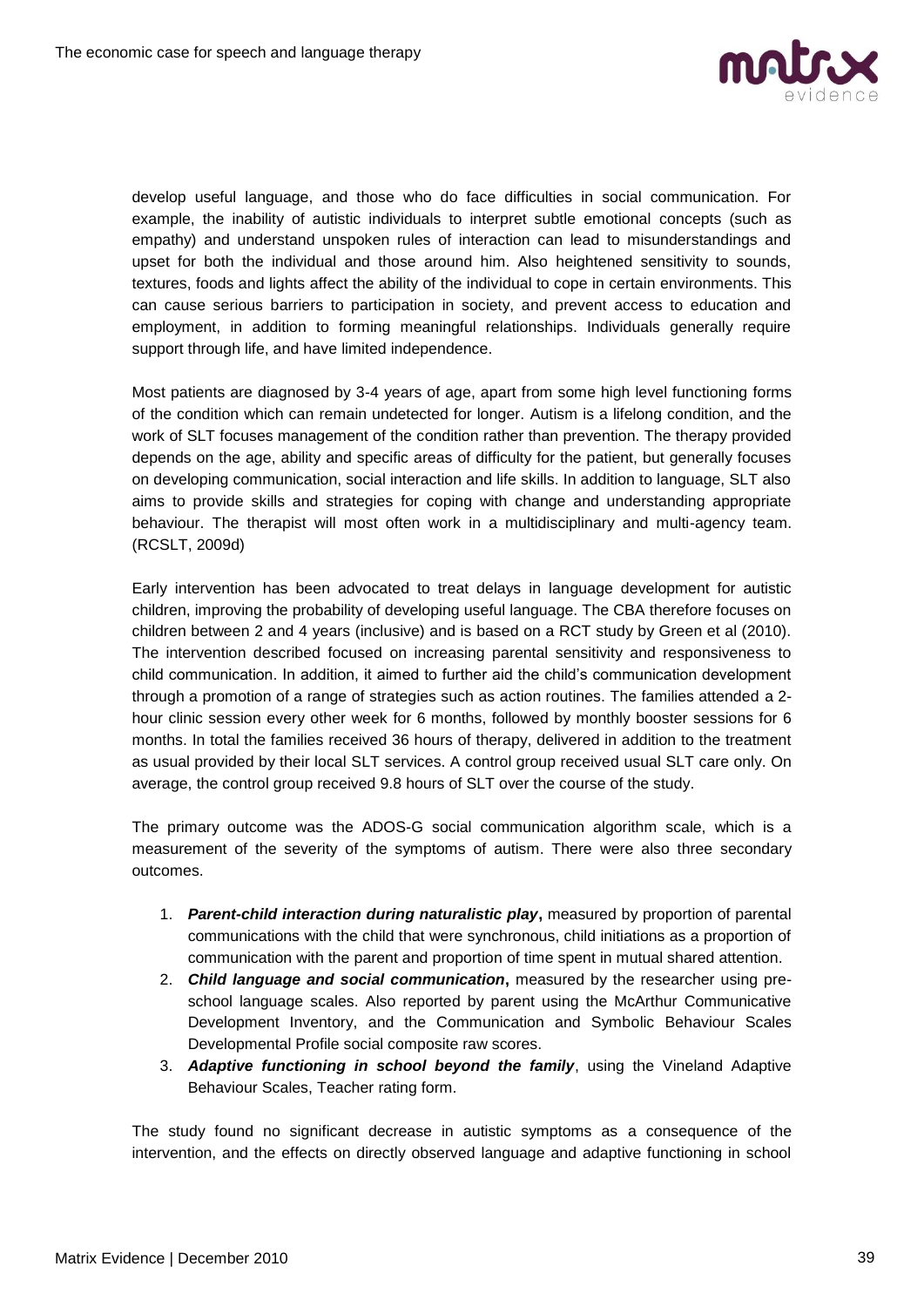develop useful language, and those who do face difficulties in social communication. For example, the inability of autistic individuals to interpret subtle emotional concepts (such as empathy) and understand unspoken rules of interaction can lead to misunderstandings and upset for both the individual and those around him. Also heightened sensitivity to sounds, textures, foods and lights affect the ability of the individual to cope in certain environments. This can cause serious barriers to participation in society, and prevent access to education and employment, in addition to forming meaningful relationships. Individuals generally require support through life, and have limited independence.

Most patients are diagnosed by 3-4 years of age, apart from some high level functioning forms of the condition which can remain undetected for longer. Autism is a lifelong condition, and the work of SLT focuses management of the condition rather than prevention. The therapy provided depends on the age, ability and specific areas of difficulty for the patient, but generally focuses on developing communication, social interaction and life skills. In addition to language, SLT also aims to provide skills and strategies for coping with change and understanding appropriate behaviour. The therapist will most often work in a multidisciplinary and multi-agency team. (RCSLT, 2009d)

Early intervention has been advocated to treat delays in language development for autistic children, improving the probability of developing useful language. The CBA therefore focuses on children between 2 and 4 years (inclusive) and is based on a RCT study by Green et al (2010). The intervention described focused on increasing parental sensitivity and responsiveness to child communication. In addition, it aimed to further aid the child's communication development through a promotion of a range of strategies such as action routines. The families attended a 2-hour clinic session every other week for 6 months, followed by monthly booster sessions for 6 months. In total the families received 36 hours of therapy, delivered in addition to the treatment as usual provided by their local SLT services. A control group received usual SLT care only. On average, the control group received 9.8 hours of SLT over the course of the study.

The primary outcome was the ADOS-G social communication algorithm scale, which is a measurement of the severity of the symptoms of autism. There were also three secondary outcomes.

1. ***Parent-child interaction during naturalistic play*****,** measured by proportion of parental communications with the child that were synchronous, child initiations as a proportion of communication with the parent and proportion of time spent in mutual shared attention.
2. ***Child language and social communication*****,** measured by the researcher using pre-school language scales. Also reported by parent using the McArthur Communicative Development Inventory, and the Communication and Symbolic Behaviour Scales Developmental Profile social composite raw scores.
3. ***Adaptive functioning in school beyond the family***, using the Vineland Adaptive Behaviour Scales, Teacher rating form.

The study found no significant decrease in autistic symptoms as a consequence of the intervention, and the effects on directly observed language and adaptive functioning in school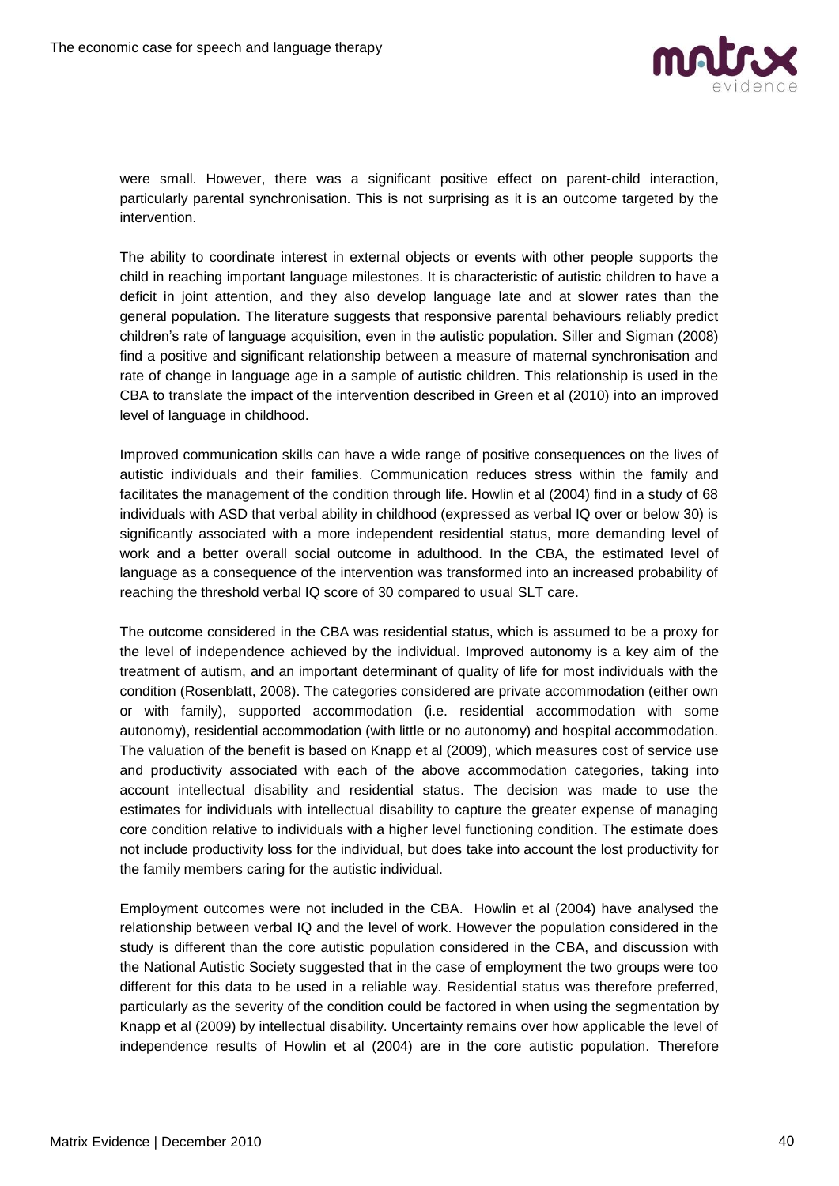were small. However, there was a significant positive effect on parent-child interaction, particularly parental synchronisation. This is not surprising as it is an outcome targeted by the intervention.

The ability to coordinate interest in external objects or events with other people supports the child in reaching important language milestones. It is characteristic of autistic children to have a deficit in joint attention, and they also develop language late and at slower rates than the general population. The literature suggests that responsive parental behaviours reliably predict children's rate of language acquisition, even in the autistic population. Siller and Sigman (2008) find a positive and significant relationship between a measure of maternal synchronisation and rate of change in language age in a sample of autistic children. This relationship is used in the CBA to translate the impact of the intervention described in Green et al (2010) into an improved level of language in childhood.

Improved communication skills can have a wide range of positive consequences on the lives of autistic individuals and their families. Communication reduces stress within the family and facilitates the management of the condition through life. Howlin et al (2004) find in a study of 68 individuals with ASD that verbal ability in childhood (expressed as verbal IQ over or below 30) is significantly associated with a more independent residential status, more demanding level of work and a better overall social outcome in adulthood. In the CBA, the estimated level of language as a consequence of the intervention was transformed into an increased probability of reaching the threshold verbal IQ score of 30 compared to usual SLT care.

The outcome considered in the CBA was residential status, which is assumed to be a proxy for the level of independence achieved by the individual. Improved autonomy is a key aim of the treatment of autism, and an important determinant of quality of life for most individuals with the condition (Rosenblatt, 2008). The categories considered are private accommodation (either own or with family), supported accommodation (i.e. residential accommodation with some autonomy), residential accommodation (with little or no autonomy) and hospital accommodation. The valuation of the benefit is based on Knapp et al (2009), which measures cost of service use and productivity associated with each of the above accommodation categories, taking into account intellectual disability and residential status. The decision was made to use the estimates for individuals with intellectual disability to capture the greater expense of managing core condition relative to individuals with a higher level functioning condition. The estimate does not include productivity loss for the individual, but does take into account the lost productivity for the family members caring for the autistic individual.

Employment outcomes were not included in the CBA. Howlin et al (2004) have analysed the relationship between verbal IQ and the level of work. However the population considered in the study is different than the core autistic population considered in the CBA, and discussion with the National Autistic Society suggested that in the case of employment the two groups were too different for this data to be used in a reliable way. Residential status was therefore preferred, particularly as the severity of the condition could be factored in when using the segmentation by Knapp et al (2009) by intellectual disability. Uncertainty remains over how applicable the level of independence results of Howlin et al (2004) are in the core autistic population. Therefore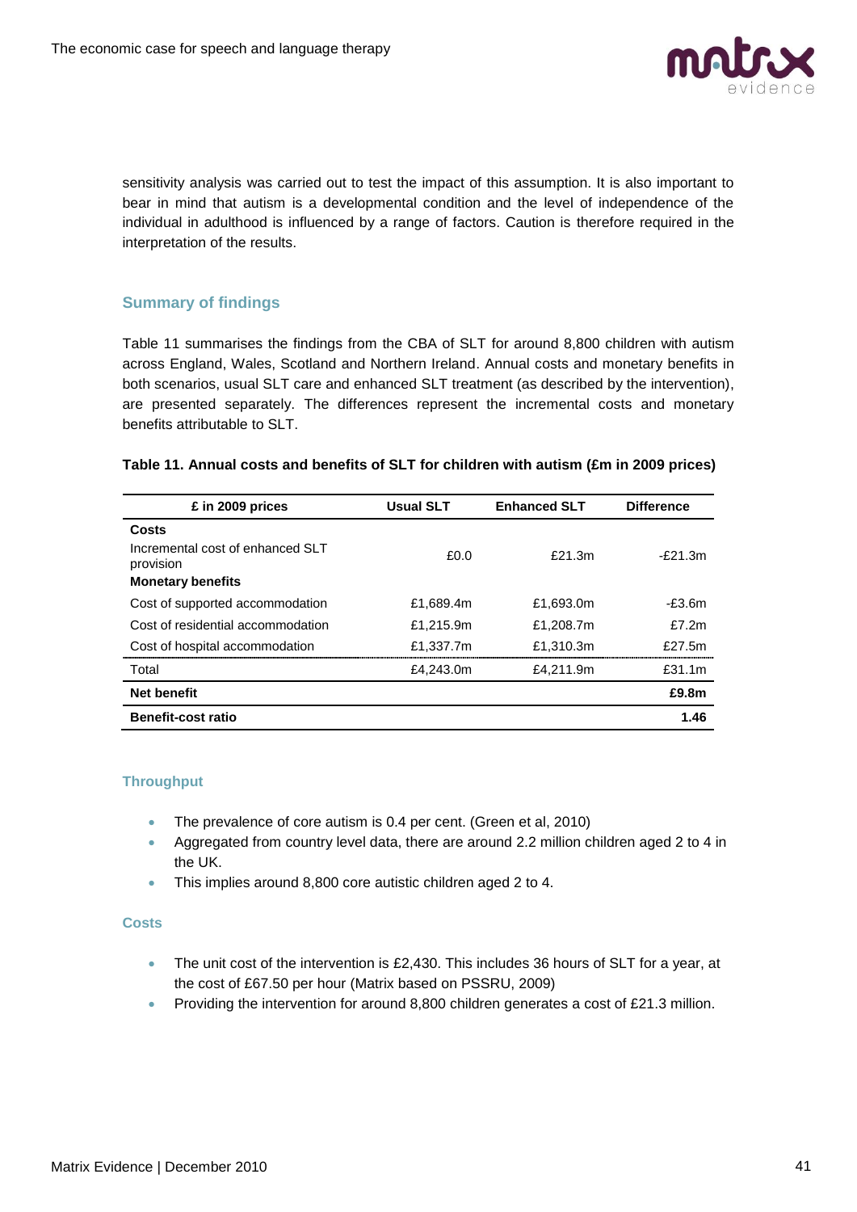sensitivity analysis was carried out to test the impact of this assumption. It is also important to bear in mind that autism is a developmental condition and the level of independence of the individual in adulthood is influenced by a range of factors. Caution is therefore required in the interpretation of the results.

### Summary of findings

Table 11 summarises the findings from the CBA of SLT for around 8,800 children with autism across England, Wales, Scotland and Northern Ireland. Annual costs and monetary benefits in both scenarios, usual SLT care and enhanced SLT treatment (as described by the intervention), are presented separately. The differences represent the incremental costs and monetary benefits attributable to SLT.

**Table 11. Annual costs and benefits of SLT for children with autism (£m in 2009 prices)**

| £ in 2009 prices | Usual SLT | Enhanced SLT | Difference |
|---|---|---|---|
| **Costs** | | | |
| Incremental cost of enhanced SLT provision | £0.0 | £21.3m | -£21.3m |
| **Monetary benefits** | | | |
| Cost of supported accommodation | £1,689.4m | £1,693.0m | -£3.6m |
| Cost of residential accommodation | £1,215.9m | £1,208.7m | £7.2m |
| Cost of hospital accommodation | £1,337.7m | £1,310.3m | £27.5m |
| Total | £4,243.0m | £4,211.9m | £31.1m |
| **Net benefit** | | | **£9.8m** |
| **Benefit-cost ratio** | | | **1.46** |

#### Throughput

- The prevalence of core autism is 0.4 per cent. (Green et al, 2010)
- Aggregated from country level data, there are around 2.2 million children aged 2 to 4 in the UK.
- This implies around 8,800 core autistic children aged 2 to 4.

#### Costs

- The unit cost of the intervention is £2,430. This includes 36 hours of SLT for a year, at the cost of £67.50 per hour (Matrix based on PSSRU, 2009)
- Providing the intervention for around 8,800 children generates a cost of £21.3 million.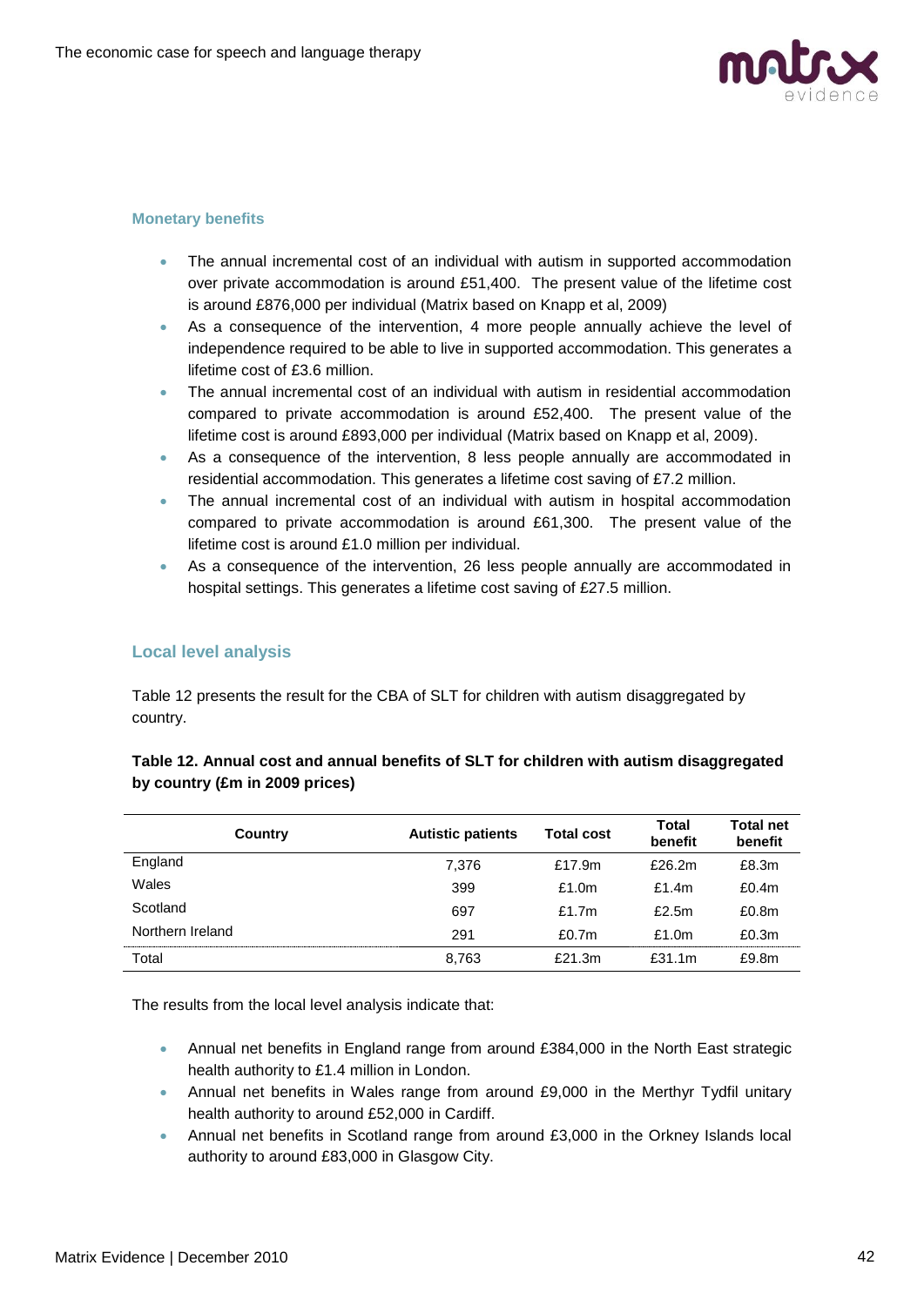### Monetary benefits

- The annual incremental cost of an individual with autism in supported accommodation over private accommodation is around £51,400. The present value of the lifetime cost is around £876,000 per individual (Matrix based on Knapp et al, 2009)
- As a consequence of the intervention, 4 more people annually achieve the level of independence required to be able to live in supported accommodation. This generates a lifetime cost of £3.6 million.
- The annual incremental cost of an individual with autism in residential accommodation compared to private accommodation is around £52,400. The present value of the lifetime cost is around £893,000 per individual (Matrix based on Knapp et al, 2009).
- As a consequence of the intervention, 8 less people annually are accommodated in residential accommodation. This generates a lifetime cost saving of £7.2 million.
- The annual incremental cost of an individual with autism in hospital accommodation compared to private accommodation is around £61,300. The present value of the lifetime cost is around £1.0 million per individual.
- As a consequence of the intervention, 26 less people annually are accommodated in hospital settings. This generates a lifetime cost saving of £27.5 million.

### Local level analysis

Table 12 presents the result for the CBA of SLT for children with autism disaggregated by country.

**Table 12. Annual cost and annual benefits of SLT for children with autism disaggregated by country (£m in 2009 prices)**

| Country | Autistic patients | Total cost | Total benefit | Total net benefit |
|---|---|---|---|---|
| England | 7,376 | £17.9m | £26.2m | £8.3m |
| Wales | 399 | £1.0m | £1.4m | £0.4m |
| Scotland | 697 | £1.7m | £2.5m | £0.8m |
| Northern Ireland | 291 | £0.7m | £1.0m | £0.3m |
| Total | 8,763 | £21.3m | £31.1m | £9.8m |

The results from the local level analysis indicate that:

- Annual net benefits in England range from around £384,000 in the North East strategic health authority to £1.4 million in London.
- Annual net benefits in Wales range from around £9,000 in the Merthyr Tydfil unitary health authority to around £52,000 in Cardiff.
- Annual net benefits in Scotland range from around £3,000 in the Orkney Islands local authority to around £83,000 in Glasgow City.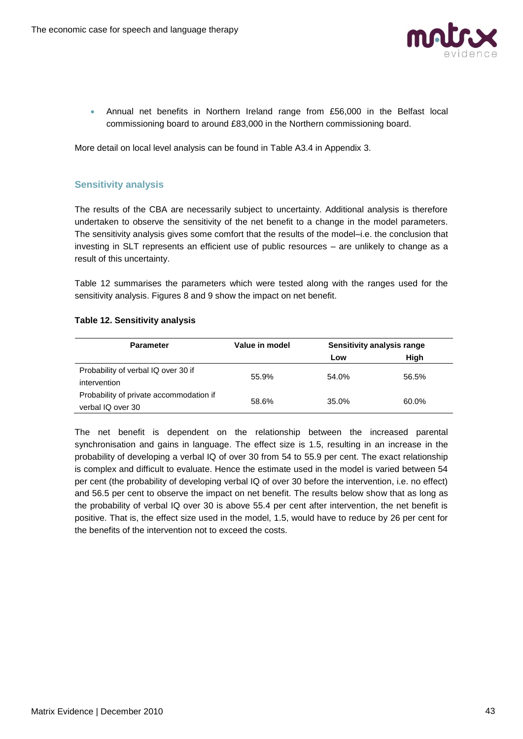- Annual net benefits in Northern Ireland range from £56,000 in the Belfast local commissioning board to around £83,000 in the Northern commissioning board.

More detail on local level analysis can be found in Table A3.4 in Appendix 3.

## Sensitivity analysis

The results of the CBA are necessarily subject to uncertainty. Additional analysis is therefore undertaken to observe the sensitivity of the net benefit to a change in the model parameters. The sensitivity analysis gives some comfort that the results of the model–i.e. the conclusion that investing in SLT represents an efficient use of public resources – are unlikely to change as a result of this uncertainty.

Table 12 summarises the parameters which were tested along with the ranges used for the sensitivity analysis. Figures 8 and 9 show the impact on net benefit.

**Table 12. Sensitivity analysis**

| Parameter | Value in model | Sensitivity analysis range | |
|---|---|---|---|
| | | Low | High |
| Probability of verbal IQ over 30 if intervention | 55.9% | 54.0% | 56.5% |
| Probability of private accommodation if verbal IQ over 30 | 58.6% | 35.0% | 60.0% |

The net benefit is dependent on the relationship between the increased parental synchronisation and gains in language. The effect size is 1.5, resulting in an increase in the probability of developing a verbal IQ of over 30 from 54 to 55.9 per cent. The exact relationship is complex and difficult to evaluate. Hence the estimate used in the model is varied between 54 per cent (the probability of developing verbal IQ of over 30 before the intervention, i.e. no effect) and 56.5 per cent to observe the impact on net benefit. The results below show that as long as the probability of verbal IQ over 30 is above 55.4 per cent after intervention, the net benefit is positive. That is, the effect size used in the model, 1.5, would have to reduce by 26 per cent for the benefits of the intervention not to exceed the costs.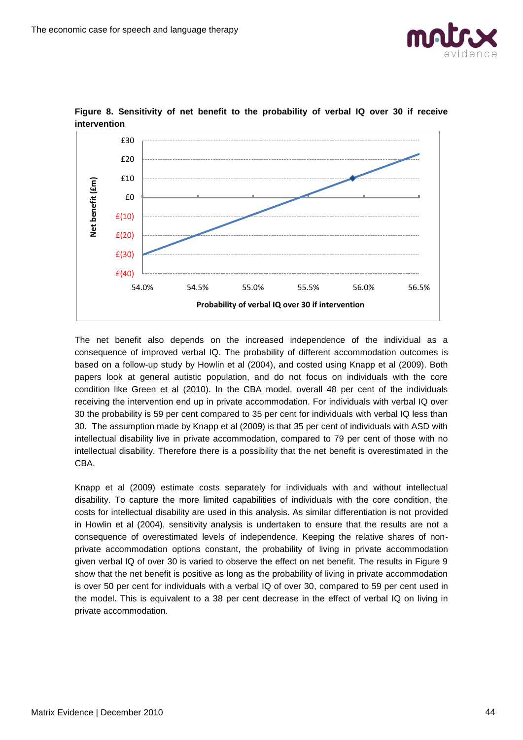**Figure 8. Sensitivity of net benefit to the probability of verbal IQ over 30 if receive intervention**

The net benefit also depends on the increased independence of the individual as a consequence of improved verbal IQ. The probability of different accommodation outcomes is based on a follow-up study by Howlin et al (2004), and costed using Knapp et al (2009). Both papers look at general autistic population, and do not focus on individuals with the core condition like Green et al (2010). In the CBA model, overall 48 per cent of the individuals receiving the intervention end up in private accommodation. For individuals with verbal IQ over 30 the probability is 59 per cent compared to 35 per cent for individuals with verbal IQ less than 30. The assumption made by Knapp et al (2009) is that 35 per cent of individuals with ASD with intellectual disability live in private accommodation, compared to 79 per cent of those with no intellectual disability. Therefore there is a possibility that the net benefit is overestimated in the CBA.

Knapp et al (2009) estimate costs separately for individuals with and without intellectual disability. To capture the more limited capabilities of individuals with the core condition, the costs for intellectual disability are used in this analysis. As similar differentiation is not provided in Howlin et al (2004), sensitivity analysis is undertaken to ensure that the results are not a consequence of overestimated levels of independence. Keeping the relative shares of non-private accommodation options constant, the probability of living in private accommodation given verbal IQ of over 30 is varied to observe the effect on net benefit. The results in Figure 9 show that the net benefit is positive as long as the probability of living in private accommodation is over 50 per cent for individuals with a verbal IQ of over 30, compared to 59 per cent used in the model. This is equivalent to a 38 per cent decrease in the effect of verbal IQ on living in private accommodation.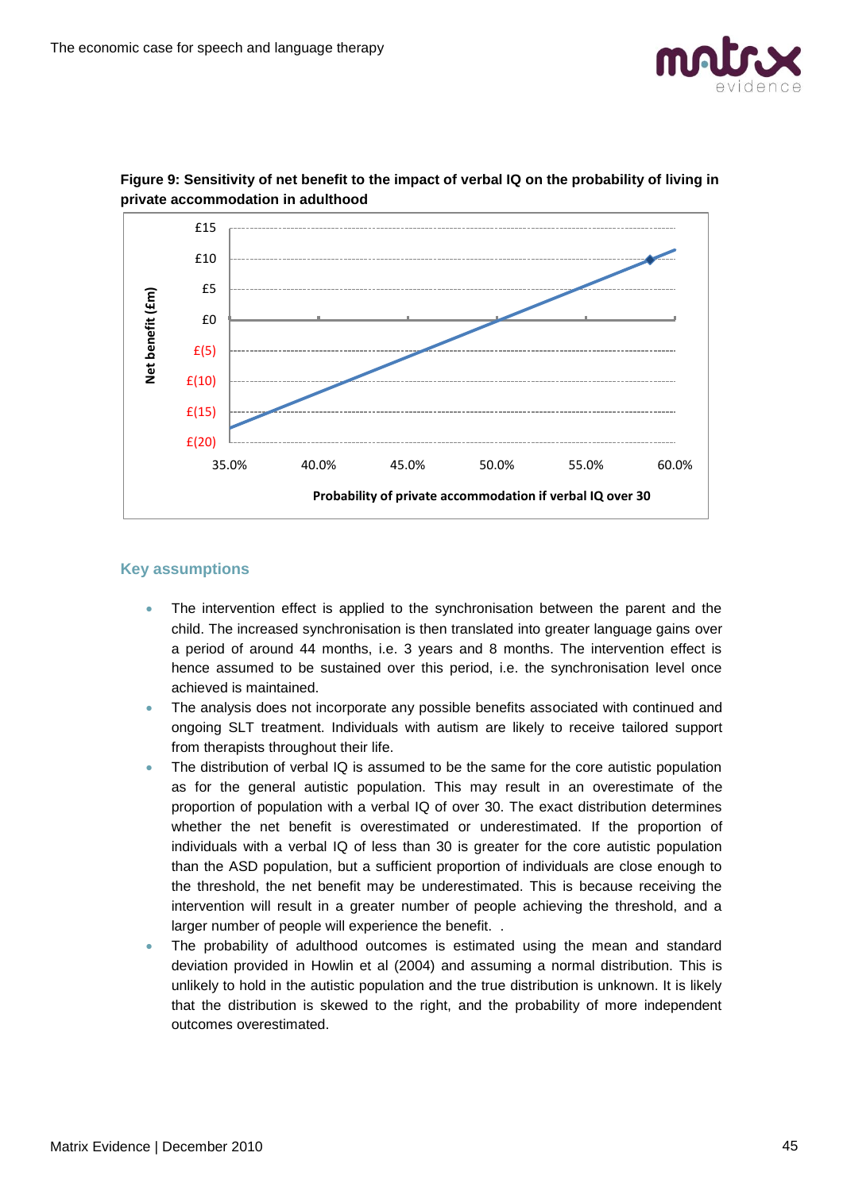**Figure 9: Sensitivity of net benefit to the impact of verbal IQ on the probability of living in private accommodation in adulthood**

### Key assumptions

- The intervention effect is applied to the synchronisation between the parent and the child. The increased synchronisation is then translated into greater language gains over a period of around 44 months, i.e. 3 years and 8 months. The intervention effect is hence assumed to be sustained over this period, i.e. the synchronisation level once achieved is maintained.
- The analysis does not incorporate any possible benefits associated with continued and ongoing SLT treatment. Individuals with autism are likely to receive tailored support from therapists throughout their life.
- The distribution of verbal IQ is assumed to be the same for the core autistic population as for the general autistic population. This may result in an overestimate of the proportion of population with a verbal IQ of over 30. The exact distribution determines whether the net benefit is overestimated or underestimated. If the proportion of individuals with a verbal IQ of less than 30 is greater for the core autistic population than the ASD population, but a sufficient proportion of individuals are close enough to the threshold, the net benefit may be underestimated. This is because receiving the intervention will result in a greater number of people achieving the threshold, and a larger number of people will experience the benefit. .
- The probability of adulthood outcomes is estimated using the mean and standard deviation provided in Howlin et al (2004) and assuming a normal distribution. This is unlikely to hold in the autistic population and the true distribution is unknown. It is likely that the distribution is skewed to the right, and the probability of more independent outcomes overestimated.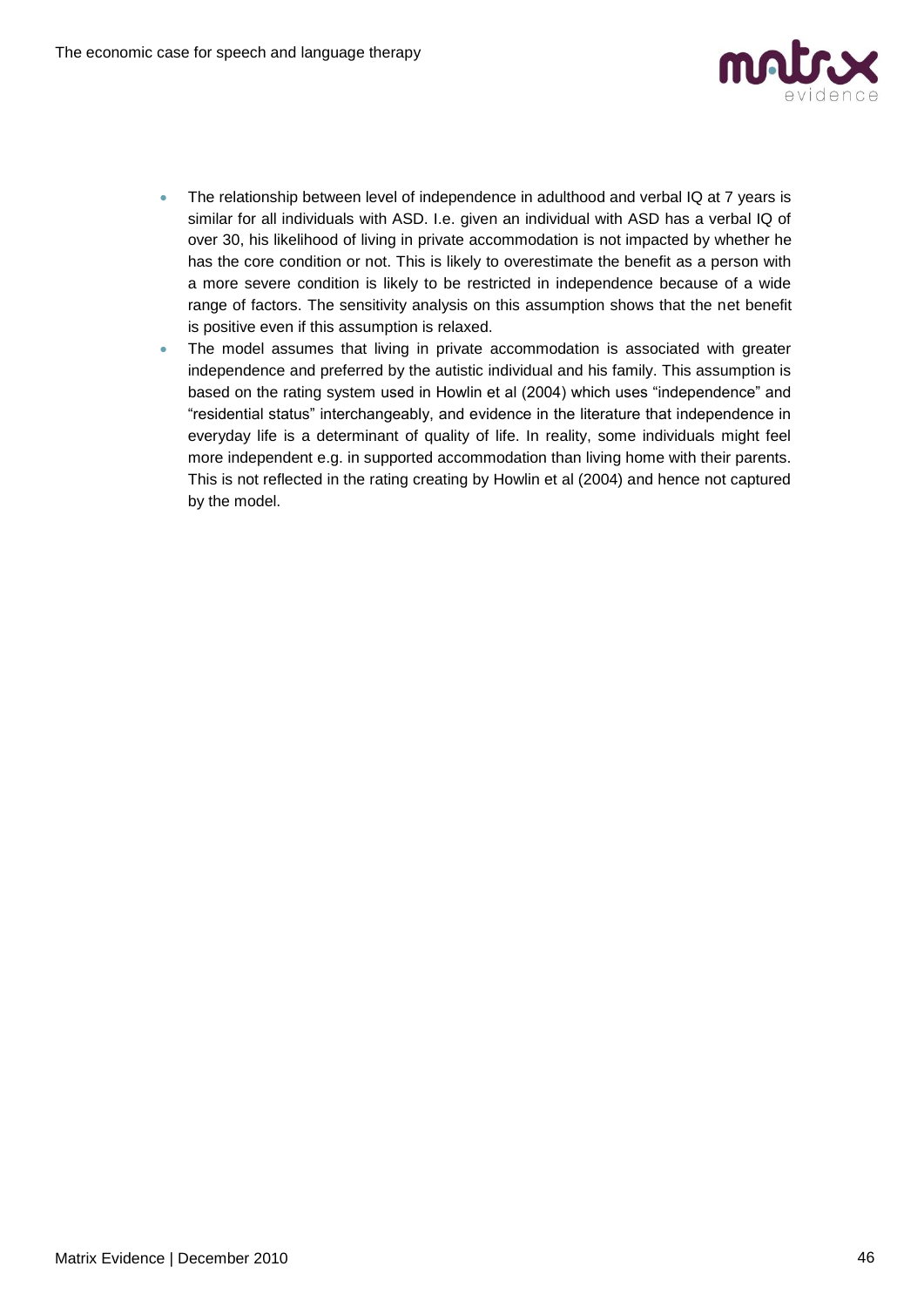- The relationship between level of independence in adulthood and verbal IQ at 7 years is similar for all individuals with ASD. I.e. given an individual with ASD has a verbal IQ of over 30, his likelihood of living in private accommodation is not impacted by whether he has the core condition or not. This is likely to overestimate the benefit as a person with a more severe condition is likely to be restricted in independence because of a wide range of factors. The sensitivity analysis on this assumption shows that the net benefit is positive even if this assumption is relaxed.
- The model assumes that living in private accommodation is associated with greater independence and preferred by the autistic individual and his family. This assumption is based on the rating system used in Howlin et al (2004) which uses "independence" and "residential status" interchangeably, and evidence in the literature that independence in everyday life is a determinant of quality of life. In reality, some individuals might feel more independent e.g. in supported accommodation than living home with their parents. This is not reflected in the rating creating by Howlin et al (2004) and hence not captured by the model.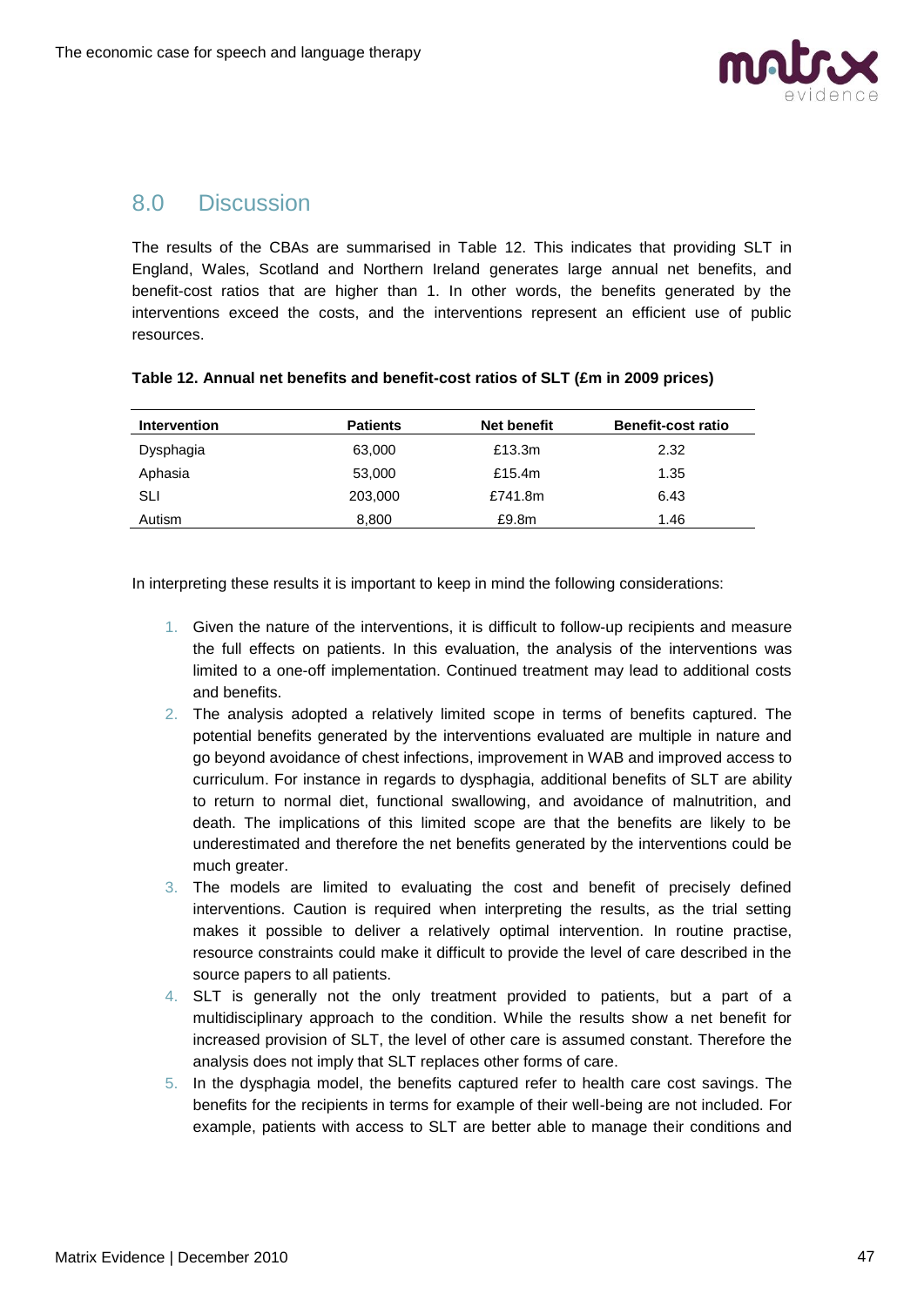## 8.0 Discussion

The results of the CBAs are summarised in Table 12. This indicates that providing SLT in England, Wales, Scotland and Northern Ireland generates large annual net benefits, and benefit-cost ratios that are higher than 1. In other words, the benefits generated by the interventions exceed the costs, and the interventions represent an efficient use of public resources.

**Table 12. Annual net benefits and benefit-cost ratios of SLT (£m in 2009 prices)**

| Intervention | Patients | Net benefit | Benefit-cost ratio |
|---|---|---|---|
| Dysphagia | 63,000 | £13.3m | 2.32 |
| Aphasia | 53,000 | £15.4m | 1.35 |
| SLI | 203,000 | £741.8m | 6.43 |
| Autism | 8,800 | £9.8m | 1.46 |

In interpreting these results it is important to keep in mind the following considerations:

1. Given the nature of the interventions, it is difficult to follow-up recipients and measure the full effects on patients. In this evaluation, the analysis of the interventions was limited to a one-off implementation. Continued treatment may lead to additional costs and benefits.
2. The analysis adopted a relatively limited scope in terms of benefits captured. The potential benefits generated by the interventions evaluated are multiple in nature and go beyond avoidance of chest infections, improvement in WAB and improved access to curriculum. For instance in regards to dysphagia, additional benefits of SLT are ability to return to normal diet, functional swallowing, and avoidance of malnutrition, and death. The implications of this limited scope are that the benefits are likely to be underestimated and therefore the net benefits generated by the interventions could be much greater.
3. The models are limited to evaluating the cost and benefit of precisely defined interventions. Caution is required when interpreting the results, as the trial setting makes it possible to deliver a relatively optimal intervention. In routine practise, resource constraints could make it difficult to provide the level of care described in the source papers to all patients.
4. SLT is generally not the only treatment provided to patients, but a part of a multidisciplinary approach to the condition. While the results show a net benefit for increased provision of SLT, the level of other care is assumed constant. Therefore the analysis does not imply that SLT replaces other forms of care.
5. In the dysphagia model, the benefits captured refer to health care cost savings. The benefits for the recipients in terms for example of their well-being are not included. For example, patients with access to SLT are better able to manage their conditions and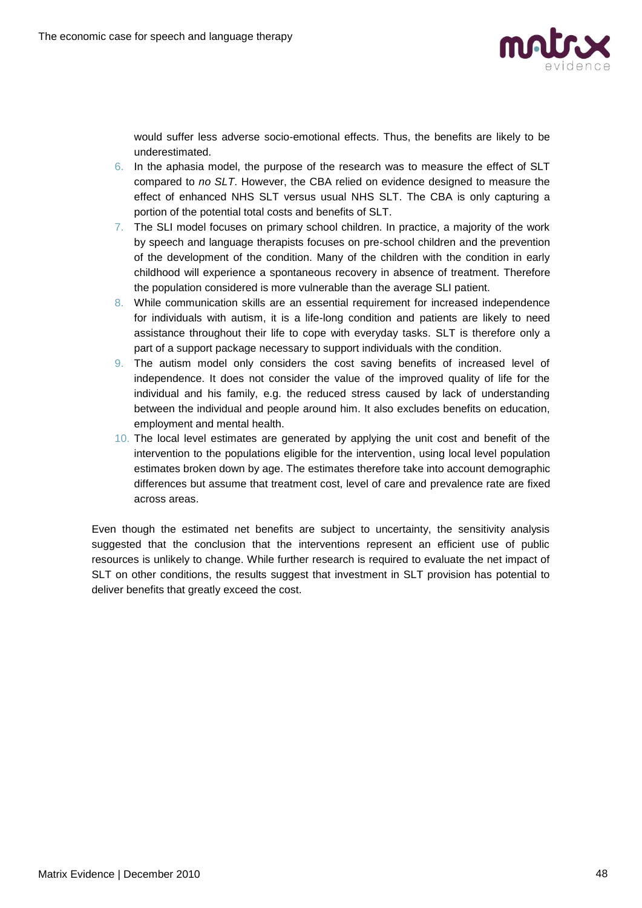would suffer less adverse socio-emotional effects. Thus, the benefits are likely to be underestimated.

6. In the aphasia model, the purpose of the research was to measure the effect of SLT compared to *no SLT*. However, the CBA relied on evidence designed to measure the effect of enhanced NHS SLT versus usual NHS SLT. The CBA is only capturing a portion of the potential total costs and benefits of SLT.
7. The SLI model focuses on primary school children. In practice, a majority of the work by speech and language therapists focuses on pre-school children and the prevention of the development of the condition. Many of the children with the condition in early childhood will experience a spontaneous recovery in absence of treatment. Therefore the population considered is more vulnerable than the average SLI patient.
8. While communication skills are an essential requirement for increased independence for individuals with autism, it is a life-long condition and patients are likely to need assistance throughout their life to cope with everyday tasks. SLT is therefore only a part of a support package necessary to support individuals with the condition.
9. The autism model only considers the cost saving benefits of increased level of independence. It does not consider the value of the improved quality of life for the individual and his family, e.g. the reduced stress caused by lack of understanding between the individual and people around him. It also excludes benefits on education, employment and mental health.
10. The local level estimates are generated by applying the unit cost and benefit of the intervention to the populations eligible for the intervention, using local level population estimates broken down by age. The estimates therefore take into account demographic differences but assume that treatment cost, level of care and prevalence rate are fixed across areas.

Even though the estimated net benefits are subject to uncertainty, the sensitivity analysis suggested that the conclusion that the interventions represent an efficient use of public resources is unlikely to change. While further research is required to evaluate the net impact of SLT on other conditions, the results suggest that investment in SLT provision has potential to deliver benefits that greatly exceed the cost.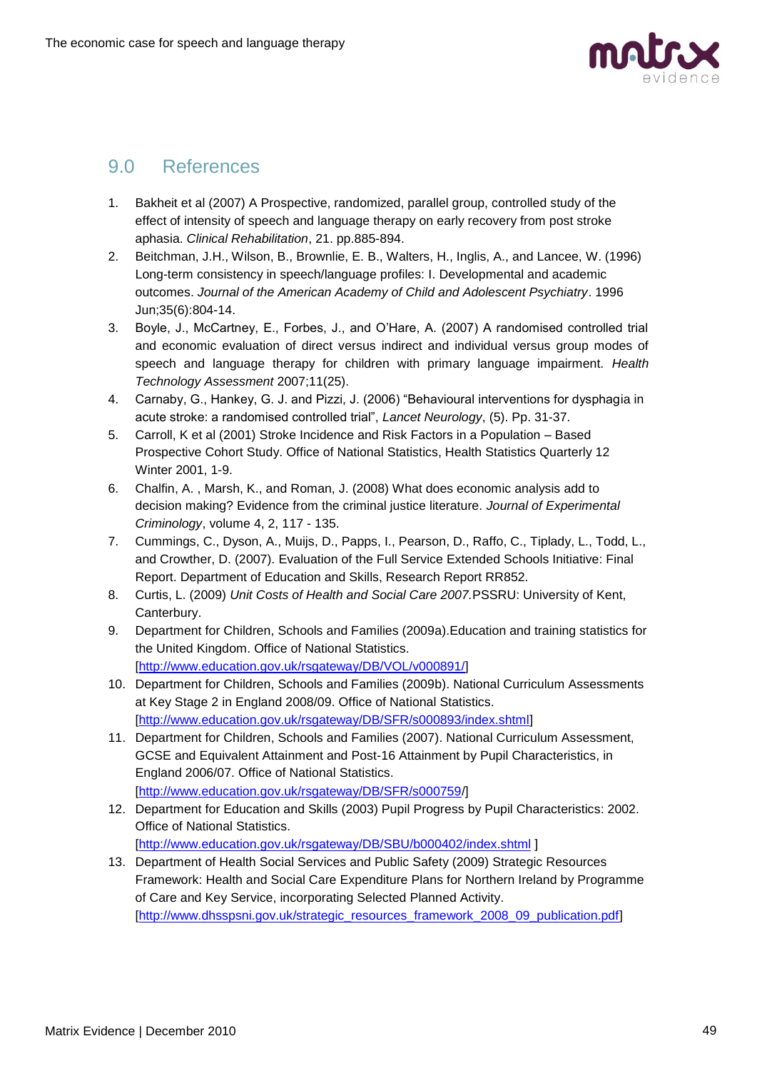## 9.0 References

1. Bakheit et al (2007) A Prospective, randomized, parallel group, controlled study of the effect of intensity of speech and language therapy on early recovery from post stroke aphasia. *Clinical Rehabilitation*, 21. pp.885-894.
2. Beitchman, J.H., Wilson, B., Brownlie, E. B., Walters, H., Inglis, A., and Lancee, W. (1996) Long-term consistency in speech/language profiles: I. Developmental and academic outcomes. *Journal of the American Academy of Child and Adolescent Psychiatry*. 1996 Jun;35(6):804-14.
3. Boyle, J., McCartney, E., Forbes, J., and O'Hare, A. (2007) A randomised controlled trial and economic evaluation of direct versus indirect and individual versus group modes of speech and language therapy for children with primary language impairment. *Health Technology Assessment* 2007;11(25).
4. Carnaby, G., Hankey, G. J. and Pizzi, J. (2006) "Behavioural interventions for dysphagia in acute stroke: a randomised controlled trial", *Lancet Neurology*, (5). Pp. 31-37.
5. Carroll, K et al (2001) Stroke Incidence and Risk Factors in a Population – Based Prospective Cohort Study. Office of National Statistics, Health Statistics Quarterly 12 Winter 2001, 1-9.
6. Chalfin, A. , Marsh, K., and Roman, J. (2008) What does economic analysis add to decision making? Evidence from the criminal justice literature. *Journal of Experimental Criminology*, volume 4, 2, 117 - 135.
7. Cummings, C., Dyson, A., Muijs, D., Papps, I., Pearson, D., Raffo, C., Tiplady, L., Todd, L., and Crowther, D. (2007). Evaluation of the Full Service Extended Schools Initiative: Final Report. Department of Education and Skills, Research Report RR852.
8. Curtis, L. (2009) *Unit Costs of Health and Social Care 2007.*PSSRU: University of Kent, Canterbury.
9. Department for Children, Schools and Families (2009a).Education and training statistics for the United Kingdom. Office of National Statistics. [http://www.education.gov.uk/rsgateway/DB/VOL/v000891/]
10. Department for Children, Schools and Families (2009b). National Curriculum Assessments at Key Stage 2 in England 2008/09. Office of National Statistics. [http://www.education.gov.uk/rsgateway/DB/SFR/s000893/index.shtml]
11. Department for Children, Schools and Families (2007). National Curriculum Assessment, GCSE and Equivalent Attainment and Post-16 Attainment by Pupil Characteristics, in England 2006/07. Office of National Statistics. [http://www.education.gov.uk/rsgateway/DB/SFR/s000759/]
12. Department for Education and Skills (2003) Pupil Progress by Pupil Characteristics: 2002. Office of National Statistics. [http://www.education.gov.uk/rsgateway/DB/SBU/b000402/index.shtml ]
13. Department of Health Social Services and Public Safety (2009) Strategic Resources Framework: Health and Social Care Expenditure Plans for Northern Ireland by Programme of Care and Key Service, incorporating Selected Planned Activity. [http://www.dhsspsni.gov.uk/strategic_resources_framework_2008_09_publication.pdf]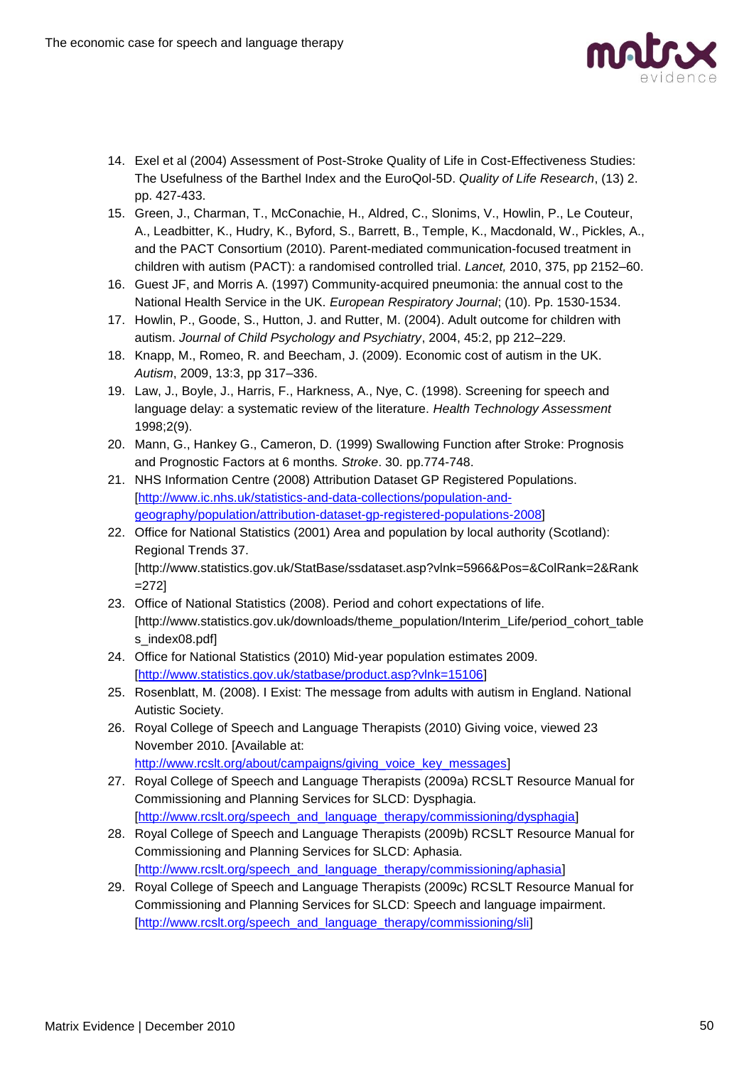14. Exel et al (2004) Assessment of Post-Stroke Quality of Life in Cost-Effectiveness Studies: The Usefulness of the Barthel Index and the EuroQol-5D. *Quality of Life Research*, (13) 2. pp. 427-433.
15. Green, J., Charman, T., McConachie, H., Aldred, C., Slonims, V., Howlin, P., Le Couteur, A., Leadbitter, K., Hudry, K., Byford, S., Barrett, B., Temple, K., Macdonald, W., Pickles, A., and the PACT Consortium (2010). Parent-mediated communication-focused treatment in children with autism (PACT): a randomised controlled trial. *Lancet,* 2010, 375, pp 2152–60.
16. Guest JF, and Morris A. (1997) Community-acquired pneumonia: the annual cost to the National Health Service in the UK. *European Respiratory Journal*; (10). Pp. 1530-1534.
17. Howlin, P., Goode, S., Hutton, J. and Rutter, M. (2004). Adult outcome for children with autism. *Journal of Child Psychology and Psychiatry*, 2004, 45:2, pp 212–229.
18. Knapp, M., Romeo, R. and Beecham, J. (2009). Economic cost of autism in the UK. *Autism*, 2009, 13:3, pp 317–336.
19. Law, J., Boyle, J., Harris, F., Harkness, A., Nye, C. (1998). Screening for speech and language delay: a systematic review of the literature. *Health Technology Assessment* 1998;2(9).
20. Mann, G., Hankey G., Cameron, D. (1999) Swallowing Function after Stroke: Prognosis and Prognostic Factors at 6 months*. Stroke*. 30. pp.774-748.
21. NHS Information Centre (2008) Attribution Dataset GP Registered Populations. [http://www.ic.nhs.uk/statistics-and-data-collections/population-and-geography/population/attribution-dataset-gp-registered-populations-2008]
22. Office for National Statistics (2001) Area and population by local authority (Scotland): Regional Trends 37. [http://www.statistics.gov.uk/StatBase/ssdataset.asp?vlnk=5966&Pos=&ColRank=2&Rank=272]
23. Office of National Statistics (2008). Period and cohort expectations of life. [http://www.statistics.gov.uk/downloads/theme_population/Interim_Life/period_cohort_tables_index08.pdf]
24. Office for National Statistics (2010) Mid-year population estimates 2009. [http://www.statistics.gov.uk/statbase/product.asp?vlnk=15106]
25. Rosenblatt, M. (2008). I Exist: The message from adults with autism in England. National Autistic Society.
26. Royal College of Speech and Language Therapists (2010) Giving voice, viewed 23 November 2010. [Available at: http://www.rcslt.org/about/campaigns/giving_voice_key_messages]
27. Royal College of Speech and Language Therapists (2009a) RCSLT Resource Manual for Commissioning and Planning Services for SLCD: Dysphagia. [http://www.rcslt.org/speech_and_language_therapy/commissioning/dysphagia]
28. Royal College of Speech and Language Therapists (2009b) RCSLT Resource Manual for Commissioning and Planning Services for SLCD: Aphasia. [http://www.rcslt.org/speech_and_language_therapy/commissioning/aphasia]
29. Royal College of Speech and Language Therapists (2009c) RCSLT Resource Manual for Commissioning and Planning Services for SLCD: Speech and language impairment. [http://www.rcslt.org/speech_and_language_therapy/commissioning/sli]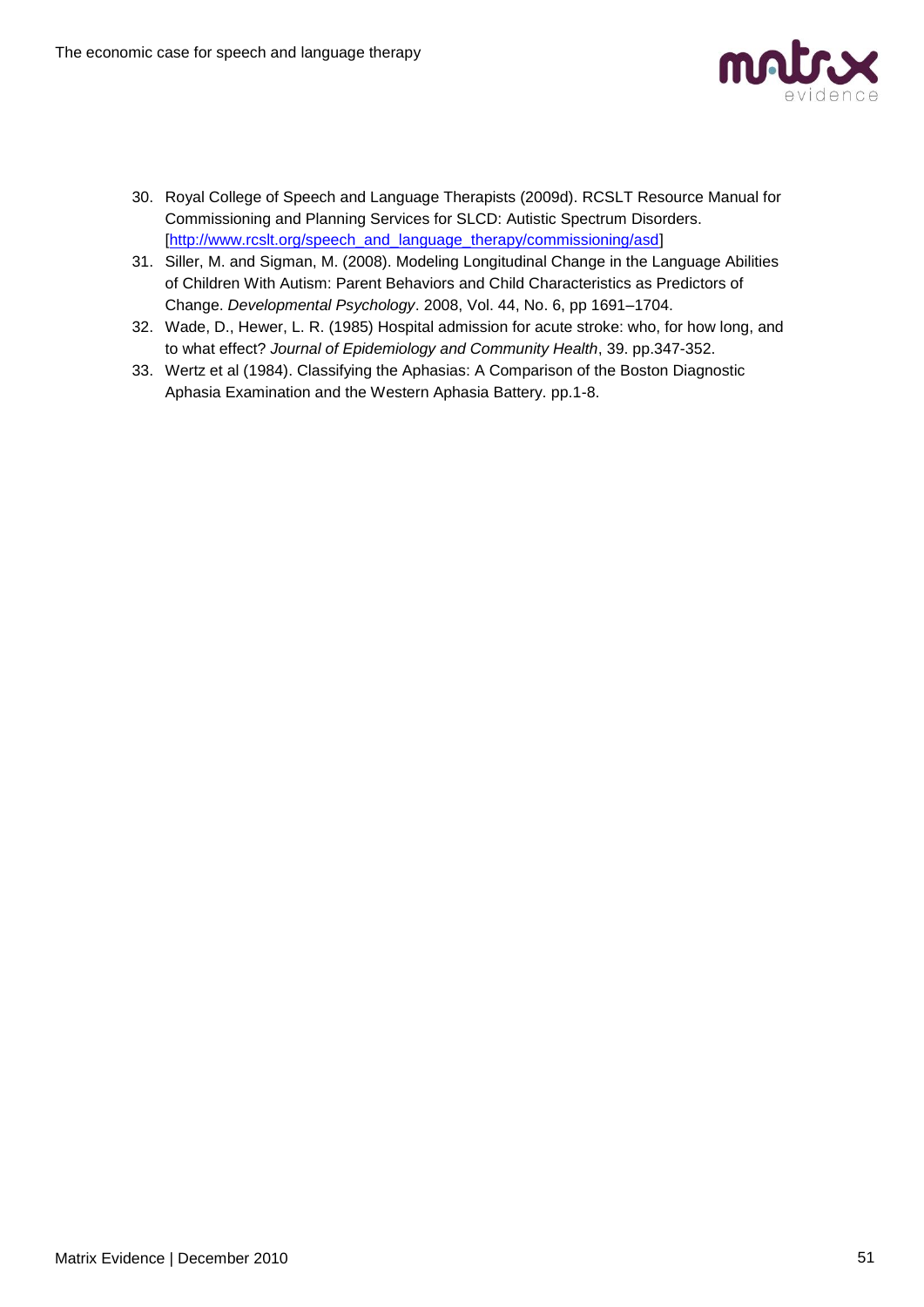30. Royal College of Speech and Language Therapists (2009d). RCSLT Resource Manual for Commissioning and Planning Services for SLCD: Autistic Spectrum Disorders. [http://www.rcslt.org/speech_and_language_therapy/commissioning/asd]
31. Siller, M. and Sigman, M. (2008). Modeling Longitudinal Change in the Language Abilities of Children With Autism: Parent Behaviors and Child Characteristics as Predictors of Change. *Developmental Psychology*. 2008, Vol. 44, No. 6, pp 1691–1704.
32. Wade, D., Hewer, L. R. (1985) Hospital admission for acute stroke: who, for how long, and to what effect? *Journal of Epidemiology and Community Health*, 39. pp.347-352.
33. Wertz et al (1984). Classifying the Aphasias: A Comparison of the Boston Diagnostic Aphasia Examination and the Western Aphasia Battery. pp.1-8.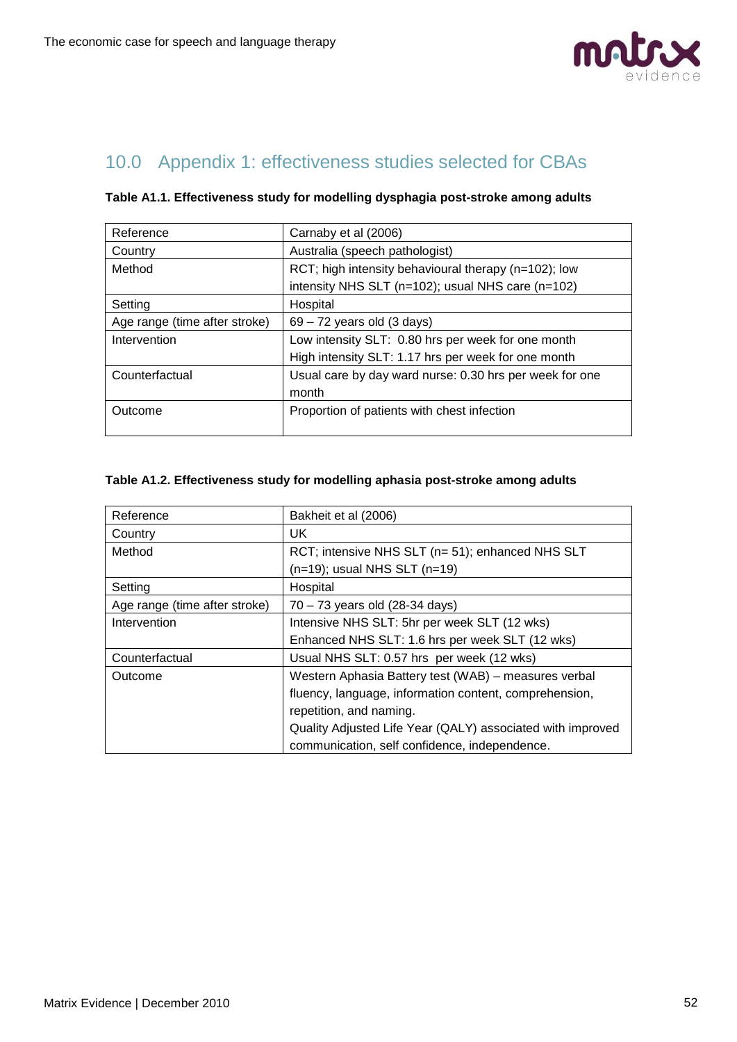## 10.0 Appendix 1: effectiveness studies selected for CBAs

**Table A1.1. Effectiveness study for modelling dysphagia post-stroke among adults**

| Reference | Carnaby et al (2006) |
|---|---|
| Country | Australia (speech pathologist) |
| Method | RCT; high intensity behavioural therapy (n=102); low intensity NHS SLT (n=102); usual NHS care (n=102) |
| Setting | Hospital |
| Age range (time after stroke) | 69 – 72 years old (3 days) |
| Intervention | Low intensity SLT: 0.80 hrs per week for one month<br>High intensity SLT: 1.17 hrs per week for one month |
| Counterfactual | Usual care by day ward nurse: 0.30 hrs per week for one month |
| Outcome | Proportion of patients with chest infection |

**Table A1.2. Effectiveness study for modelling aphasia post-stroke among adults**

| Reference | Bakheit et al (2006) |
|---|---|
| Country | UK |
| Method | RCT; intensive NHS SLT (n= 51); enhanced NHS SLT (n=19); usual NHS SLT (n=19) |
| Setting | Hospital |
| Age range (time after stroke) | 70 – 73 years old (28-34 days) |
| Intervention | Intensive NHS SLT: 5hr per week SLT (12 wks)<br>Enhanced NHS SLT: 1.6 hrs per week SLT (12 wks) |
| Counterfactual | Usual NHS SLT: 0.57 hrs per week (12 wks) |
| Outcome | Western Aphasia Battery test (WAB) – measures verbal fluency, language, information content, comprehension, repetition, and naming.<br>Quality Adjusted Life Year (QALY) associated with improved communication, self confidence, independence. |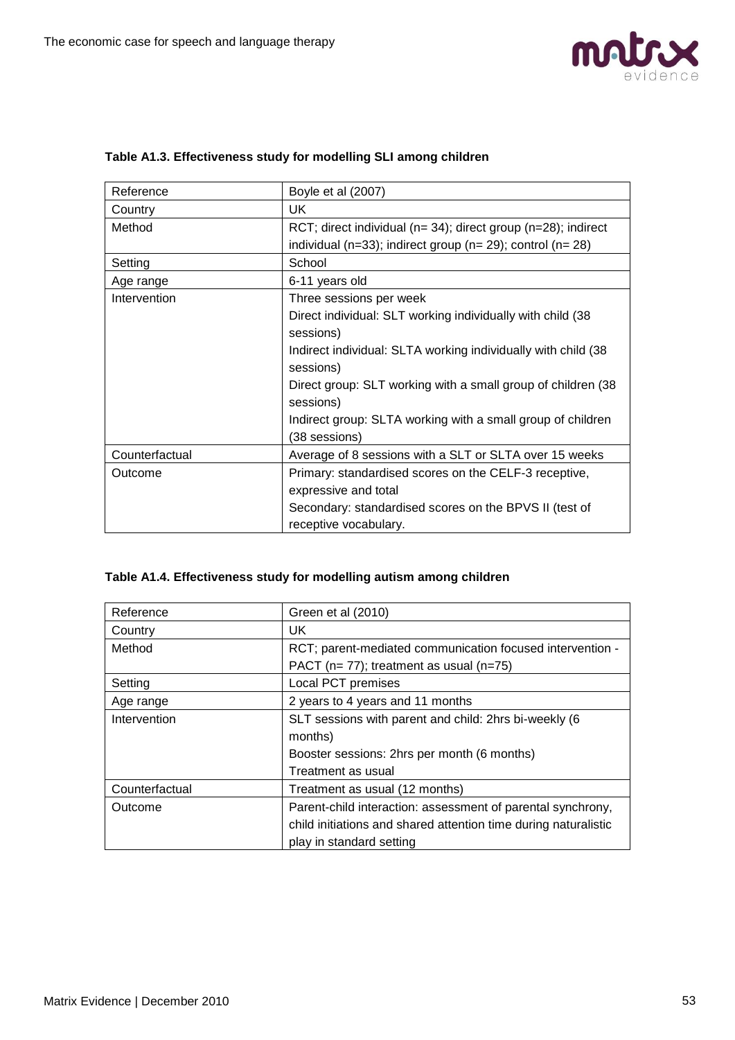**Table A1.3. Effectiveness study for modelling SLI among children**

| Reference | Boyle et al (2007) |
|---|---|
| Country | UK |
| Method | RCT; direct individual (n= 34); direct group (n=28); indirect individual (n=33); indirect group (n= 29); control (n= 28) |
| Setting | School |
| Age range | 6-11 years old |
| Intervention | Three sessions per week<br>Direct individual: SLT working individually with child (38 sessions)<br>Indirect individual: SLTA working individually with child (38 sessions)<br>Direct group: SLT working with a small group of children (38 sessions)<br>Indirect group: SLTA working with a small group of children (38 sessions) |
| Counterfactual | Average of 8 sessions with a SLT or SLTA over 15 weeks |
| Outcome | Primary: standardised scores on the CELF-3 receptive, expressive and total<br>Secondary: standardised scores on the BPVS II (test of receptive vocabulary. |

**Table A1.4. Effectiveness study for modelling autism among children**

| Reference | Green et al (2010) |
|---|---|
| Country | UK |
| Method | RCT; parent-mediated communication focused intervention - PACT (n= 77); treatment as usual (n=75) |
| Setting | Local PCT premises |
| Age range | 2 years to 4 years and 11 months |
| Intervention | SLT sessions with parent and child: 2hrs bi-weekly (6 months)<br>Booster sessions: 2hrs per month (6 months)<br>Treatment as usual |
| Counterfactual | Treatment as usual (12 months) |
| Outcome | Parent-child interaction: assessment of parental synchrony, child initiations and shared attention time during naturalistic play in standard setting |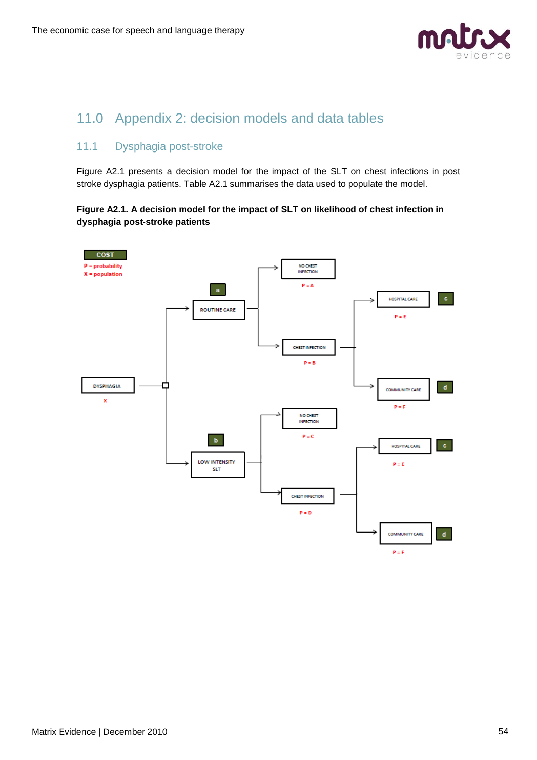# 11.0 Appendix 2: decision models and data tables

## 11.1 Dysphagia post-stroke

Figure A2.1 presents a decision model for the impact of the SLT on chest infections in post stroke dysphagia patients. Table A2.1 summarises the data used to populate the model.

**Figure A2.1. A decision model for the impact of SLT on likelihood of chest infection in dysphagia post-stroke patients**

COST
P = probability
X = population

DYSPHAGIA
X

a — ROUTINE CARE
- NO CHEST INFECTION — P = A
- CHEST INFECTION — P = B
  - HOSPITAL CARE — P = E — c
  - COMMUNITY CARE — P = F — d

b — LOW INTENSITY SLT
- NO CHEST INFECTION — P = C
- CHEST INFECTION — P = D
  - HOSPITAL CARE — P = E — c
  - COMMUNITY CARE — P = F — d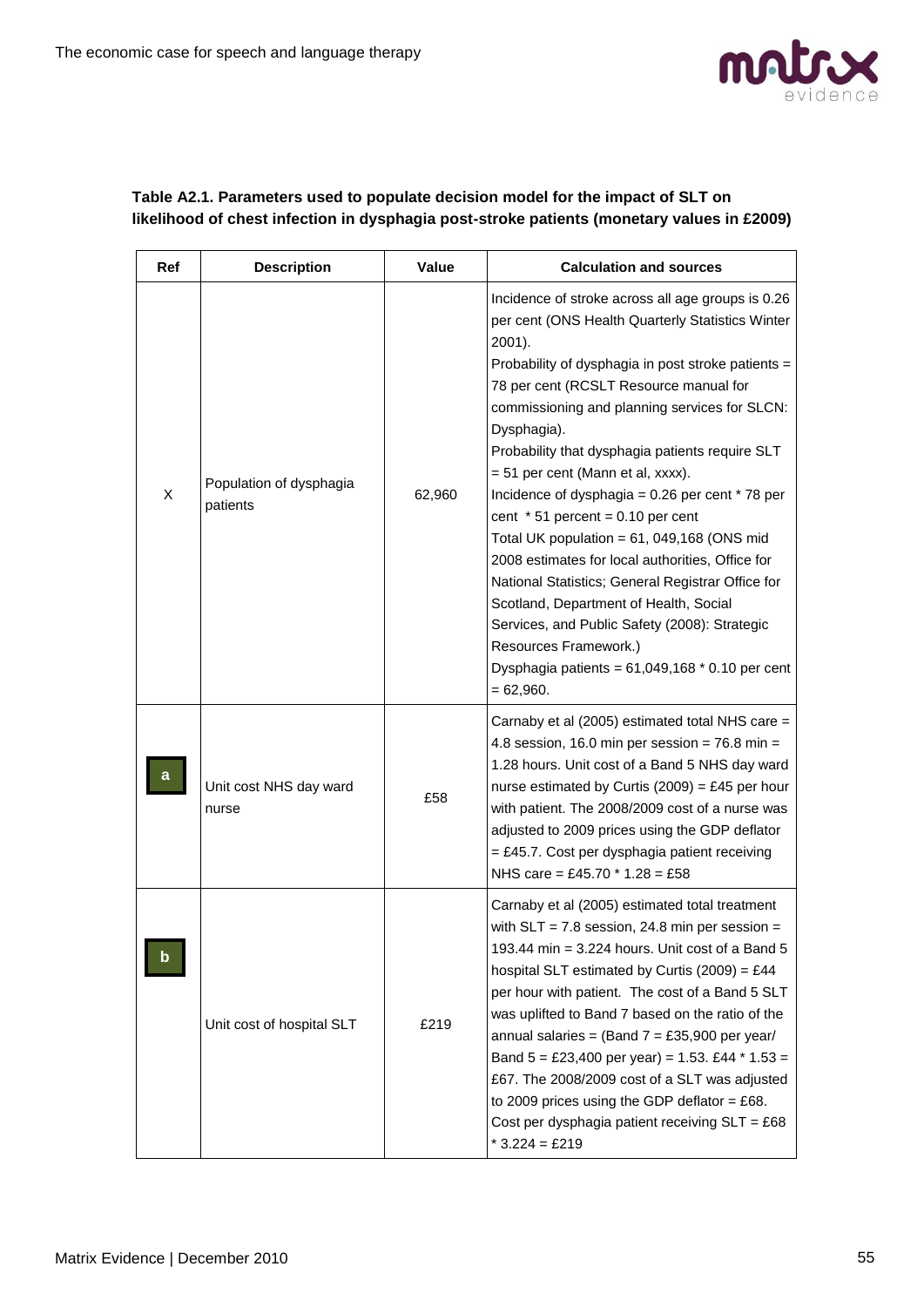**Table A2.1. Parameters used to populate decision model for the impact of SLT on likelihood of chest infection in dysphagia post-stroke patients (monetary values in £2009)**

| Ref | Description | Value | Calculation and sources |
|---|---|---|---|
| X | Population of dysphagia patients | 62,960 | Incidence of stroke across all age groups is 0.26 per cent (ONS Health Quarterly Statistics Winter 2001). Probability of dysphagia in post stroke patients = 78 per cent (RCSLT Resource manual for commissioning and planning services for SLCN: Dysphagia). Probability that dysphagia patients require SLT = 51 per cent (Mann et al, xxxx). Incidence of dysphagia = 0.26 per cent * 78 per cent * 51 percent = 0.10 per cent Total UK population = 61, 049,168 (ONS mid 2008 estimates for local authorities, Office for National Statistics; General Registrar Office for Scotland, Department of Health, Social Services, and Public Safety (2008): Strategic Resources Framework.) Dysphagia patients = 61,049,168 * 0.10 per cent = 62,960. |
| a | Unit cost NHS day ward nurse | £58 | Carnaby et al (2005) estimated total NHS care = 4.8 session, 16.0 min per session = 76.8 min = 1.28 hours. Unit cost of a Band 5 NHS day ward nurse estimated by Curtis (2009) = £45 per hour with patient. The 2008/2009 cost of a nurse was adjusted to 2009 prices using the GDP deflator = £45.7. Cost per dysphagia patient receiving NHS care = £45.70 * 1.28 = £58 |
| b | Unit cost of hospital SLT | £219 | Carnaby et al (2005) estimated total treatment with SLT = 7.8 session, 24.8 min per session = 193.44 min = 3.224 hours. Unit cost of a Band 5 hospital SLT estimated by Curtis (2009) = £44 per hour with patient. The cost of a Band 5 SLT was uplifted to Band 7 based on the ratio of the annual salaries = (Band 7 = £35,900 per year/ Band 5 = £23,400 per year) = 1.53. £44 * 1.53 = £67. The 2008/2009 cost of a SLT was adjusted to 2009 prices using the GDP deflator = £68. Cost per dysphagia patient receiving SLT = £68 * 3.224 = £219 |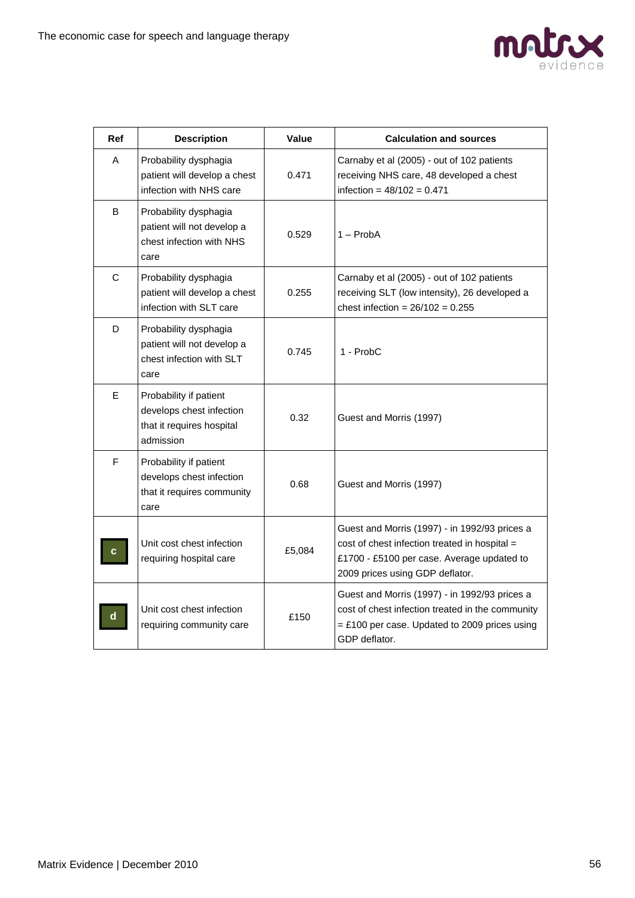| Ref | Description | Value | Calculation and sources |
|---|---|---|---|
| A | Probability dysphagia patient will develop a chest infection with NHS care | 0.471 | Carnaby et al (2005) - out of 102 patients receiving NHS care, 48 developed a chest infection = 48/102 = 0.471 |
| B | Probability dysphagia patient will not develop a chest infection with NHS care | 0.529 | 1 – ProbA |
| C | Probability dysphagia patient will develop a chest infection with SLT care | 0.255 | Carnaby et al (2005) - out of 102 patients receiving SLT (low intensity), 26 developed a chest infection = 26/102 = 0.255 |
| D | Probability dysphagia patient will not develop a chest infection with SLT care | 0.745 | 1 - ProbC |
| E | Probability if patient develops chest infection that it requires hospital admission | 0.32 | Guest and Morris (1997) |
| F | Probability if patient develops chest infection that it requires community care | 0.68 | Guest and Morris (1997) |
| c | Unit cost chest infection requiring hospital care | £5,084 | Guest and Morris (1997) - in 1992/93 prices a cost of chest infection treated in hospital = £1700 - £5100 per case. Average updated to 2009 prices using GDP deflator. |
| d | Unit cost chest infection requiring community care | £150 | Guest and Morris (1997) - in 1992/93 prices a cost of chest infection treated in the community = £100 per case. Updated to 2009 prices using GDP deflator. |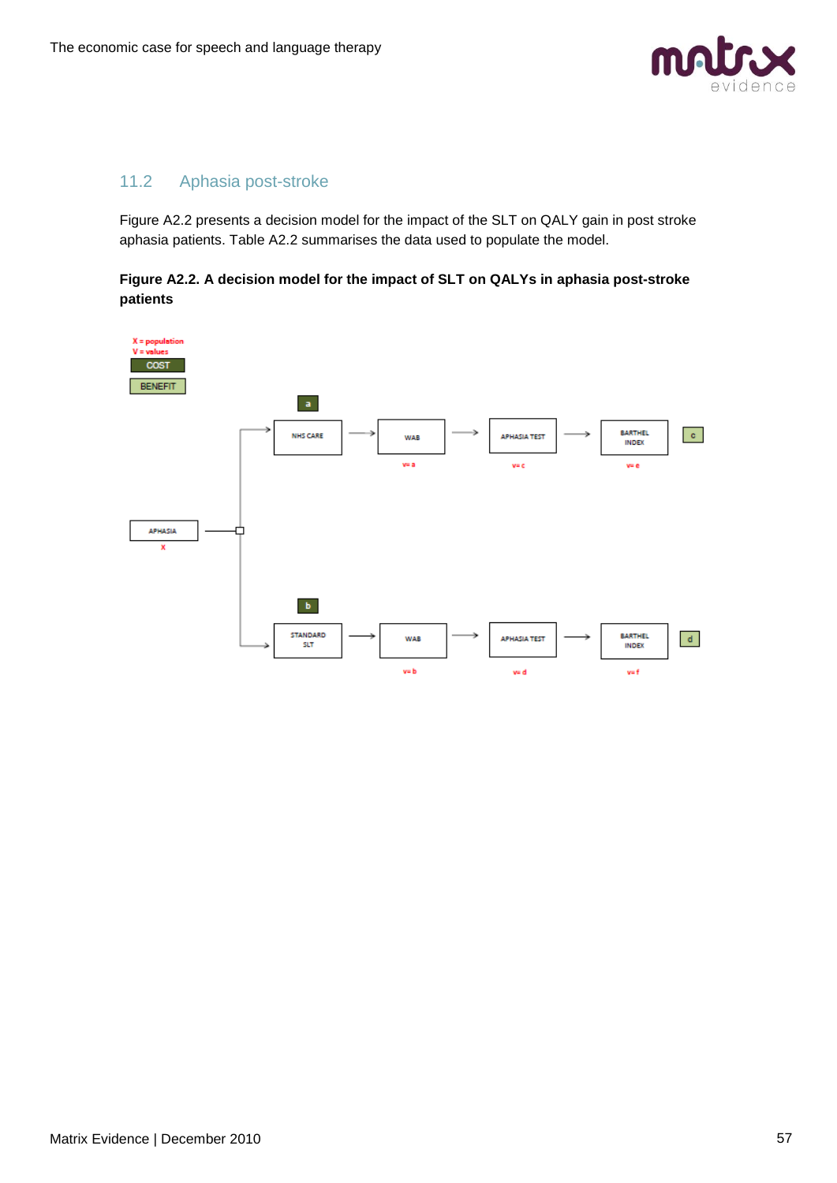## 11.2 Aphasia post-stroke

Figure A2.2 presents a decision model for the impact of the SLT on QALY gain in post stroke aphasia patients. Table A2.2 summarises the data used to populate the model.

**Figure A2.2. A decision model for the impact of SLT on QALYs in aphasia post-stroke patients**

X = population
V = values

COST

BENEFIT

APHASIA
X

a
NHS CARE → WAB (v= a) → APHASIA TEST (v= c) → BARTHEL INDEX (v= e) → c

b
STANDARD SLT → WAB (v= b) → APHASIA TEST (v= d) → BARTHEL INDEX (v= f) → d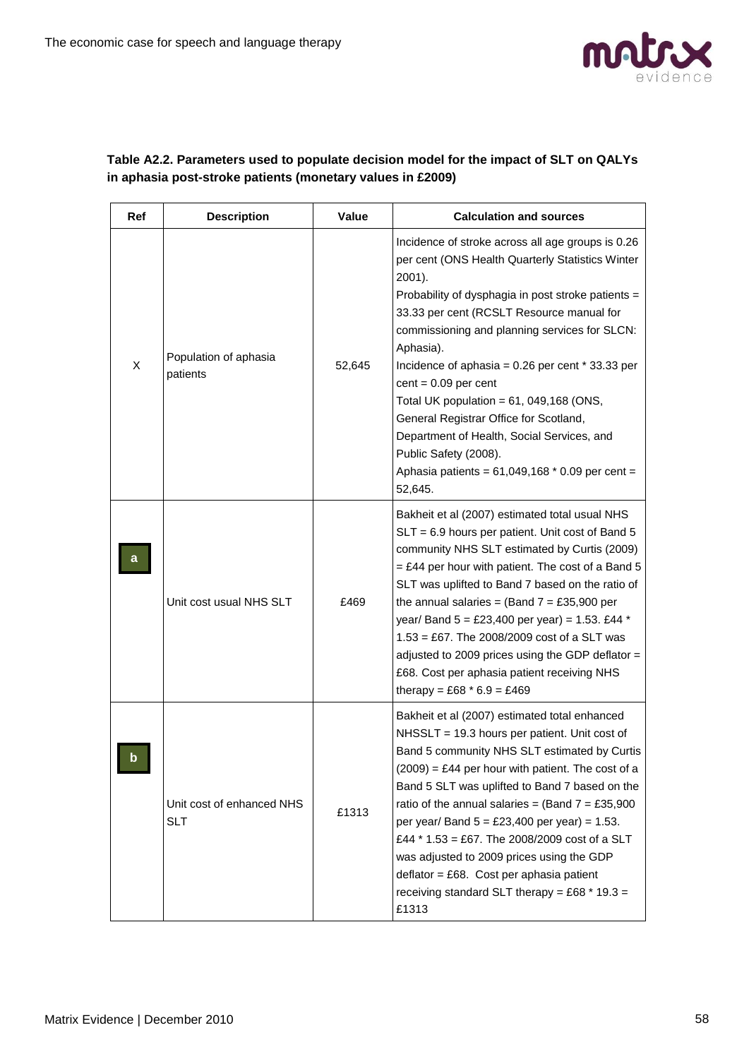**Table A2.2. Parameters used to populate decision model for the impact of SLT on QALYs in aphasia post-stroke patients (monetary values in £2009)**

| Ref | Description | Value | Calculation and sources |
|---|---|---|---|
| X | Population of aphasia patients | 52,645 | Incidence of stroke across all age groups is 0.26 per cent (ONS Health Quarterly Statistics Winter 2001).<br>Probability of dysphagia in post stroke patients = 33.33 per cent (RCSLT Resource manual for commissioning and planning services for SLCN: Aphasia).<br>Incidence of aphasia = 0.26 per cent * 33.33 per cent = 0.09 per cent<br>Total UK population = 61, 049,168 (ONS, General Registrar Office for Scotland, Department of Health, Social Services, and Public Safety (2008).<br>Aphasia patients = 61,049,168 * 0.09 per cent = 52,645. |
| a | Unit cost usual NHS SLT | £469 | Bakheit et al (2007) estimated total usual NHS SLT = 6.9 hours per patient. Unit cost of Band 5 community NHS SLT estimated by Curtis (2009) = £44 per hour with patient. The cost of a Band 5 SLT was uplifted to Band 7 based on the ratio of the annual salaries = (Band 7 = £35,900 per year/ Band 5 = £23,400 per year) = 1.53. £44 * 1.53 = £67. The 2008/2009 cost of a SLT was adjusted to 2009 prices using the GDP deflator = £68. Cost per aphasia patient receiving NHS therapy = £68 * 6.9 = £469 |
| b | Unit cost of enhanced NHS SLT | £1313 | Bakheit et al (2007) estimated total enhanced NHSSLT = 19.3 hours per patient. Unit cost of Band 5 community NHS SLT estimated by Curtis (2009) = £44 per hour with patient. The cost of a Band 5 SLT was uplifted to Band 7 based on the ratio of the annual salaries = (Band 7 = £35,900 per year/ Band 5 = £23,400 per year) = 1.53. £44 * 1.53 = £67. The 2008/2009 cost of a SLT was adjusted to 2009 prices using the GDP deflator = £68. Cost per aphasia patient receiving standard SLT therapy = £68 * 19.3 = £1313 |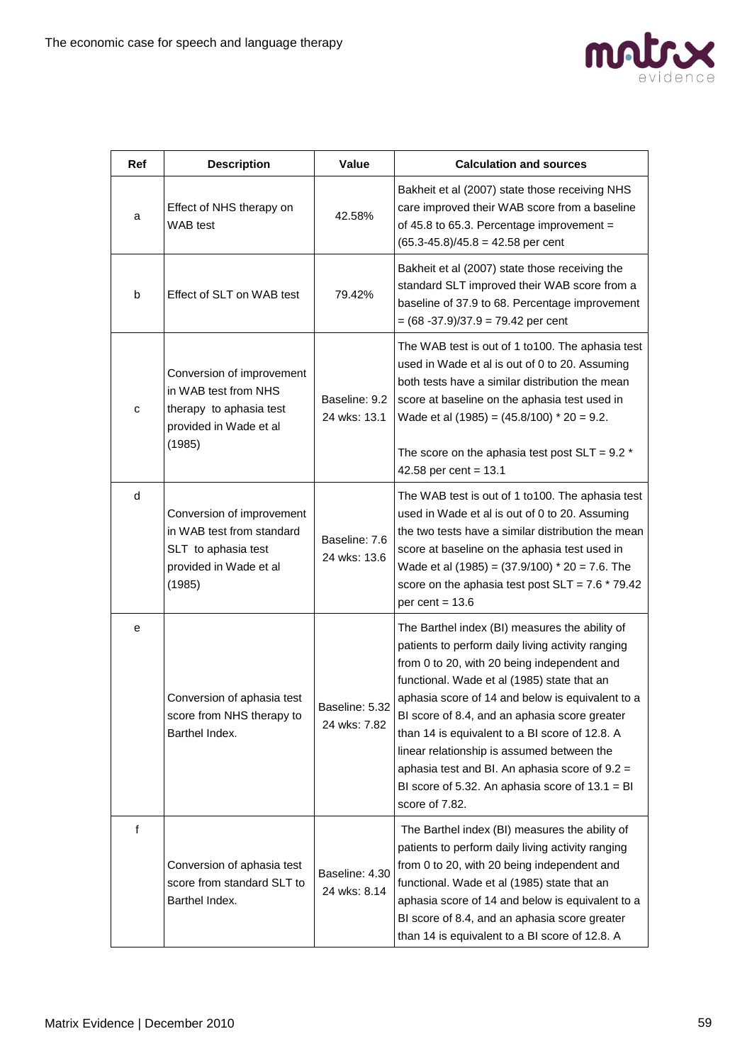| Ref | Description | Value | Calculation and sources |
|---|---|---|---|
| a | Effect of NHS therapy on WAB test | 42.58% | Bakheit et al (2007) state those receiving NHS care improved their WAB score from a baseline of 45.8 to 65.3. Percentage improvement = (65.3-45.8)/45.8 = 42.58 per cent |
| b | Effect of SLT on WAB test | 79.42% | Bakheit et al (2007) state those receiving the standard SLT improved their WAB score from a baseline of 37.9 to 68. Percentage improvement = (68 -37.9)/37.9 = 79.42 per cent |
| c | Conversion of improvement in WAB test from NHS therapy to aphasia test provided in Wade et al (1985) | Baseline: 9.2<br>24 wks: 13.1 | The WAB test is out of 1 to100. The aphasia test used in Wade et al is out of 0 to 20. Assuming both tests have a similar distribution the mean score at baseline on the aphasia test used in Wade et al (1985) = (45.8/100) * 20 = 9.2.<br><br>The score on the aphasia test post SLT = 9.2 * 42.58 per cent = 13.1 |
| d | Conversion of improvement in WAB test from standard SLT to aphasia test provided in Wade et al (1985) | Baseline: 7.6<br>24 wks: 13.6 | The WAB test is out of 1 to100. The aphasia test used in Wade et al is out of 0 to 20. Assuming the two tests have a similar distribution the mean score at baseline on the aphasia test used in Wade et al (1985) = (37.9/100) * 20 = 7.6. The score on the aphasia test post SLT = 7.6 * 79.42 per cent = 13.6 |
| e | Conversion of aphasia test score from NHS therapy to Barthel Index. | Baseline: 5.32<br>24 wks: 7.82 | The Barthel index (BI) measures the ability of patients to perform daily living activity ranging from 0 to 20, with 20 being independent and functional. Wade et al (1985) state that an aphasia score of 14 and below is equivalent to a BI score of 8.4, and an aphasia score greater than 14 is equivalent to a BI score of 12.8. A linear relationship is assumed between the aphasia test and BI. An aphasia score of 9.2 = BI score of 5.32. An aphasia score of 13.1 = BI score of 7.82. |
| f | Conversion of aphasia test score from standard SLT to Barthel Index. | Baseline: 4.30<br>24 wks: 8.14 | The Barthel index (BI) measures the ability of patients to perform daily living activity ranging from 0 to 20, with 20 being independent and functional. Wade et al (1985) state that an aphasia score of 14 and below is equivalent to a BI score of 8.4, and an aphasia score greater than 14 is equivalent to a BI score of 12.8. A |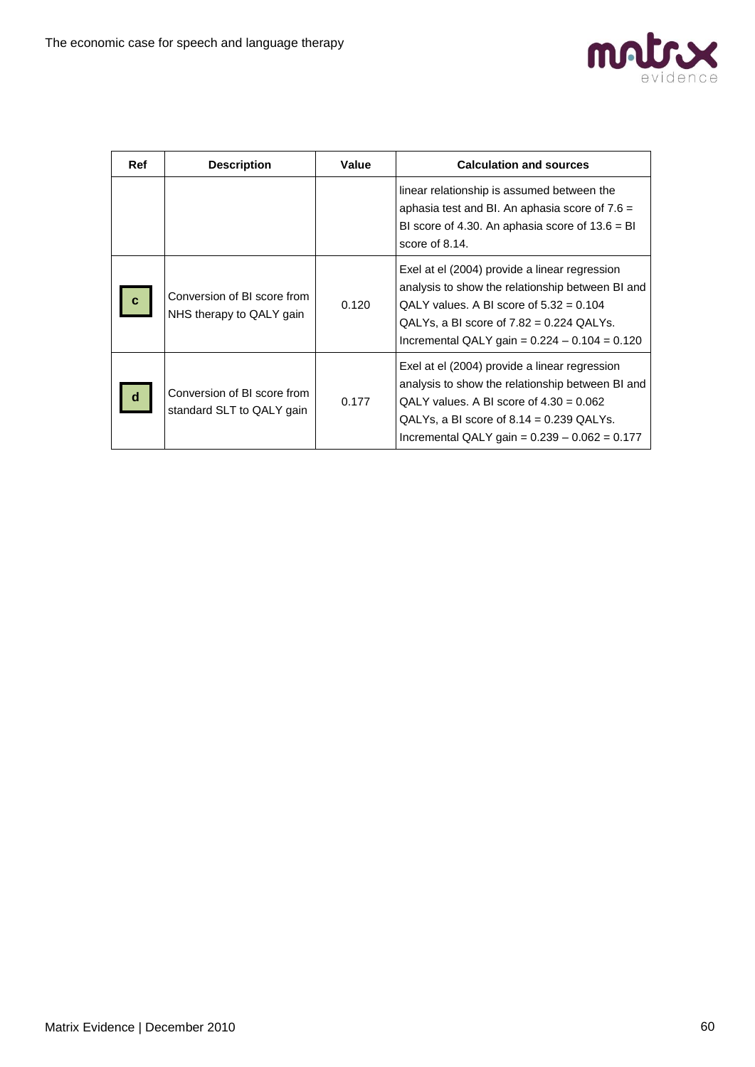| Ref | Description | Value | Calculation and sources |
|---|---|---|---|
| | | | linear relationship is assumed between the aphasia test and BI. An aphasia score of 7.6 = BI score of 4.30. An aphasia score of 13.6 = BI score of 8.14. |
| c | Conversion of BI score from NHS therapy to QALY gain | 0.120 | Exel at el (2004) provide a linear regression analysis to show the relationship between BI and QALY values. A BI score of 5.32 = 0.104 QALYs, a BI score of 7.82 = 0.224 QALYs. Incremental QALY gain = 0.224 – 0.104 = 0.120 |
| d | Conversion of BI score from standard SLT to QALY gain | 0.177 | Exel at el (2004) provide a linear regression analysis to show the relationship between BI and QALY values. A BI score of 4.30 = 0.062 QALYs, a BI score of 8.14 = 0.239 QALYs. Incremental QALY gain = 0.239 – 0.062 = 0.177 |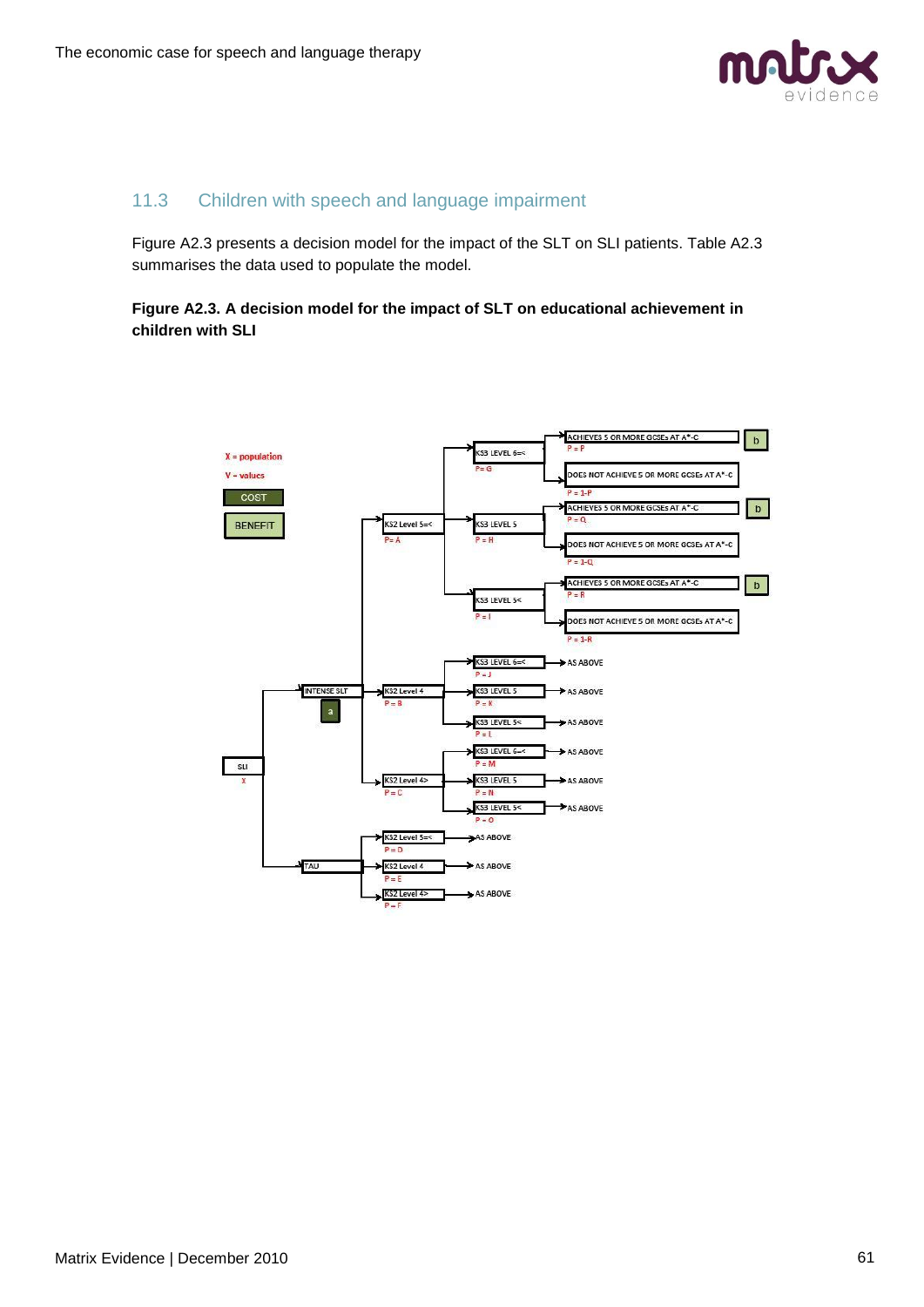## 11.3 Children with speech and language impairment

Figure A2.3 presents a decision model for the impact of the SLT on SLI patients. Table A2.3 summarises the data used to populate the model.

**Figure A2.3. A decision model for the impact of SLT on educational achievement in children with SLI**

X = population

V = values

COST

BENEFIT

- SLI (X)
  - INTENSE SLT (a)
    - KS2 Level 5=< (P= A)
      - KS3 LEVEL 6=< (P= G)
        - ACHIEVES 5 OR MORE GCSEs AT A*-C (P = P) — b
        - DOES NOT ACHIEVE 5 OR MORE GCSEs AT A*-C (P = 1-P)
      - KS3 LEVEL 5 (P = H)
        - ACHIEVES 5 OR MORE GCSEs AT A*-C (P = Q) — b
        - DOES NOT ACHIEVE 5 OR MORE GCSEs AT A*-C (P = 1-Q)
      - KS3 LEVEL 5< (P = I)
        - ACHIEVES 5 OR MORE GCSEs AT A*-C (P = R) — b
        - DOES NOT ACHIEVE 5 OR MORE GCSEs AT A*-C (P = 1-R)
    - KS2 Level 4 (P = B)
      - KS3 LEVEL 6=< (P = J) → AS ABOVE
      - KS3 LEVEL 5 (P = K) → AS ABOVE
      - KS3 LEVEL 5< (P = L) → AS ABOVE
    - KS2 Level 4> (P = C)
      - KS3 LEVEL 6=< (P = M) → AS ABOVE
      - KS3 LEVEL 5 (P = N) → AS ABOVE
      - KS3 LEVEL 5< (P = O) → AS ABOVE
  - TAU
    - KS2 Level 5=< (P = D) → AS ABOVE
    - KS2 Level 4 (P = E) → AS ABOVE
    - KS2 Level 4> (P = F) → AS ABOVE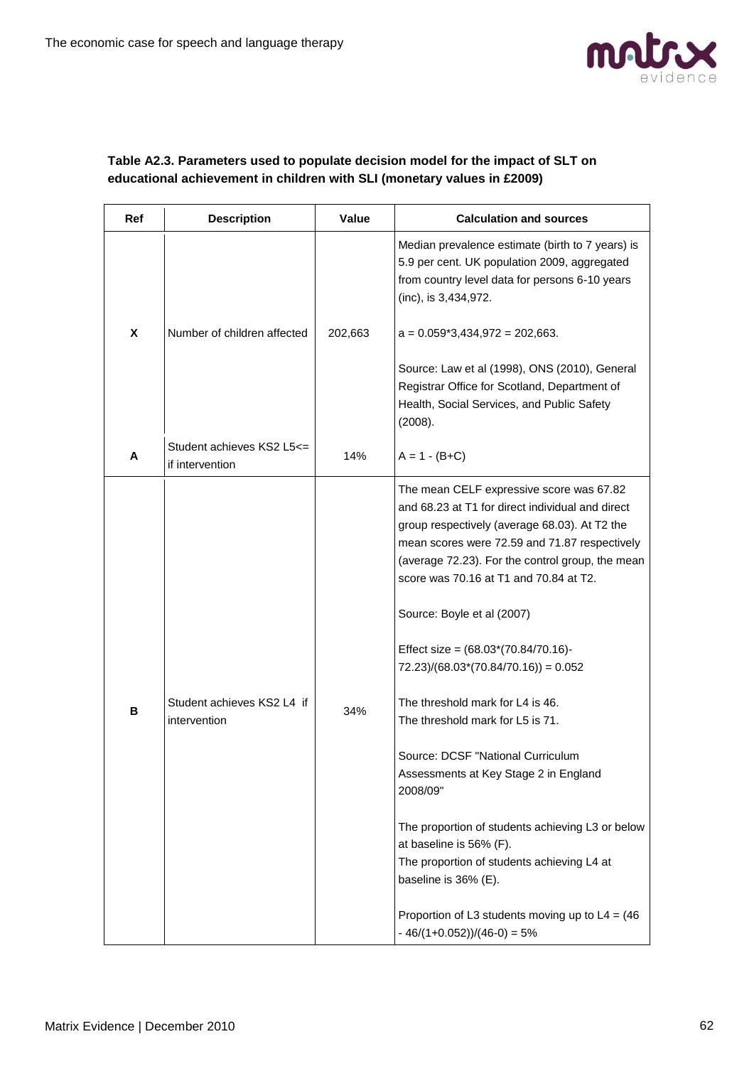**Table A2.3. Parameters used to populate decision model for the impact of SLT on educational achievement in children with SLI (monetary values in £2009)**

| Ref | Description | Value | Calculation and sources |
|---|---|---|---|
| X | Number of children affected | 202,663 | Median prevalence estimate (birth to 7 years) is 5.9 per cent. UK population 2009, aggregated from country level data for persons 6-10 years (inc), is 3,434,972.<br><br>a = 0.059*3,434,972 = 202,663.<br><br>Source: Law et al (1998), ONS (2010), General Registrar Office for Scotland, Department of Health, Social Services, and Public Safety (2008). |
| A | Student achieves KS2 L5<= if intervention | 14% | A = 1 - (B+C) |
| B | Student achieves KS2 L4 if intervention | 34% | The mean CELF expressive score was 67.82 and 68.23 at T1 for direct individual and direct group respectively (average 68.03). At T2 the mean scores were 72.59 and 71.87 respectively (average 72.23). For the control group, the mean score was 70.16 at T1 and 70.84 at T2.<br><br>Source: Boyle et al (2007)<br><br>Effect size = (68.03*(70.84/70.16)-72.23)/(68.03*(70.84/70.16)) = 0.052<br><br>The threshold mark for L4 is 46.<br>The threshold mark for L5 is 71.<br><br>Source: DCSF "National Curriculum Assessments at Key Stage 2 in England 2008/09"<br><br>The proportion of students achieving L3 or below at baseline is 56% (F).<br>The proportion of students achieving L4 at baseline is 36% (E).<br><br>Proportion of L3 students moving up to L4 = (46 - 46/(1+0.052))/(46-0) = 5% |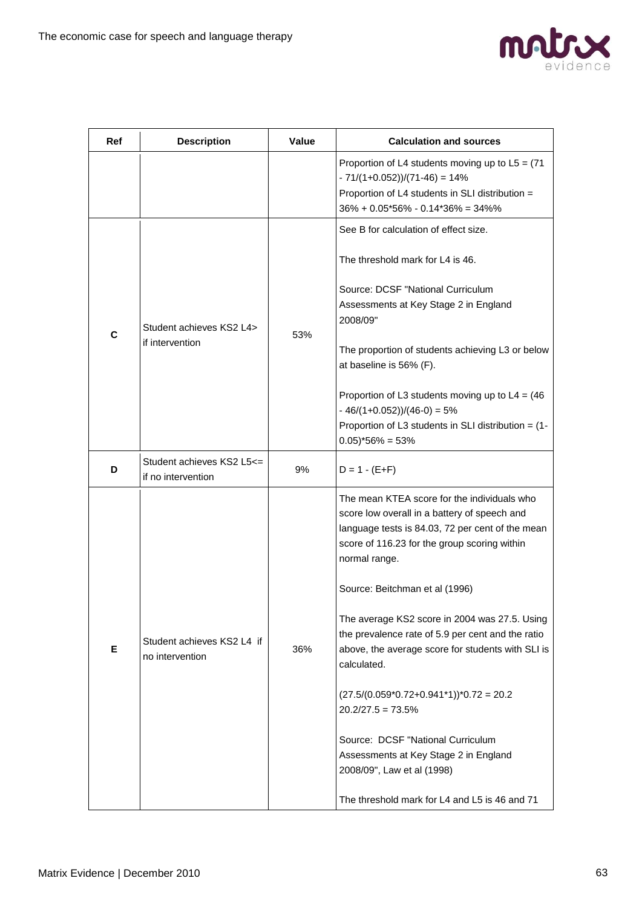| Ref | Description | Value | Calculation and sources |
|---|---|---|---|
| | | | Proportion of L4 students moving up to L5 = (71 - 71/(1+0.052))/(71-46) = 14%<br>Proportion of L4 students in SLI distribution = 36% + 0.05*56% - 0.14*36% = 34%% |
| C | Student achieves KS2 L4> if intervention | 53% | See B for calculation of effect size.<br><br>The threshold mark for L4 is 46.<br><br>Source: DCSF "National Curriculum Assessments at Key Stage 2 in England 2008/09"<br><br>The proportion of students achieving L3 or below at baseline is 56% (F).<br><br>Proportion of L3 students moving up to L4 = (46 - 46/(1+0.052))/(46-0) = 5%<br>Proportion of L3 students in SLI distribution = (1-0.05)*56% = 53% |
| D | Student achieves KS2 L5<= if no intervention | 9% | D = 1 - (E+F) |
| E | Student achieves KS2 L4 if no intervention | 36% | The mean KTEA score for the individuals who score low overall in a battery of speech and language tests is 84.03, 72 per cent of the mean score of 116.23 for the group scoring within normal range.<br><br>Source: Beitchman et al (1996)<br><br>The average KS2 score in 2004 was 27.5. Using the prevalence rate of 5.9 per cent and the ratio above, the average score for students with SLI is calculated.<br><br>(27.5/(0.059*0.72+0.941*1))*0.72 = 20.2<br>20.2/27.5 = 73.5%<br><br>Source: DCSF "National Curriculum Assessments at Key Stage 2 in England 2008/09", Law et al (1998)<br><br>The threshold mark for L4 and L5 is 46 and 71 |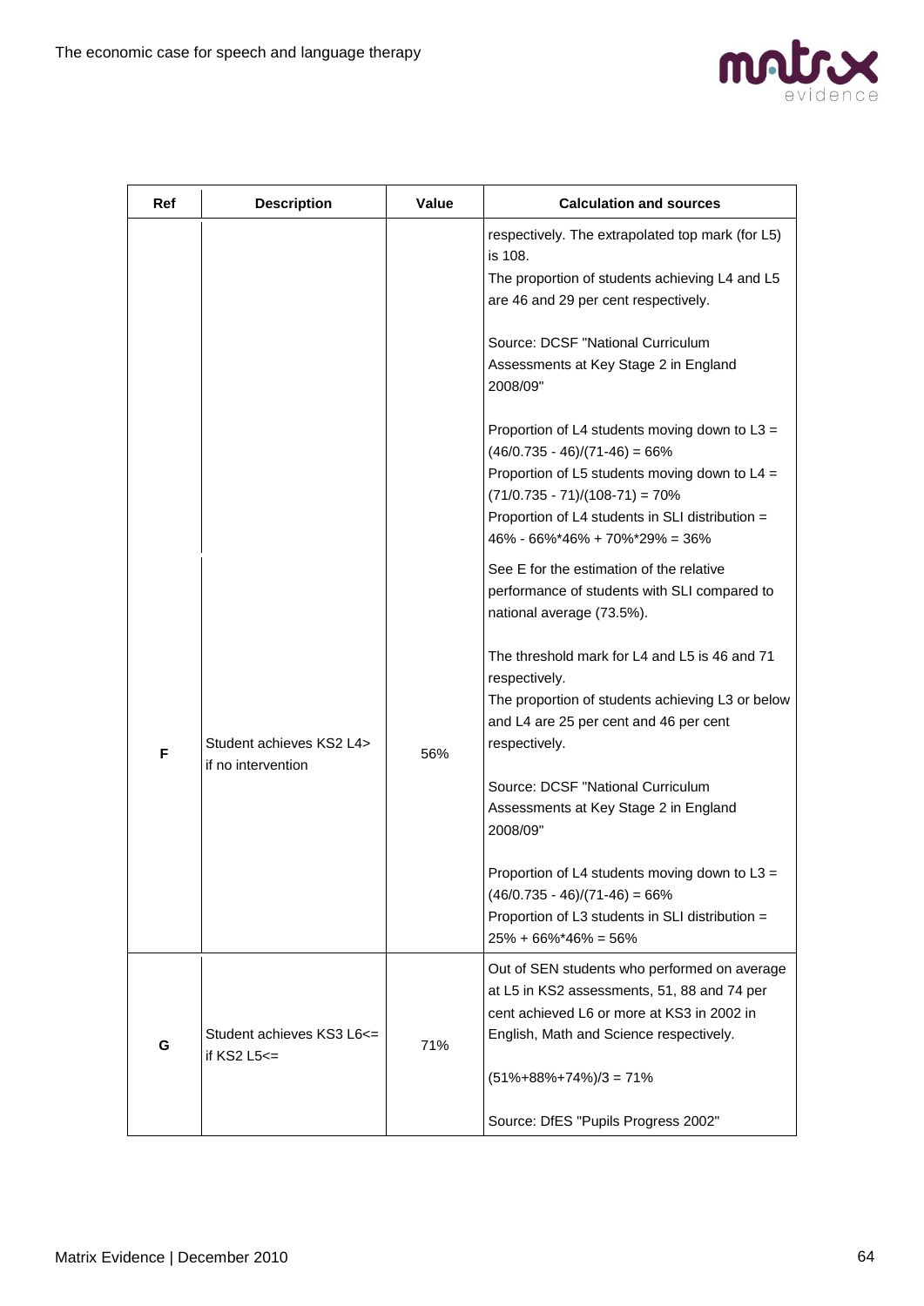| Ref | Description | Value | Calculation and sources |
|---|---|---|---|
| | | | respectively. The extrapolated top mark (for L5) is 108.<br>The proportion of students achieving L4 and L5 are 46 and 29 per cent respectively.<br><br>Source: DCSF "National Curriculum Assessments at Key Stage 2 in England 2008/09"<br><br>Proportion of L4 students moving down to L3 = (46/0.735 - 46)/(71-46) = 66%<br>Proportion of L5 students moving down to L4 = (71/0.735 - 71)/(108-71) = 70%<br>Proportion of L4 students in SLI distribution = 46% - 66%*46% + 70%*29% = 36% |
| F | Student achieves KS2 L4> if no intervention | 56% | See E for the estimation of the relative performance of students with SLI compared to national average (73.5%).<br><br>The threshold mark for L4 and L5 is 46 and 71 respectively.<br>The proportion of students achieving L3 or below and L4 are 25 per cent and 46 per cent respectively.<br><br>Source: DCSF "National Curriculum Assessments at Key Stage 2 in England 2008/09"<br><br>Proportion of L4 students moving down to L3 = (46/0.735 - 46)/(71-46) = 66%<br>Proportion of L3 students in SLI distribution = 25% + 66%*46% = 56% |
| G | Student achieves KS3 L6<= if KS2 L5<= | 71% | Out of SEN students who performed on average at L5 in KS2 assessments, 51, 88 and 74 per cent achieved L6 or more at KS3 in 2002 in English, Math and Science respectively.<br><br>(51%+88%+74%)/3 = 71%<br><br>Source: DfES "Pupils Progress 2002" |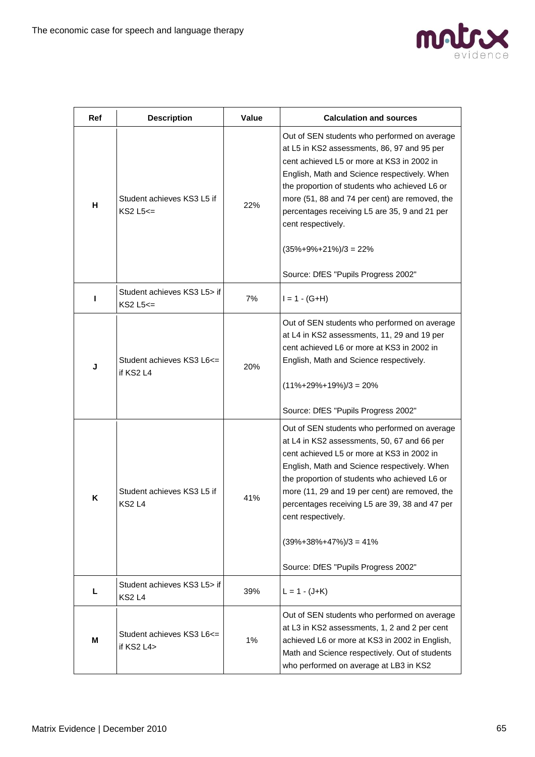| Ref | Description | Value | Calculation and sources |
|---|---|---|---|
| H | Student achieves KS3 L5 if KS2 L5<= | 22% | Out of SEN students who performed on average at L5 in KS2 assessments, 86, 97 and 95 per cent achieved L5 or more at KS3 in 2002 in English, Math and Science respectively. When the proportion of students who achieved L6 or more (51, 88 and 74 per cent) are removed, the percentages receiving L5 are 35, 9 and 21 per cent respectively.<br><br>(35%+9%+21%)/3 = 22%<br><br>Source: DfES "Pupils Progress 2002" |
| I | Student achieves KS3 L5> if KS2 L5<= | 7% | I = 1 - (G+H) |
| J | Student achieves KS3 L6<= if KS2 L4 | 20% | Out of SEN students who performed on average at L4 in KS2 assessments, 11, 29 and 19 per cent achieved L6 or more at KS3 in 2002 in English, Math and Science respectively.<br><br>(11%+29%+19%)/3 = 20%<br><br>Source: DfES "Pupils Progress 2002" |
| K | Student achieves KS3 L5 if KS2 L4 | 41% | Out of SEN students who performed on average at L4 in KS2 assessments, 50, 67 and 66 per cent achieved L5 or more at KS3 in 2002 in English, Math and Science respectively. When the proportion of students who achieved L6 or more (11, 29 and 19 per cent) are removed, the percentages receiving L5 are 39, 38 and 47 per cent respectively.<br><br>(39%+38%+47%)/3 = 41%<br><br>Source: DfES "Pupils Progress 2002" |
| L | Student achieves KS3 L5> if KS2 L4 | 39% | L = 1 - (J+K) |
| M | Student achieves KS3 L6<= if KS2 L4> | 1% | Out of SEN students who performed on average at L3 in KS2 assessments, 1, 2 and 2 per cent achieved L6 or more at KS3 in 2002 in English, Math and Science respectively. Out of students who performed on average at LB3 in KS2 |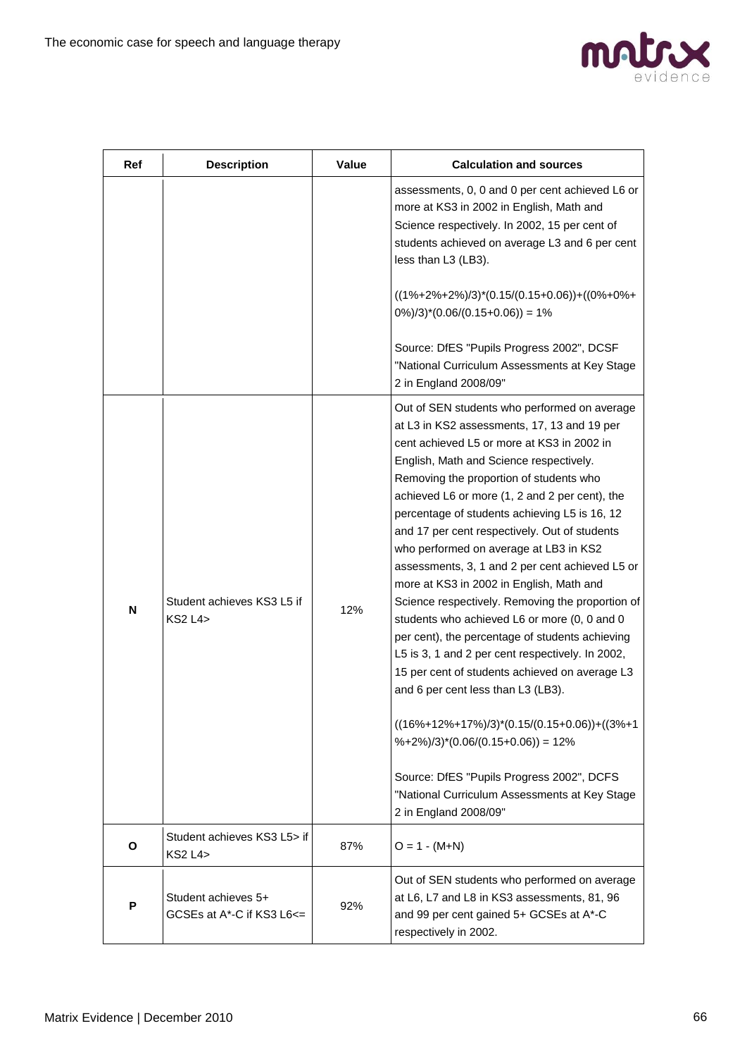| Ref | Description | Value | Calculation and sources |
|---|---|---|---|
| | | | assessments, 0, 0 and 0 per cent achieved L6 or more at KS3 in 2002 in English, Math and Science respectively. In 2002, 15 per cent of students achieved on average L3 and 6 per cent less than L3 (LB3).<br><br>((1%+2%+2%)/3)*(0.15/(0.15+0.06))+((0%+0%+0%)/3)*(0.06/(0.15+0.06)) = 1%<br><br>Source: DfES "Pupils Progress 2002", DCSF "National Curriculum Assessments at Key Stage 2 in England 2008/09" |
| N | Student achieves KS3 L5 if KS2 L4> | 12% | Out of SEN students who performed on average at L3 in KS2 assessments, 17, 13 and 19 per cent achieved L5 or more at KS3 in 2002 in English, Math and Science respectively. Removing the proportion of students who achieved L6 or more (1, 2 and 2 per cent), the percentage of students achieving L5 is 16, 12 and 17 per cent respectively. Out of students who performed on average at LB3 in KS2 assessments, 3, 1 and 2 per cent achieved L5 or more at KS3 in 2002 in English, Math and Science respectively. Removing the proportion of students who achieved L6 or more (0, 0 and 0 per cent), the percentage of students achieving L5 is 3, 1 and 2 per cent respectively. In 2002, 15 per cent of students achieved on average L3 and 6 per cent less than L3 (LB3).<br><br>((16%+12%+17%)/3)*(0.15/(0.15+0.06))+((3%+1%+2%)/3)*(0.06/(0.15+0.06)) = 12%<br><br>Source: DfES "Pupils Progress 2002", DCFS "National Curriculum Assessments at Key Stage 2 in England 2008/09" |
| O | Student achieves KS3 L5> if KS2 L4> | 87% | O = 1 - (M+N) |
| P | Student achieves 5+ GCSEs at A*-C if KS3 L6<= | 92% | Out of SEN students who performed on average at L6, L7 and L8 in KS3 assessments, 81, 96 and 99 per cent gained 5+ GCSEs at A*-C respectively in 2002. |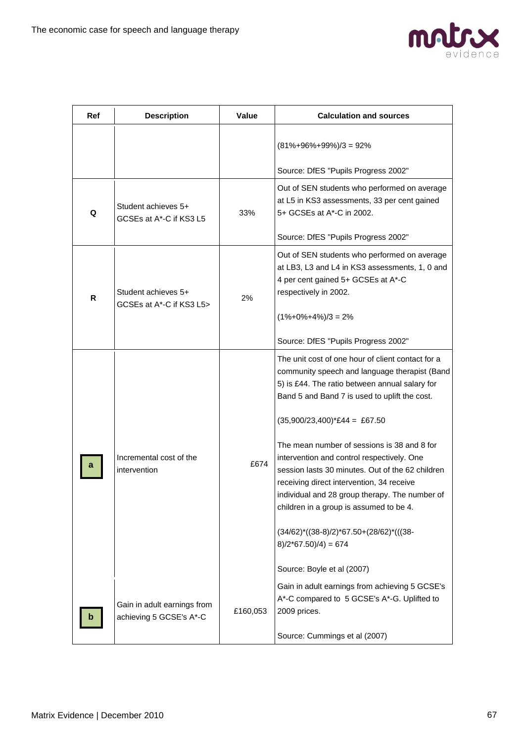| Ref | Description | Value | Calculation and sources |
|---|---|---|---|
| | | | (81%+96%+99%)/3 = 92%<br><br>Source: DfES "Pupils Progress 2002" |
| Q | Student achieves 5+ GCSEs at A*-C if KS3 L5 | 33% | Out of SEN students who performed on average at L5 in KS3 assessments, 33 per cent gained 5+ GCSEs at A*-C in 2002.<br><br>Source: DfES "Pupils Progress 2002" |
| R | Student achieves 5+ GCSEs at A*-C if KS3 L5> | 2% | Out of SEN students who performed on average at LB3, L3 and L4 in KS3 assessments, 1, 0 and 4 per cent gained 5+ GCSEs at A*-C respectively in 2002.<br><br>(1%+0%+4%)/3 = 2%<br><br>Source: DfES "Pupils Progress 2002" |
| a | Incremental cost of the intervention | £674 | The unit cost of one hour of client contact for a community speech and language therapist (Band 5) is £44. The ratio between annual salary for Band 5 and Band 7 is used to uplift the cost.<br><br>(35,900/23,400)*£44 = £67.50<br><br>The mean number of sessions is 38 and 8 for intervention and control respectively. One session lasts 30 minutes. Out of the 62 children receiving direct intervention, 34 receive individual and 28 group therapy. The number of children in a group is assumed to be 4.<br><br>(34/62)*((38-8)/2)*67.50+(28/62)*(((38-8)/2*67.50)/4) = 674<br><br>Source: Boyle et al (2007) |
| b | Gain in adult earnings from achieving 5 GCSE's A*-C | £160,053 | Gain in adult earnings from achieving 5 GCSE's A*-C compared to 5 GCSE's A*-G. Uplifted to 2009 prices.<br><br>Source: Cummings et al (2007) |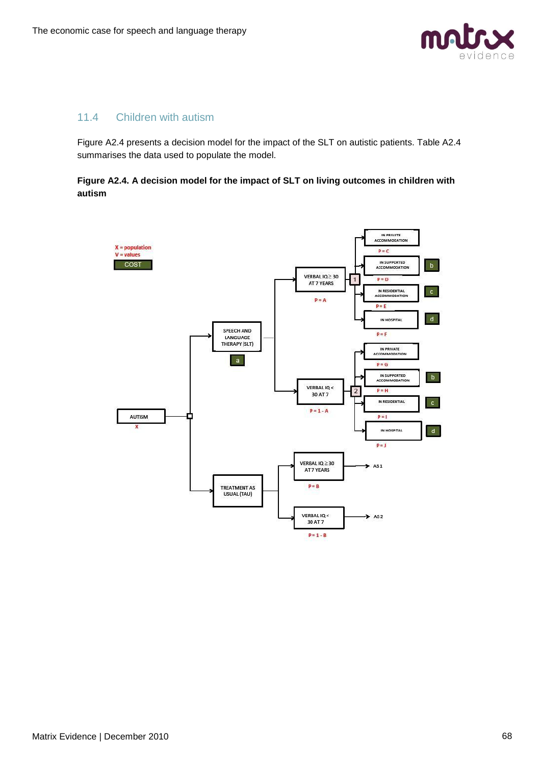## 11.4 Children with autism

Figure A2.4 presents a decision model for the impact of the SLT on autistic patients. Table A2.4 summarises the data used to populate the model.

**Figure A2.4. A decision model for the impact of SLT on living outcomes in children with autism**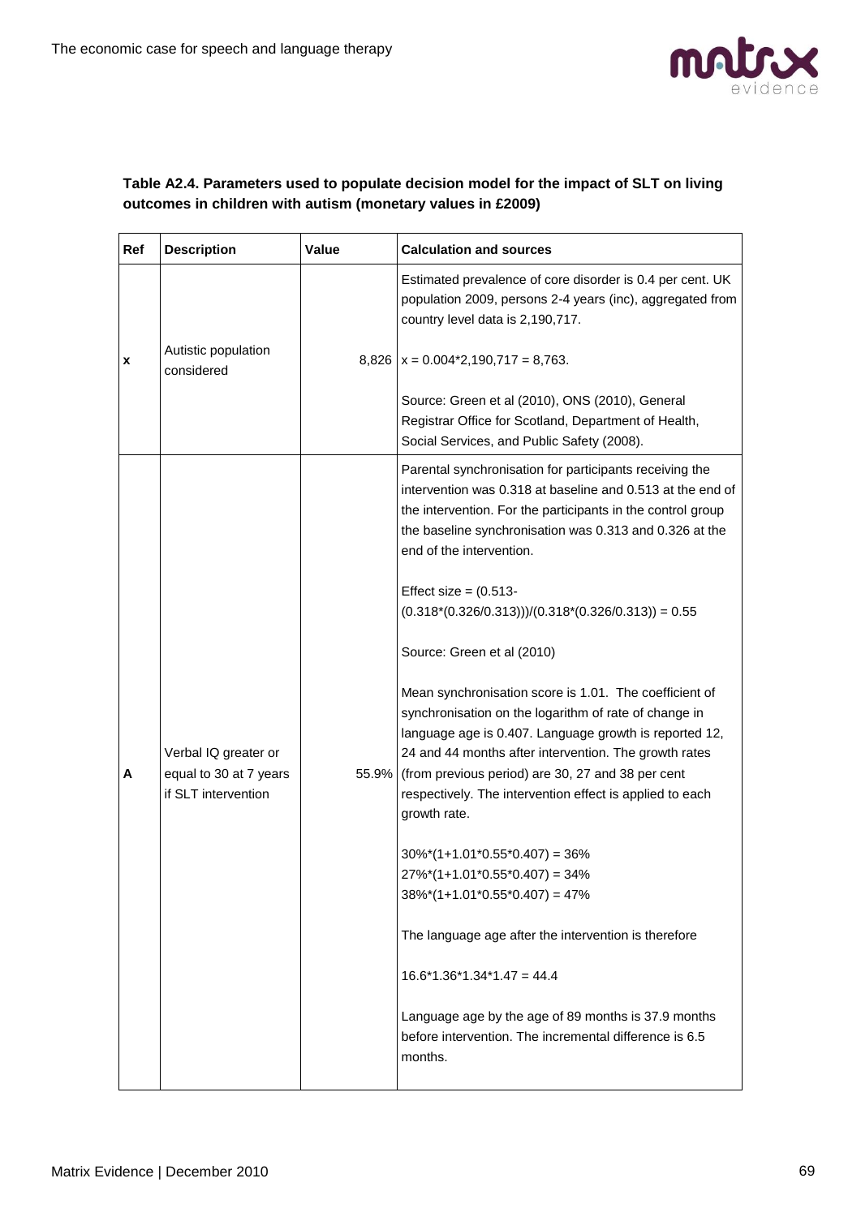**Table A2.4. Parameters used to populate decision model for the impact of SLT on living outcomes in children with autism (monetary values in £2009)**

| Ref | Description | Value | Calculation and sources |
|---|---|---|---|
| x | Autistic population considered | 8,826 | Estimated prevalence of core disorder is 0.4 per cent. UK population 2009, persons 2-4 years (inc), aggregated from country level data is 2,190,717.<br><br>x = 0.004*2,190,717 = 8,763.<br><br>Source: Green et al (2010), ONS (2010), General Registrar Office for Scotland, Department of Health, Social Services, and Public Safety (2008). |
| A | Verbal IQ greater or equal to 30 at 7 years if SLT intervention | 55.9% | Parental synchronisation for participants receiving the intervention was 0.318 at baseline and 0.513 at the end of the intervention. For the participants in the control group the baseline synchronisation was 0.313 and 0.326 at the end of the intervention.<br><br>Effect size = (0.513-(0.318*(0.326/0.313)))/(0.318*(0.326/0.313)) = 0.55<br><br>Source: Green et al (2010)<br><br>Mean synchronisation score is 1.01. The coefficient of synchronisation on the logarithm of rate of change in language age is 0.407. Language growth is reported 12, 24 and 44 months after intervention. The growth rates (from previous period) are 30, 27 and 38 per cent respectively. The intervention effect is applied to each growth rate.<br><br>30%*(1+1.01*0.55*0.407) = 36%<br>27%*(1+1.01*0.55*0.407) = 34%<br>38%*(1+1.01*0.55*0.407) = 47%<br><br>The language age after the intervention is therefore<br><br>16.6*1.36*1.34*1.47 = 44.4<br><br>Language age by the age of 89 months is 37.9 months before intervention. The incremental difference is 6.5 months. |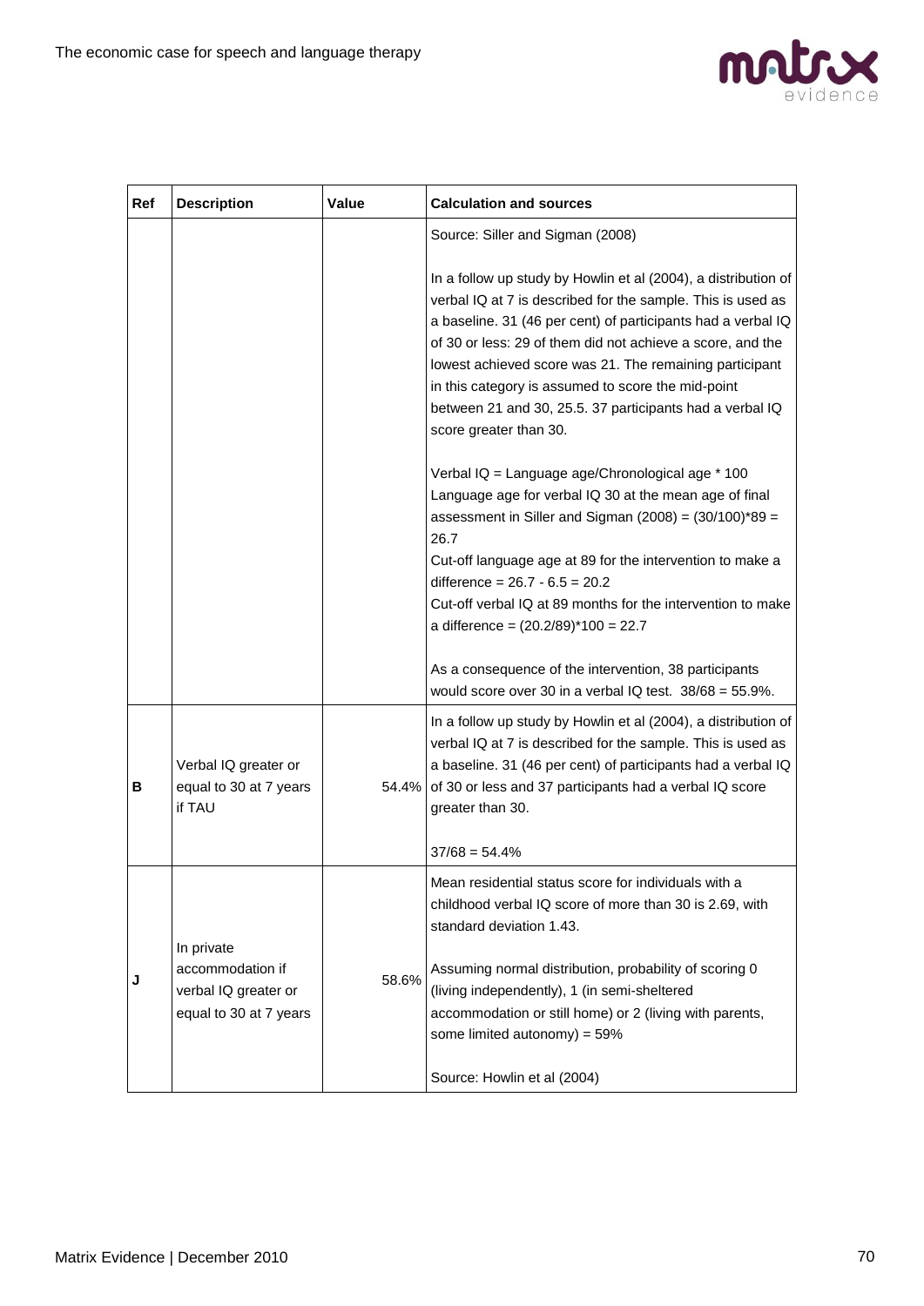| Ref | Description | Value | Calculation and sources |
|---|---|---|---|
| | | | Source: Siller and Sigman (2008)<br><br>In a follow up study by Howlin et al (2004), a distribution of verbal IQ at 7 is described for the sample. This is used as a baseline. 31 (46 per cent) of participants had a verbal IQ of 30 or less: 29 of them did not achieve a score, and the lowest achieved score was 21. The remaining participant in this category is assumed to score the mid-point between 21 and 30, 25.5. 37 participants had a verbal IQ score greater than 30.<br><br>Verbal IQ = Language age/Chronological age * 100<br>Language age for verbal IQ 30 at the mean age of final assessment in Siller and Sigman (2008) = (30/100)*89 = 26.7<br>Cut-off language age at 89 for the intervention to make a difference = 26.7 - 6.5 = 20.2<br>Cut-off verbal IQ at 89 months for the intervention to make a difference = (20.2/89)*100 = 22.7<br><br>As a consequence of the intervention, 38 participants would score over 30 in a verbal IQ test. 38/68 = 55.9%. |
| B | Verbal IQ greater or equal to 30 at 7 years if TAU | 54.4% | In a follow up study by Howlin et al (2004), a distribution of verbal IQ at 7 is described for the sample. This is used as a baseline. 31 (46 per cent) of participants had a verbal IQ of 30 or less and 37 participants had a verbal IQ score greater than 30.<br><br>37/68 = 54.4% |
| J | In private accommodation if verbal IQ greater or equal to 30 at 7 years | 58.6% | Mean residential status score for individuals with a childhood verbal IQ score of more than 30 is 2.69, with standard deviation 1.43.<br><br>Assuming normal distribution, probability of scoring 0 (living independently), 1 (in semi-sheltered accommodation or still home) or 2 (living with parents, some limited autonomy) = 59%<br><br>Source: Howlin et al (2004) |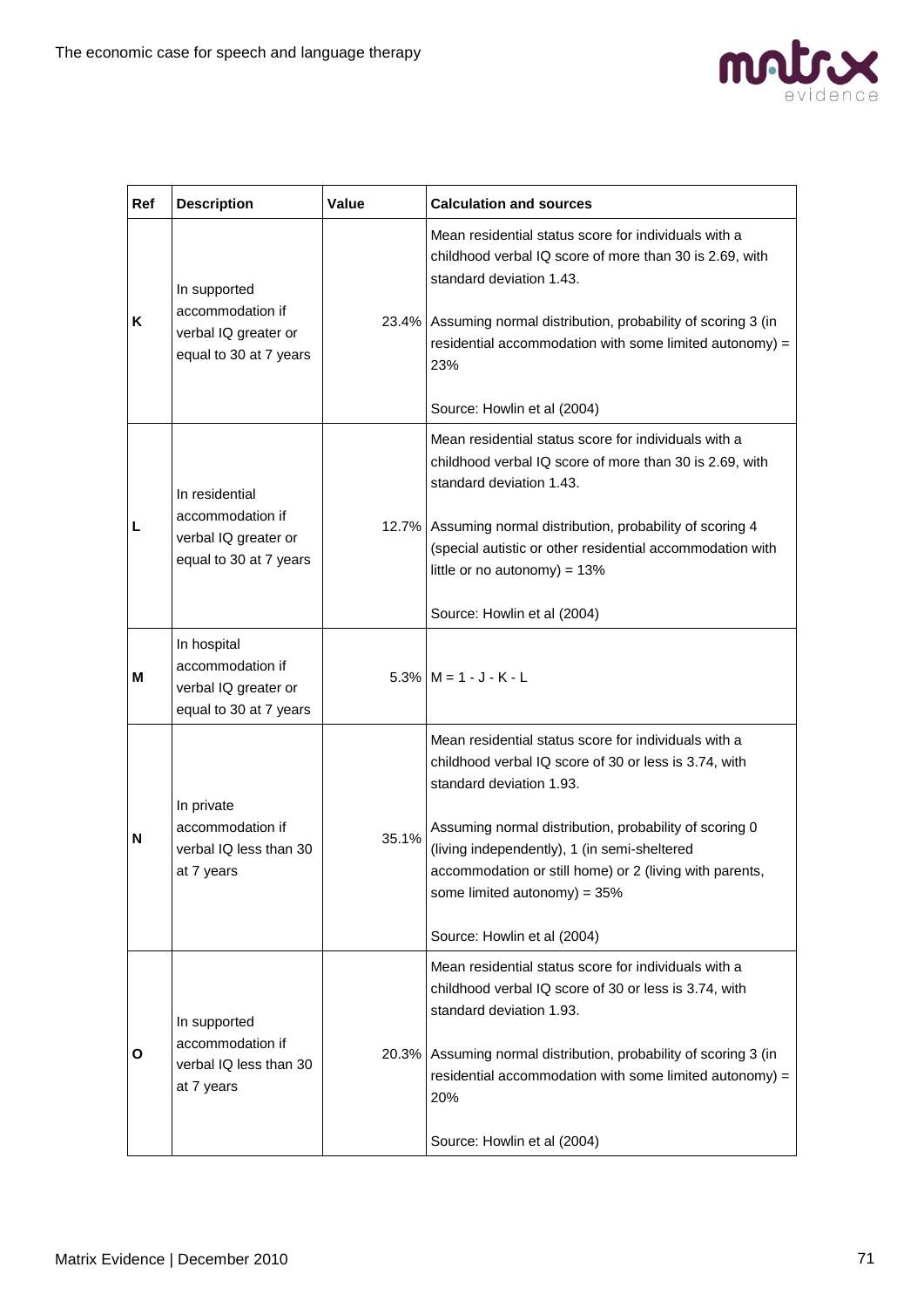| Ref | Description | Value | Calculation and sources |
|---|---|---|---|
| K | In supported accommodation if verbal IQ greater or equal to 30 at 7 years | 23.4% | Mean residential status score for individuals with a childhood verbal IQ score of more than 30 is 2.69, with standard deviation 1.43.<br><br>Assuming normal distribution, probability of scoring 3 (in residential accommodation with some limited autonomy) = 23%<br><br>Source: Howlin et al (2004) |
| L | In residential accommodation if verbal IQ greater or equal to 30 at 7 years | 12.7% | Mean residential status score for individuals with a childhood verbal IQ score of more than 30 is 2.69, with standard deviation 1.43.<br><br>Assuming normal distribution, probability of scoring 4 (special autistic or other residential accommodation with little or no autonomy) = 13%<br><br>Source: Howlin et al (2004) |
| M | In hospital accommodation if verbal IQ greater or equal to 30 at 7 years | 5.3% | M = 1 - J - K - L |
| N | In private accommodation if verbal IQ less than 30 at 7 years | 35.1% | Mean residential status score for individuals with a childhood verbal IQ score of 30 or less is 3.74, with standard deviation 1.93.<br><br>Assuming normal distribution, probability of scoring 0 (living independently), 1 (in semi-sheltered accommodation or still home) or 2 (living with parents, some limited autonomy) = 35%<br><br>Source: Howlin et al (2004) |
| O | In supported accommodation if verbal IQ less than 30 at 7 years | 20.3% | Mean residential status score for individuals with a childhood verbal IQ score of 30 or less is 3.74, with standard deviation 1.93.<br><br>Assuming normal distribution, probability of scoring 3 (in residential accommodation with some limited autonomy) = 20%<br><br>Source: Howlin et al (2004) |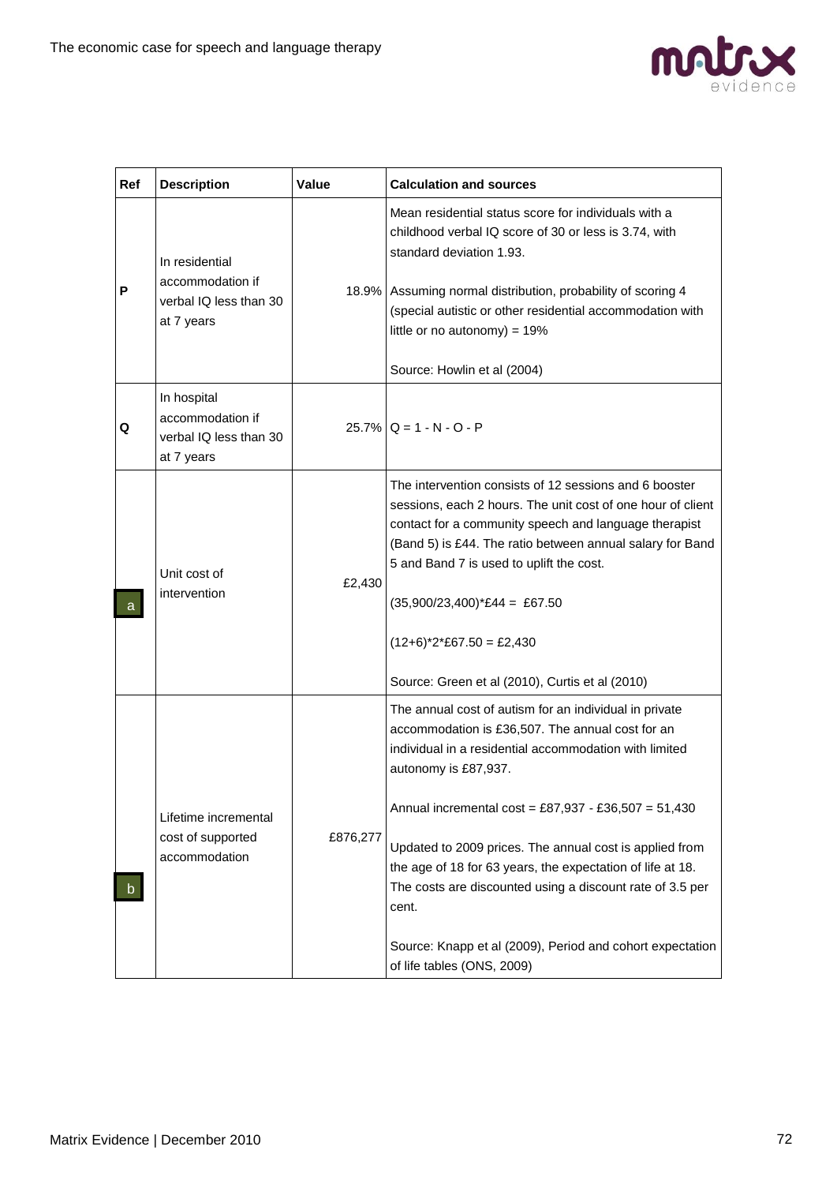| Ref | Description | Value | Calculation and sources |
|---|---|---|---|
| P | In residential accommodation if verbal IQ less than 30 at 7 years | 18.9% | Mean residential status score for individuals with a childhood verbal IQ score of 30 or less is 3.74, with standard deviation 1.93.<br><br>Assuming normal distribution, probability of scoring 4 (special autistic or other residential accommodation with little or no autonomy) = 19%<br><br>Source: Howlin et al (2004) |
| Q | In hospital accommodation if verbal IQ less than 30 at 7 years | 25.7% | Q = 1 - N - O - P |
| a | Unit cost of intervention | £2,430 | The intervention consists of 12 sessions and 6 booster sessions, each 2 hours. The unit cost of one hour of client contact for a community speech and language therapist (Band 5) is £44. The ratio between annual salary for Band 5 and Band 7 is used to uplift the cost.<br><br>(35,900/23,400)*£44 = £67.50<br><br>(12+6)*2*£67.50 = £2,430<br><br>Source: Green et al (2010), Curtis et al (2010) |
| b | Lifetime incremental cost of supported accommodation | £876,277 | The annual cost of autism for an individual in private accommodation is £36,507. The annual cost for an individual in a residential accommodation with limited autonomy is £87,937.<br><br>Annual incremental cost = £87,937 - £36,507 = 51,430<br><br>Updated to 2009 prices. The annual cost is applied from the age of 18 for 63 years, the expectation of life at 18. The costs are discounted using a discount rate of 3.5 per cent.<br><br>Source: Knapp et al (2009), Period and cohort expectation of life tables (ONS, 2009) |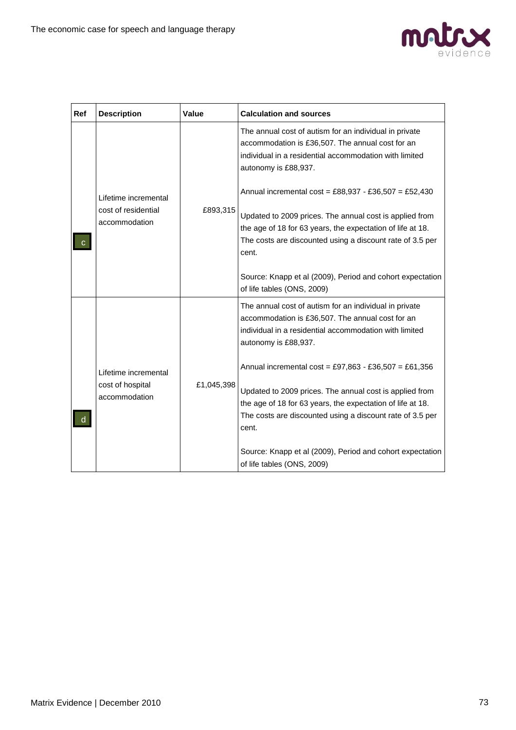| Ref | Description | Value | Calculation and sources |
|---|---|---|---|
| c | Lifetime incremental cost of residential accommodation | £893,315 | The annual cost of autism for an individual in private accommodation is £36,507. The annual cost for an individual in a residential accommodation with limited autonomy is £88,937.<br><br>Annual incremental cost = £88,937 - £36,507 = £52,430<br><br>Updated to 2009 prices. The annual cost is applied from the age of 18 for 63 years, the expectation of life at 18. The costs are discounted using a discount rate of 3.5 per cent.<br><br>Source: Knapp et al (2009), Period and cohort expectation of life tables (ONS, 2009) |
| d | Lifetime incremental cost of hospital accommodation | £1,045,398 | The annual cost of autism for an individual in private accommodation is £36,507. The annual cost for an individual in a residential accommodation with limited autonomy is £88,937.<br><br>Annual incremental cost = £97,863 - £36,507 = £61,356<br><br>Updated to 2009 prices. The annual cost is applied from the age of 18 for 63 years, the expectation of life at 18. The costs are discounted using a discount rate of 3.5 per cent.<br><br>Source: Knapp et al (2009), Period and cohort expectation of life tables (ONS, 2009) |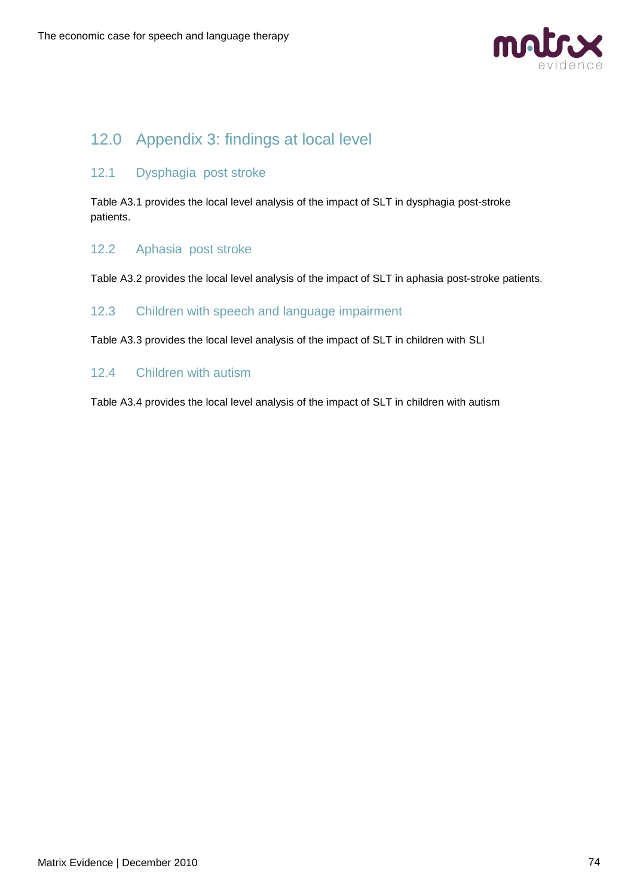# 12.0 Appendix 3: findings at local level

## 12.1 Dysphagia post stroke

Table A3.1 provides the local level analysis of the impact of SLT in dysphagia post-stroke patients.

## 12.2 Aphasia post stroke

Table A3.2 provides the local level analysis of the impact of SLT in aphasia post-stroke patients.

## 12.3 Children with speech and language impairment

Table A3.3 provides the local level analysis of the impact of SLT in children with SLI

## 12.4 Children with autism

Table A3.4 provides the local level analysis of the impact of SLT in children with autism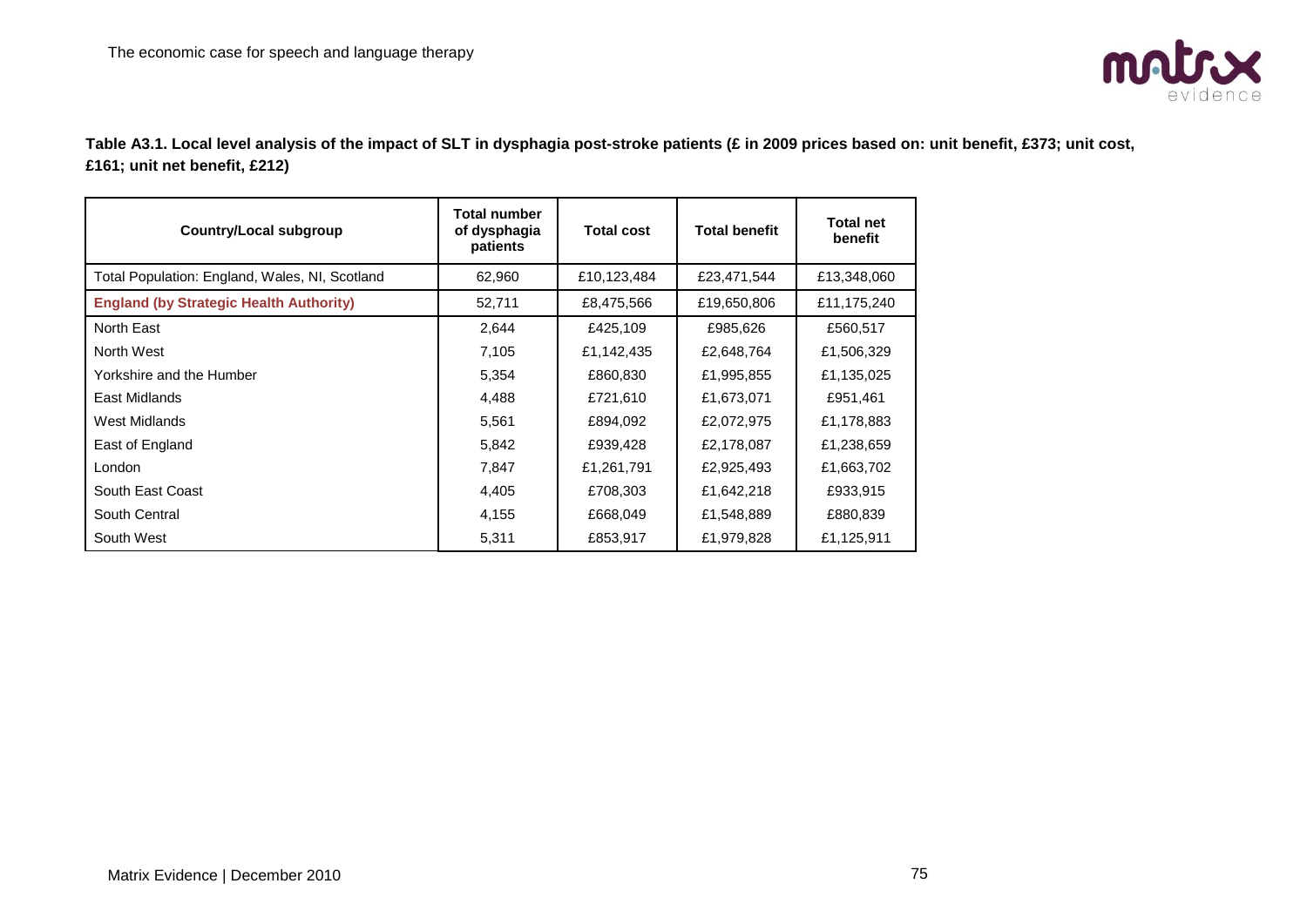**Table A3.1. Local level analysis of the impact of SLT in dysphagia post-stroke patients (£ in 2009 prices based on: unit benefit, £373; unit cost, £161; unit net benefit, £212)**

| Country/Local subgroup | Total number of dysphagia patients | Total cost | Total benefit | Total net benefit |
|---|---|---|---|---|
| Total Population: England, Wales, NI, Scotland | 62,960 | £10,123,484 | £23,471,544 | £13,348,060 |
| **England (by Strategic Health Authority)** | 52,711 | £8,475,566 | £19,650,806 | £11,175,240 |
| North East | 2,644 | £425,109 | £985,626 | £560,517 |
| North West | 7,105 | £1,142,435 | £2,648,764 | £1,506,329 |
| Yorkshire and the Humber | 5,354 | £860,830 | £1,995,855 | £1,135,025 |
| East Midlands | 4,488 | £721,610 | £1,673,071 | £951,461 |
| West Midlands | 5,561 | £894,092 | £2,072,975 | £1,178,883 |
| East of England | 5,842 | £939,428 | £2,178,087 | £1,238,659 |
| London | 7,847 | £1,261,791 | £2,925,493 | £1,663,702 |
| South East Coast | 4,405 | £708,303 | £1,642,218 | £933,915 |
| South Central | 4,155 | £668,049 | £1,548,889 | £880,839 |
| South West | 5,311 | £853,917 | £1,979,828 | £1,125,911 |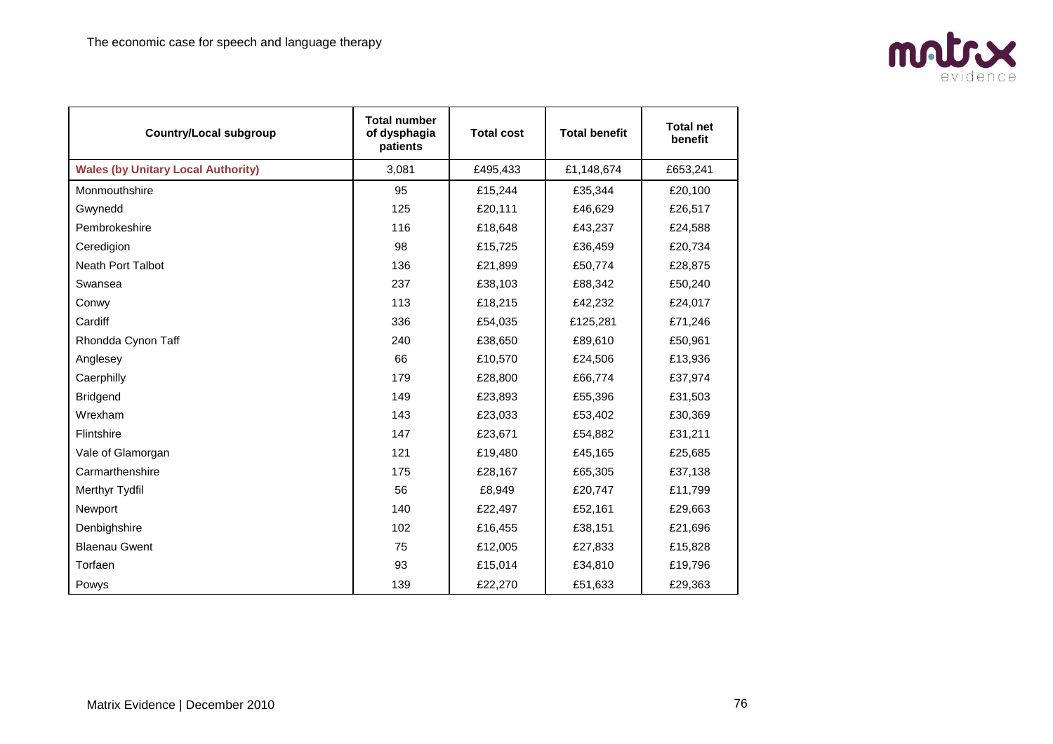| Country/Local subgroup | Total number of dysphagia patients | Total cost | Total benefit | Total net benefit |
|---|---|---|---|---|
| **Wales (by Unitary Local Authority)** | 3,081 | £495,433 | £1,148,674 | £653,241 |
| Monmouthshire | 95 | £15,244 | £35,344 | £20,100 |
| Gwynedd | 125 | £20,111 | £46,629 | £26,517 |
| Pembrokeshire | 116 | £18,648 | £43,237 | £24,588 |
| Ceredigion | 98 | £15,725 | £36,459 | £20,734 |
| Neath Port Talbot | 136 | £21,899 | £50,774 | £28,875 |
| Swansea | 237 | £38,103 | £88,342 | £50,240 |
| Conwy | 113 | £18,215 | £42,232 | £24,017 |
| Cardiff | 336 | £54,035 | £125,281 | £71,246 |
| Rhondda Cynon Taff | 240 | £38,650 | £89,610 | £50,961 |
| Anglesey | 66 | £10,570 | £24,506 | £13,936 |
| Caerphilly | 179 | £28,800 | £66,774 | £37,974 |
| Bridgend | 149 | £23,893 | £55,396 | £31,503 |
| Wrexham | 143 | £23,033 | £53,402 | £30,369 |
| Flintshire | 147 | £23,671 | £54,882 | £31,211 |
| Vale of Glamorgan | 121 | £19,480 | £45,165 | £25,685 |
| Carmarthenshire | 175 | £28,167 | £65,305 | £37,138 |
| Merthyr Tydfil | 56 | £8,949 | £20,747 | £11,799 |
| Newport | 140 | £22,497 | £52,161 | £29,663 |
| Denbighshire | 102 | £16,455 | £38,151 | £21,696 |
| Blaenau Gwent | 75 | £12,005 | £27,833 | £15,828 |
| Torfaen | 93 | £15,014 | £34,810 | £19,796 |
| Powys | 139 | £22,270 | £51,633 | £29,363 |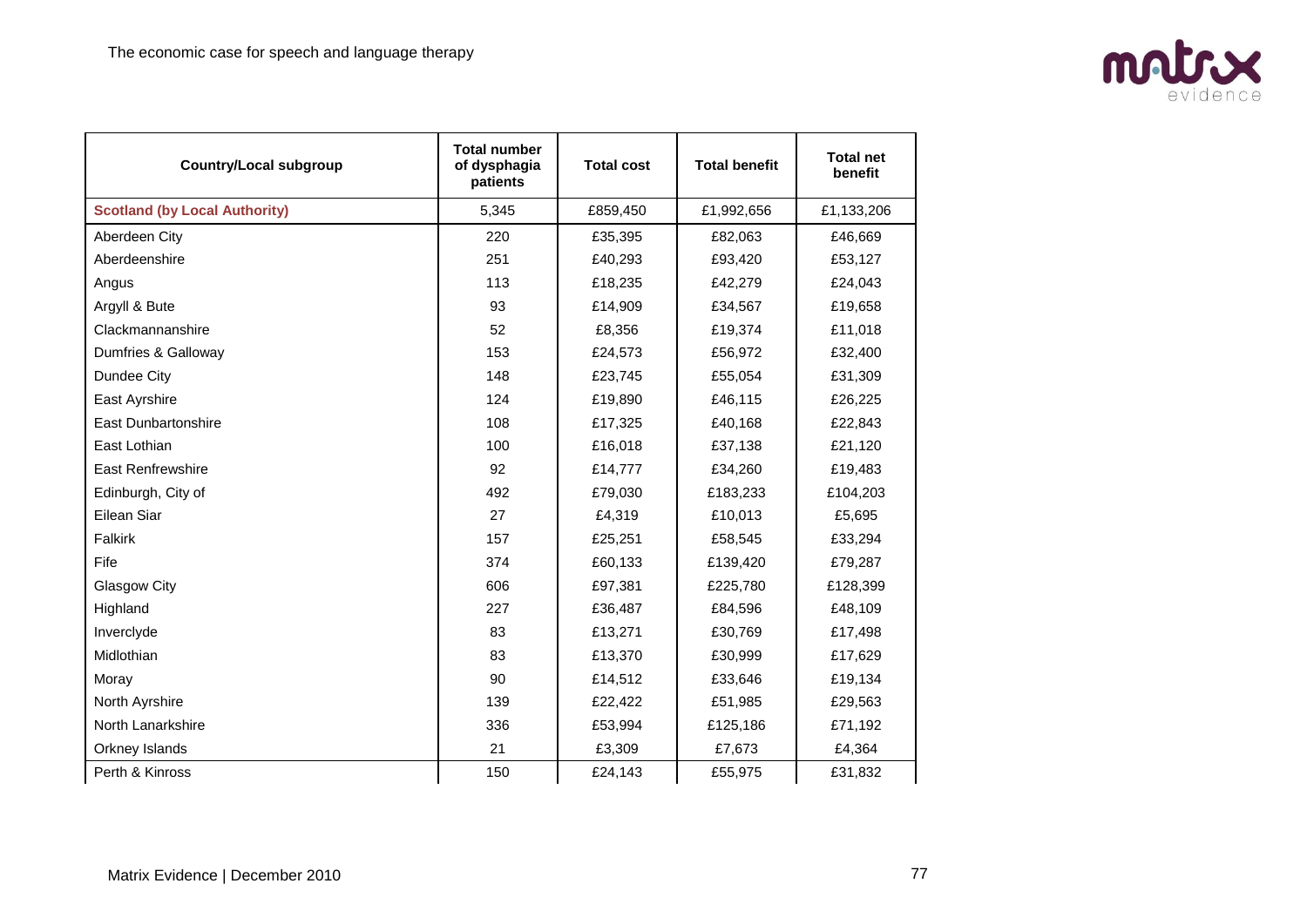| Country/Local subgroup | Total number of dysphagia patients | Total cost | Total benefit | Total net benefit |
|---|---|---|---|---|
| **Scotland (by Local Authority)** | 5,345 | £859,450 | £1,992,656 | £1,133,206 |
| Aberdeen City | 220 | £35,395 | £82,063 | £46,669 |
| Aberdeenshire | 251 | £40,293 | £93,420 | £53,127 |
| Angus | 113 | £18,235 | £42,279 | £24,043 |
| Argyll & Bute | 93 | £14,909 | £34,567 | £19,658 |
| Clackmannanshire | 52 | £8,356 | £19,374 | £11,018 |
| Dumfries & Galloway | 153 | £24,573 | £56,972 | £32,400 |
| Dundee City | 148 | £23,745 | £55,054 | £31,309 |
| East Ayrshire | 124 | £19,890 | £46,115 | £26,225 |
| East Dunbartonshire | 108 | £17,325 | £40,168 | £22,843 |
| East Lothian | 100 | £16,018 | £37,138 | £21,120 |
| East Renfrewshire | 92 | £14,777 | £34,260 | £19,483 |
| Edinburgh, City of | 492 | £79,030 | £183,233 | £104,203 |
| Eilean Siar | 27 | £4,319 | £10,013 | £5,695 |
| Falkirk | 157 | £25,251 | £58,545 | £33,294 |
| Fife | 374 | £60,133 | £139,420 | £79,287 |
| Glasgow City | 606 | £97,381 | £225,780 | £128,399 |
| Highland | 227 | £36,487 | £84,596 | £48,109 |
| Inverclyde | 83 | £13,271 | £30,769 | £17,498 |
| Midlothian | 83 | £13,370 | £30,999 | £17,629 |
| Moray | 90 | £14,512 | £33,646 | £19,134 |
| North Ayrshire | 139 | £22,422 | £51,985 | £29,563 |
| North Lanarkshire | 336 | £53,994 | £125,186 | £71,192 |
| Orkney Islands | 21 | £3,309 | £7,673 | £4,364 |
| Perth & Kinross | 150 | £24,143 | £55,975 | £31,832 |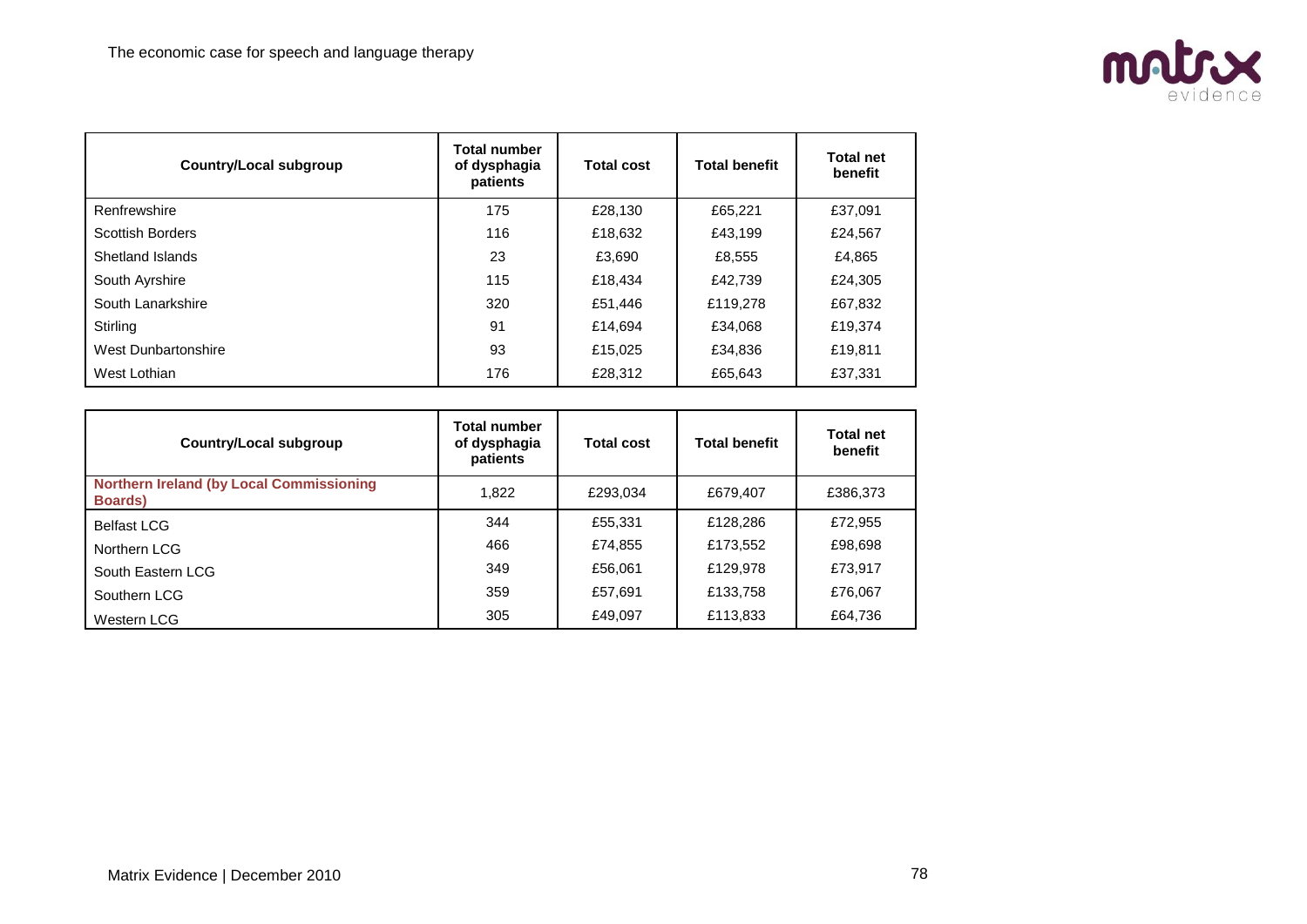| Country/Local subgroup | Total number of dysphagia patients | Total cost | Total benefit | Total net benefit |
|---|---|---|---|---|
| Renfrewshire | 175 | £28,130 | £65,221 | £37,091 |
| Scottish Borders | 116 | £18,632 | £43,199 | £24,567 |
| Shetland Islands | 23 | £3,690 | £8,555 | £4,865 |
| South Ayrshire | 115 | £18,434 | £42,739 | £24,305 |
| South Lanarkshire | 320 | £51,446 | £119,278 | £67,832 |
| Stirling | 91 | £14,694 | £34,068 | £19,374 |
| West Dunbartonshire | 93 | £15,025 | £34,836 | £19,811 |
| West Lothian | 176 | £28,312 | £65,643 | £37,331 |

| Country/Local subgroup | Total number of dysphagia patients | Total cost | Total benefit | Total net benefit |
|---|---|---|---|---|
| **Northern Ireland (by Local Commissioning Boards)** | 1,822 | £293,034 | £679,407 | £386,373 |
| Belfast LCG | 344 | £55,331 | £128,286 | £72,955 |
| Northern LCG | 466 | £74,855 | £173,552 | £98,698 |
| South Eastern LCG | 349 | £56,061 | £129,978 | £73,917 |
| Southern LCG | 359 | £57,691 | £133,758 | £76,067 |
| Western LCG | 305 | £49,097 | £113,833 | £64,736 |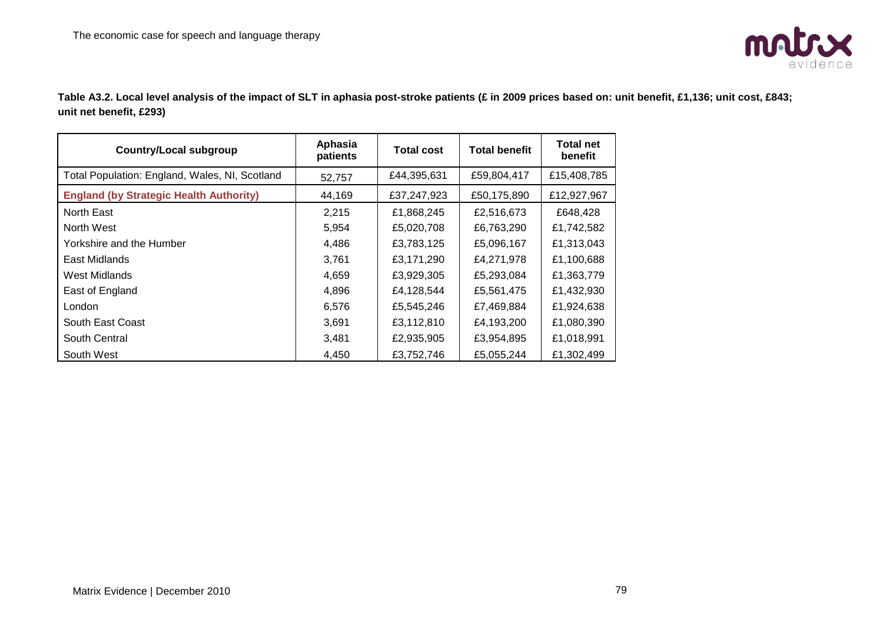**Table A3.2. Local level analysis of the impact of SLT in aphasia post-stroke patients (£ in 2009 prices based on: unit benefit, £1,136; unit cost, £843; unit net benefit, £293)**

| Country/Local subgroup | Aphasia patients | Total cost | Total benefit | Total net benefit |
|---|---|---|---|---|
| Total Population: England, Wales, NI, Scotland | 52,757 | £44,395,631 | £59,804,417 | £15,408,785 |
| **England (by Strategic Health Authority)** | 44,169 | £37,247,923 | £50,175,890 | £12,927,967 |
| North East | 2,215 | £1,868,245 | £2,516,673 | £648,428 |
| North West | 5,954 | £5,020,708 | £6,763,290 | £1,742,582 |
| Yorkshire and the Humber | 4,486 | £3,783,125 | £5,096,167 | £1,313,043 |
| East Midlands | 3,761 | £3,171,290 | £4,271,978 | £1,100,688 |
| West Midlands | 4,659 | £3,929,305 | £5,293,084 | £1,363,779 |
| East of England | 4,896 | £4,128,544 | £5,561,475 | £1,432,930 |
| London | 6,576 | £5,545,246 | £7,469,884 | £1,924,638 |
| South East Coast | 3,691 | £3,112,810 | £4,193,200 | £1,080,390 |
| South Central | 3,481 | £2,935,905 | £3,954,895 | £1,018,991 |
| South West | 4,450 | £3,752,746 | £5,055,244 | £1,302,499 |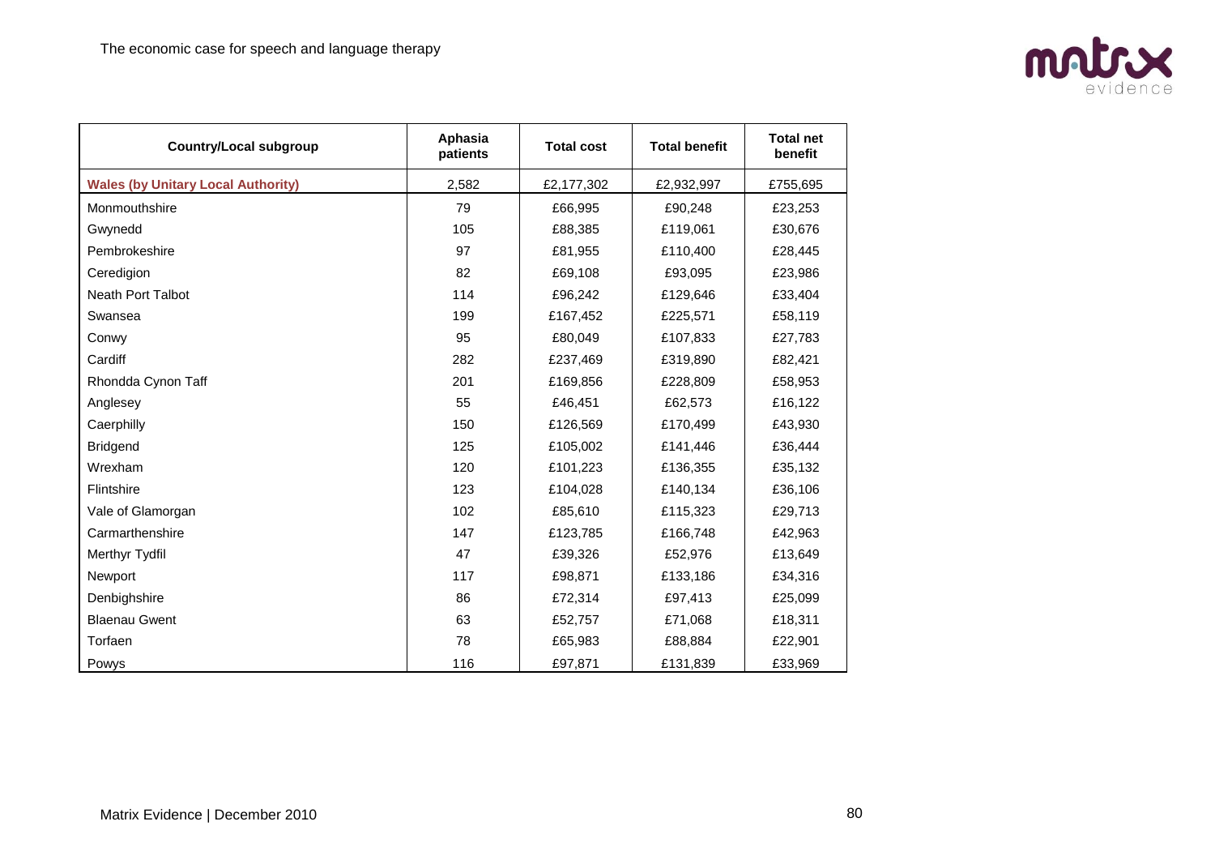| Country/Local subgroup | Aphasia patients | Total cost | Total benefit | Total net benefit |
|---|---|---|---|---|
| **Wales (by Unitary Local Authority)** | 2,582 | £2,177,302 | £2,932,997 | £755,695 |
| Monmouthshire | 79 | £66,995 | £90,248 | £23,253 |
| Gwynedd | 105 | £88,385 | £119,061 | £30,676 |
| Pembrokeshire | 97 | £81,955 | £110,400 | £28,445 |
| Ceredigion | 82 | £69,108 | £93,095 | £23,986 |
| Neath Port Talbot | 114 | £96,242 | £129,646 | £33,404 |
| Swansea | 199 | £167,452 | £225,571 | £58,119 |
| Conwy | 95 | £80,049 | £107,833 | £27,783 |
| Cardiff | 282 | £237,469 | £319,890 | £82,421 |
| Rhondda Cynon Taff | 201 | £169,856 | £228,809 | £58,953 |
| Anglesey | 55 | £46,451 | £62,573 | £16,122 |
| Caerphilly | 150 | £126,569 | £170,499 | £43,930 |
| Bridgend | 125 | £105,002 | £141,446 | £36,444 |
| Wrexham | 120 | £101,223 | £136,355 | £35,132 |
| Flintshire | 123 | £104,028 | £140,134 | £36,106 |
| Vale of Glamorgan | 102 | £85,610 | £115,323 | £29,713 |
| Carmarthenshire | 147 | £123,785 | £166,748 | £42,963 |
| Merthyr Tydfil | 47 | £39,326 | £52,976 | £13,649 |
| Newport | 117 | £98,871 | £133,186 | £34,316 |
| Denbighshire | 86 | £72,314 | £97,413 | £25,099 |
| Blaenau Gwent | 63 | £52,757 | £71,068 | £18,311 |
| Torfaen | 78 | £65,983 | £88,884 | £22,901 |
| Powys | 116 | £97,871 | £131,839 | £33,969 |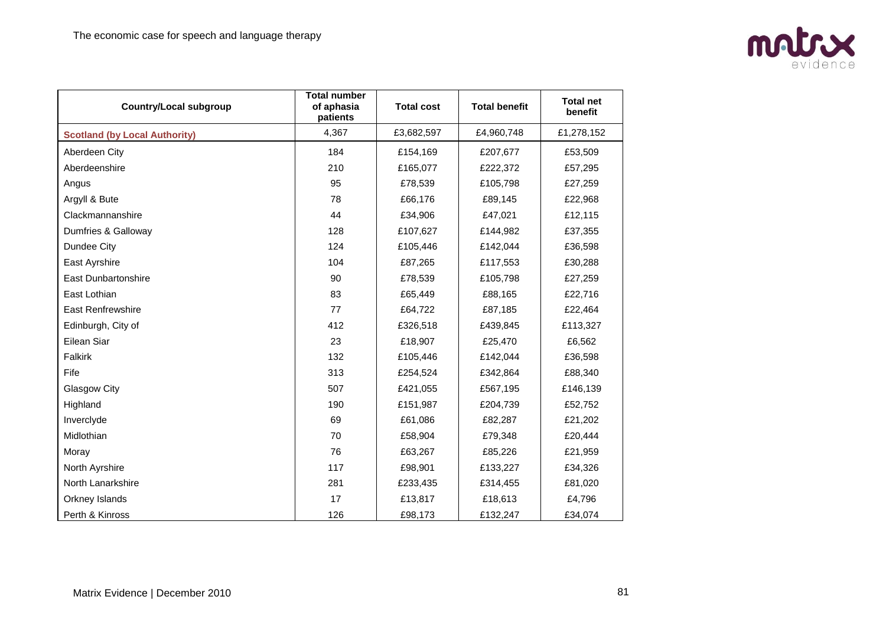| Country/Local subgroup | Total number of aphasia patients | Total cost | Total benefit | Total net benefit |
|---|---|---|---|---|
| **Scotland (by Local Authority)** | 4,367 | £3,682,597 | £4,960,748 | £1,278,152 |
| Aberdeen City | 184 | £154,169 | £207,677 | £53,509 |
| Aberdeenshire | 210 | £165,077 | £222,372 | £57,295 |
| Angus | 95 | £78,539 | £105,798 | £27,259 |
| Argyll & Bute | 78 | £66,176 | £89,145 | £22,968 |
| Clackmannanshire | 44 | £34,906 | £47,021 | £12,115 |
| Dumfries & Galloway | 128 | £107,627 | £144,982 | £37,355 |
| Dundee City | 124 | £105,446 | £142,044 | £36,598 |
| East Ayrshire | 104 | £87,265 | £117,553 | £30,288 |
| East Dunbartonshire | 90 | £78,539 | £105,798 | £27,259 |
| East Lothian | 83 | £65,449 | £88,165 | £22,716 |
| East Renfrewshire | 77 | £64,722 | £87,185 | £22,464 |
| Edinburgh, City of | 412 | £326,518 | £439,845 | £113,327 |
| Eilean Siar | 23 | £18,907 | £25,470 | £6,562 |
| Falkirk | 132 | £105,446 | £142,044 | £36,598 |
| Fife | 313 | £254,524 | £342,864 | £88,340 |
| Glasgow City | 507 | £421,055 | £567,195 | £146,139 |
| Highland | 190 | £151,987 | £204,739 | £52,752 |
| Inverclyde | 69 | £61,086 | £82,287 | £21,202 |
| Midlothian | 70 | £58,904 | £79,348 | £20,444 |
| Moray | 76 | £63,267 | £85,226 | £21,959 |
| North Ayrshire | 117 | £98,901 | £133,227 | £34,326 |
| North Lanarkshire | 281 | £233,435 | £314,455 | £81,020 |
| Orkney Islands | 17 | £13,817 | £18,613 | £4,796 |
| Perth & Kinross | 126 | £98,173 | £132,247 | £34,074 |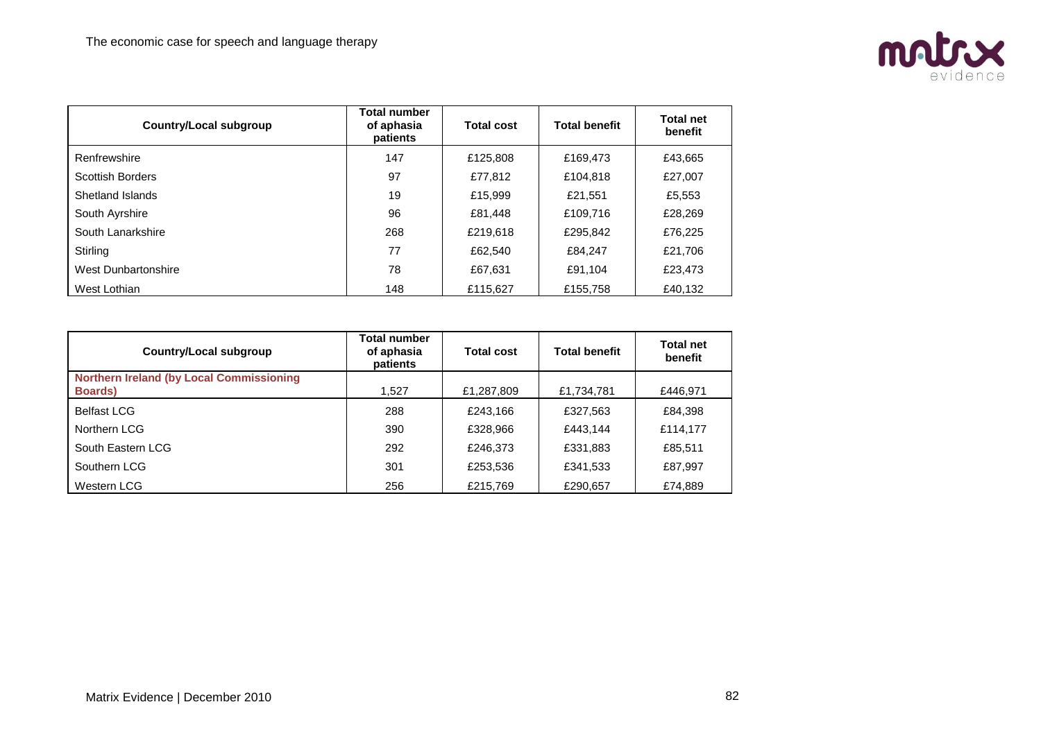| Country/Local subgroup | Total number of aphasia patients | Total cost | Total benefit | Total net benefit |
|---|---|---|---|---|
| Renfrewshire | 147 | £125,808 | £169,473 | £43,665 |
| Scottish Borders | 97 | £77,812 | £104,818 | £27,007 |
| Shetland Islands | 19 | £15,999 | £21,551 | £5,553 |
| South Ayrshire | 96 | £81,448 | £109,716 | £28,269 |
| South Lanarkshire | 268 | £219,618 | £295,842 | £76,225 |
| Stirling | 77 | £62,540 | £84,247 | £21,706 |
| West Dunbartonshire | 78 | £67,631 | £91,104 | £23,473 |
| West Lothian | 148 | £115,627 | £155,758 | £40,132 |

| Country/Local subgroup | Total number of aphasia patients | Total cost | Total benefit | Total net benefit |
|---|---|---|---|---|
| **Northern Ireland (by Local Commissioning Boards)** | 1,527 | £1,287,809 | £1,734,781 | £446,971 |
| Belfast LCG | 288 | £243,166 | £327,563 | £84,398 |
| Northern LCG | 390 | £328,966 | £443,144 | £114,177 |
| South Eastern LCG | 292 | £246,373 | £331,883 | £85,511 |
| Southern LCG | 301 | £253,536 | £341,533 | £87,997 |
| Western LCG | 256 | £215,769 | £290,657 | £74,889 |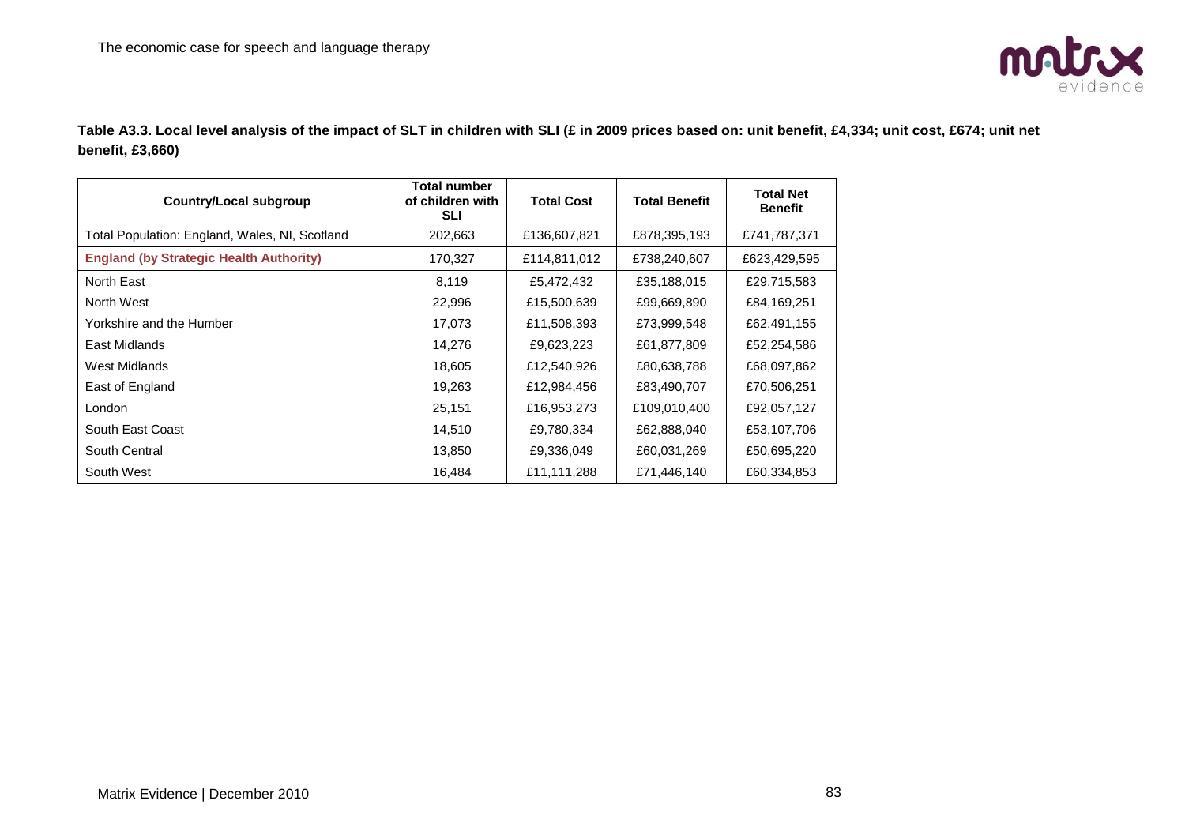**Table A3.3. Local level analysis of the impact of SLT in children with SLI (£ in 2009 prices based on: unit benefit, £4,334; unit cost, £674; unit net benefit, £3,660)**

| Country/Local subgroup | Total number of children with SLI | Total Cost | Total Benefit | Total Net Benefit |
|---|---|---|---|---|
| Total Population: England, Wales, NI, Scotland | 202,663 | £136,607,821 | £878,395,193 | £741,787,371 |
| **England (by Strategic Health Authority)** | 170,327 | £114,811,012 | £738,240,607 | £623,429,595 |
| North East | 8,119 | £5,472,432 | £35,188,015 | £29,715,583 |
| North West | 22,996 | £15,500,639 | £99,669,890 | £84,169,251 |
| Yorkshire and the Humber | 17,073 | £11,508,393 | £73,999,548 | £62,491,155 |
| East Midlands | 14,276 | £9,623,223 | £61,877,809 | £52,254,586 |
| West Midlands | 18,605 | £12,540,926 | £80,638,788 | £68,097,862 |
| East of England | 19,263 | £12,984,456 | £83,490,707 | £70,506,251 |
| London | 25,151 | £16,953,273 | £109,010,400 | £92,057,127 |
| South East Coast | 14,510 | £9,780,334 | £62,888,040 | £53,107,706 |
| South Central | 13,850 | £9,336,049 | £60,031,269 | £50,695,220 |
| South West | 16,484 | £11,111,288 | £71,446,140 | £60,334,853 |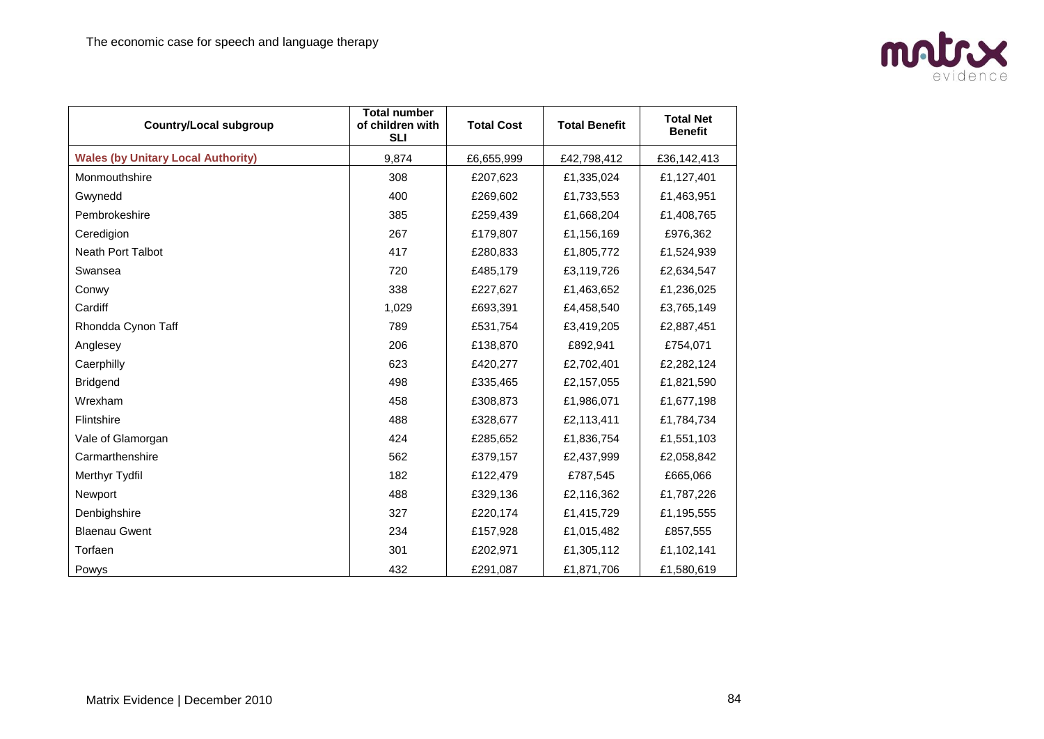| Country/Local subgroup | Total number of children with SLI | Total Cost | Total Benefit | Total Net Benefit |
|---|---|---|---|---|
| **Wales (by Unitary Local Authority)** | 9,874 | £6,655,999 | £42,798,412 | £36,142,413 |
| Monmouthshire | 308 | £207,623 | £1,335,024 | £1,127,401 |
| Gwynedd | 400 | £269,602 | £1,733,553 | £1,463,951 |
| Pembrokeshire | 385 | £259,439 | £1,668,204 | £1,408,765 |
| Ceredigion | 267 | £179,807 | £1,156,169 | £976,362 |
| Neath Port Talbot | 417 | £280,833 | £1,805,772 | £1,524,939 |
| Swansea | 720 | £485,179 | £3,119,726 | £2,634,547 |
| Conwy | 338 | £227,627 | £1,463,652 | £1,236,025 |
| Cardiff | 1,029 | £693,391 | £4,458,540 | £3,765,149 |
| Rhondda Cynon Taff | 789 | £531,754 | £3,419,205 | £2,887,451 |
| Anglesey | 206 | £138,870 | £892,941 | £754,071 |
| Caerphilly | 623 | £420,277 | £2,702,401 | £2,282,124 |
| Bridgend | 498 | £335,465 | £2,157,055 | £1,821,590 |
| Wrexham | 458 | £308,873 | £1,986,071 | £1,677,198 |
| Flintshire | 488 | £328,677 | £2,113,411 | £1,784,734 |
| Vale of Glamorgan | 424 | £285,652 | £1,836,754 | £1,551,103 |
| Carmarthenshire | 562 | £379,157 | £2,437,999 | £2,058,842 |
| Merthyr Tydfil | 182 | £122,479 | £787,545 | £665,066 |
| Newport | 488 | £329,136 | £2,116,362 | £1,787,226 |
| Denbighshire | 327 | £220,174 | £1,415,729 | £1,195,555 |
| Blaenau Gwent | 234 | £157,928 | £1,015,482 | £857,555 |
| Torfaen | 301 | £202,971 | £1,305,112 | £1,102,141 |
| Powys | 432 | £291,087 | £1,871,706 | £1,580,619 |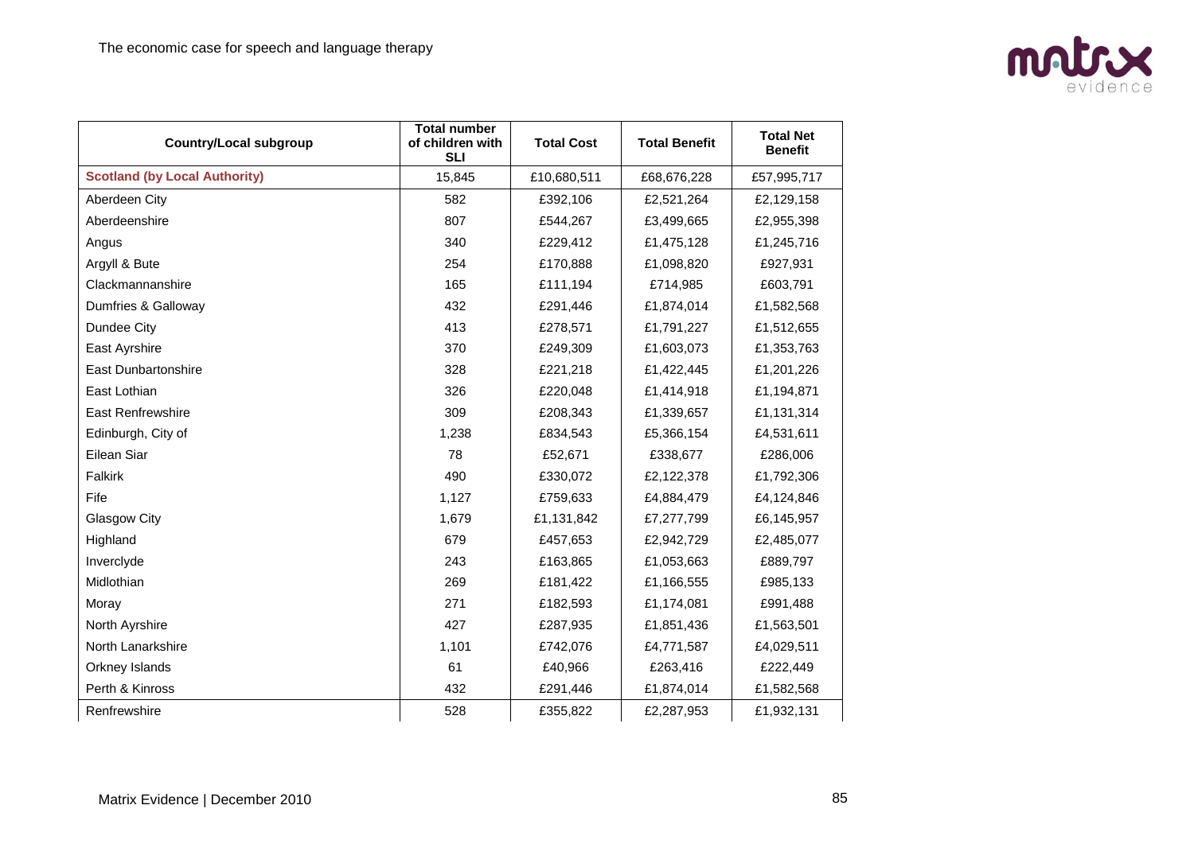| Country/Local subgroup | Total number of children with SLI | Total Cost | Total Benefit | Total Net Benefit |
|---|---|---|---|---|
| **Scotland (by Local Authority)** | 15,845 | £10,680,511 | £68,676,228 | £57,995,717 |
| Aberdeen City | 582 | £392,106 | £2,521,264 | £2,129,158 |
| Aberdeenshire | 807 | £544,267 | £3,499,665 | £2,955,398 |
| Angus | 340 | £229,412 | £1,475,128 | £1,245,716 |
| Argyll & Bute | 254 | £170,888 | £1,098,820 | £927,931 |
| Clackmannanshire | 165 | £111,194 | £714,985 | £603,791 |
| Dumfries & Galloway | 432 | £291,446 | £1,874,014 | £1,582,568 |
| Dundee City | 413 | £278,571 | £1,791,227 | £1,512,655 |
| East Ayrshire | 370 | £249,309 | £1,603,073 | £1,353,763 |
| East Dunbartonshire | 328 | £221,218 | £1,422,445 | £1,201,226 |
| East Lothian | 326 | £220,048 | £1,414,918 | £1,194,871 |
| East Renfrewshire | 309 | £208,343 | £1,339,657 | £1,131,314 |
| Edinburgh, City of | 1,238 | £834,543 | £5,366,154 | £4,531,611 |
| Eilean Siar | 78 | £52,671 | £338,677 | £286,006 |
| Falkirk | 490 | £330,072 | £2,122,378 | £1,792,306 |
| Fife | 1,127 | £759,633 | £4,884,479 | £4,124,846 |
| Glasgow City | 1,679 | £1,131,842 | £7,277,799 | £6,145,957 |
| Highland | 679 | £457,653 | £2,942,729 | £2,485,077 |
| Inverclyde | 243 | £163,865 | £1,053,663 | £889,797 |
| Midlothian | 269 | £181,422 | £1,166,555 | £985,133 |
| Moray | 271 | £182,593 | £1,174,081 | £991,488 |
| North Ayrshire | 427 | £287,935 | £1,851,436 | £1,563,501 |
| North Lanarkshire | 1,101 | £742,076 | £4,771,587 | £4,029,511 |
| Orkney Islands | 61 | £40,966 | £263,416 | £222,449 |
| Perth & Kinross | 432 | £291,446 | £1,874,014 | £1,582,568 |
| Renfrewshire | 528 | £355,822 | £2,287,953 | £1,932,131 |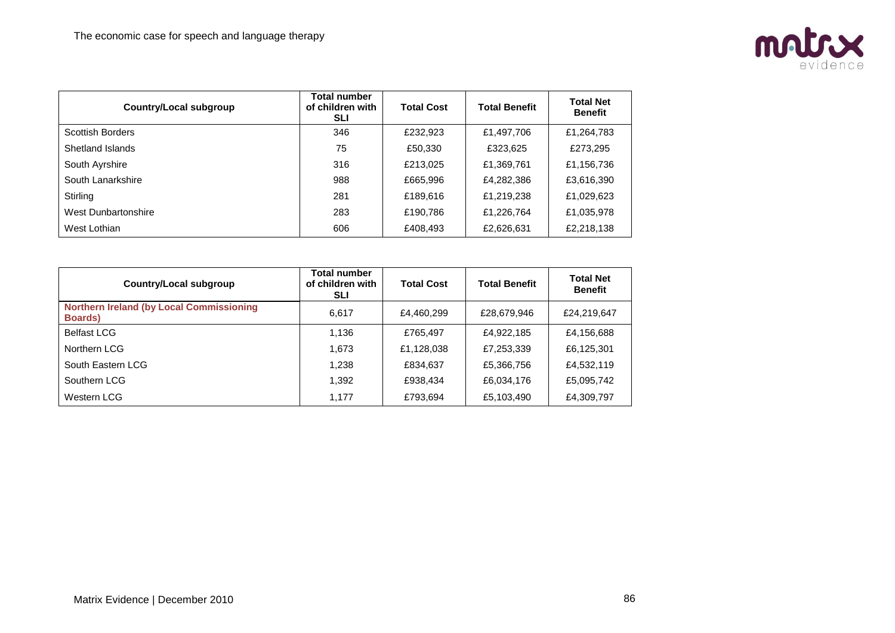| Country/Local subgroup | Total number of children with SLI | Total Cost | Total Benefit | Total Net Benefit |
|---|---|---|---|---|
| Scottish Borders | 346 | £232,923 | £1,497,706 | £1,264,783 |
| Shetland Islands | 75 | £50,330 | £323,625 | £273,295 |
| South Ayrshire | 316 | £213,025 | £1,369,761 | £1,156,736 |
| South Lanarkshire | 988 | £665,996 | £4,282,386 | £3,616,390 |
| Stirling | 281 | £189,616 | £1,219,238 | £1,029,623 |
| West Dunbartonshire | 283 | £190,786 | £1,226,764 | £1,035,978 |
| West Lothian | 606 | £408,493 | £2,626,631 | £2,218,138 |

| Country/Local subgroup | Total number of children with SLI | Total Cost | Total Benefit | Total Net Benefit |
|---|---|---|---|---|
| **Northern Ireland (by Local Commissioning Boards)** | 6,617 | £4,460,299 | £28,679,946 | £24,219,647 |
| Belfast LCG | 1,136 | £765,497 | £4,922,185 | £4,156,688 |
| Northern LCG | 1,673 | £1,128,038 | £7,253,339 | £6,125,301 |
| South Eastern LCG | 1,238 | £834,637 | £5,366,756 | £4,532,119 |
| Southern LCG | 1,392 | £938,434 | £6,034,176 | £5,095,742 |
| Western LCG | 1,177 | £793,694 | £5,103,490 | £4,309,797 |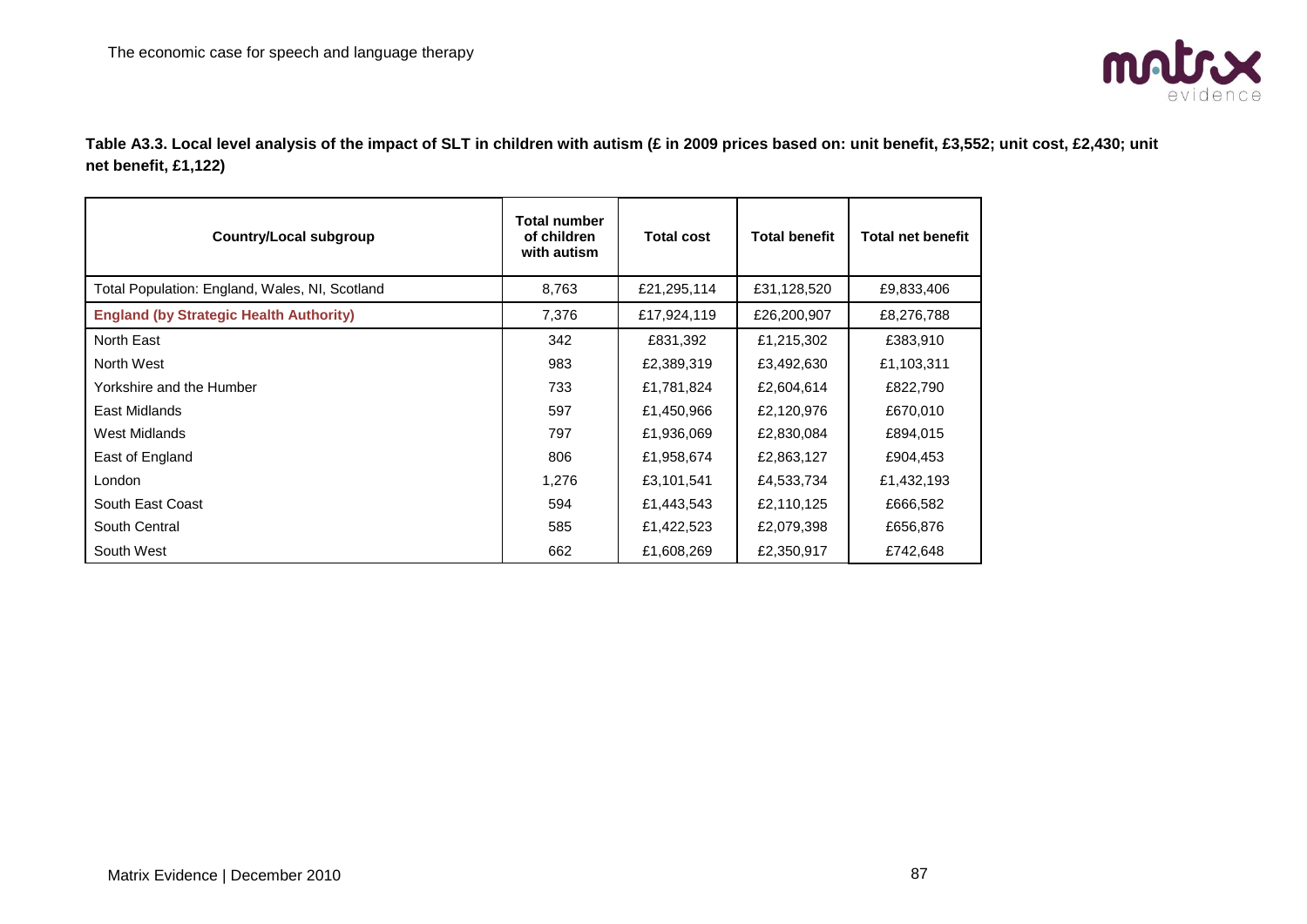**Table A3.3. Local level analysis of the impact of SLT in children with autism (£ in 2009 prices based on: unit benefit, £3,552; unit cost, £2,430; unit net benefit, £1,122)**

| Country/Local subgroup | Total number of children with autism | Total cost | Total benefit | Total net benefit |
|---|---|---|---|---|
| Total Population: England, Wales, NI, Scotland | 8,763 | £21,295,114 | £31,128,520 | £9,833,406 |
| **England (by Strategic Health Authority)** | 7,376 | £17,924,119 | £26,200,907 | £8,276,788 |
| North East | 342 | £831,392 | £1,215,302 | £383,910 |
| North West | 983 | £2,389,319 | £3,492,630 | £1,103,311 |
| Yorkshire and the Humber | 733 | £1,781,824 | £2,604,614 | £822,790 |
| East Midlands | 597 | £1,450,966 | £2,120,976 | £670,010 |
| West Midlands | 797 | £1,936,069 | £2,830,084 | £894,015 |
| East of England | 806 | £1,958,674 | £2,863,127 | £904,453 |
| London | 1,276 | £3,101,541 | £4,533,734 | £1,432,193 |
| South East Coast | 594 | £1,443,543 | £2,110,125 | £666,582 |
| South Central | 585 | £1,422,523 | £2,079,398 | £656,876 |
| South West | 662 | £1,608,269 | £2,350,917 | £742,648 |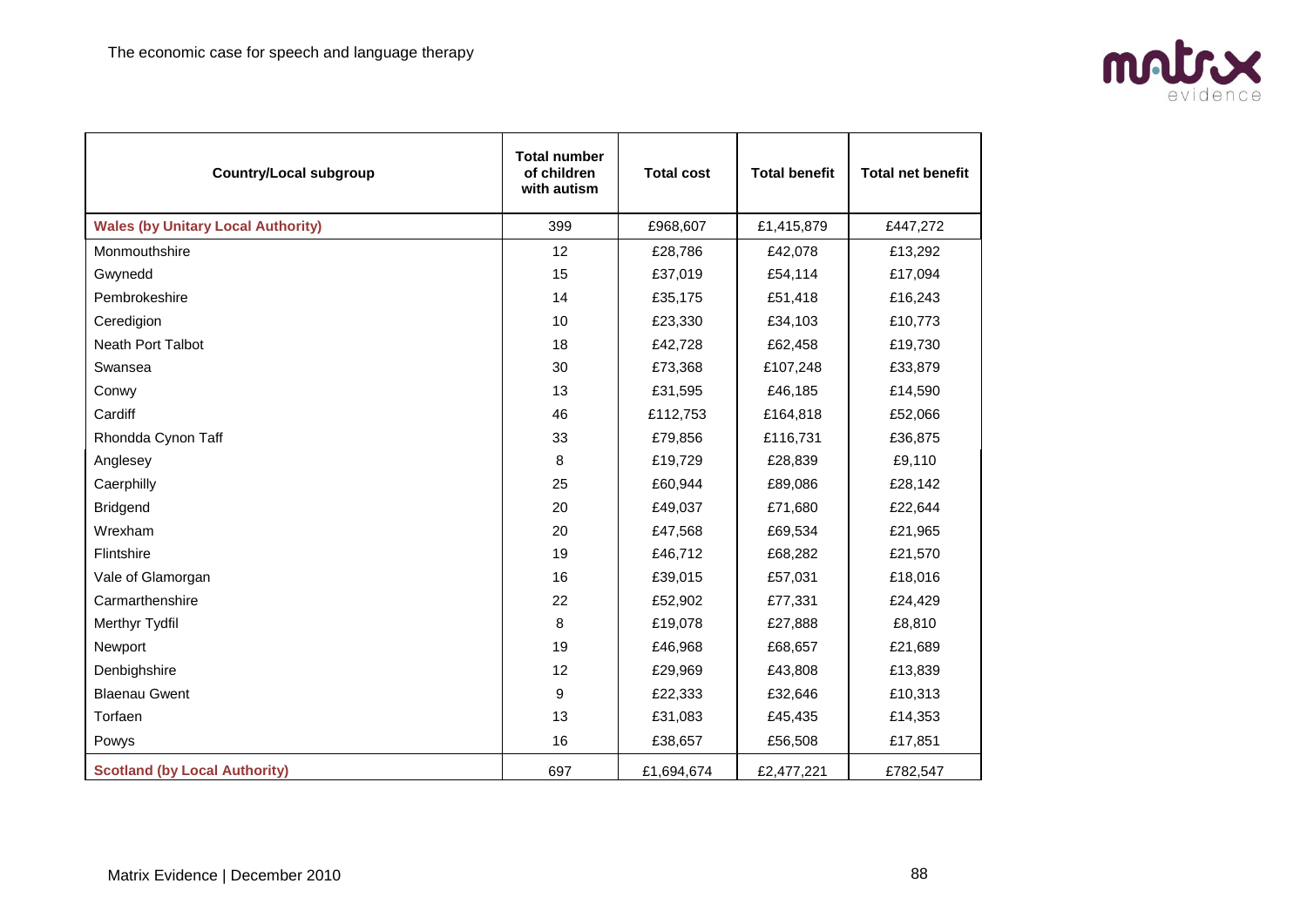| Country/Local subgroup | Total number of children with autism | Total cost | Total benefit | Total net benefit |
|---|---|---|---|---|
| **Wales (by Unitary Local Authority)** | 399 | £968,607 | £1,415,879 | £447,272 |
| Monmouthshire | 12 | £28,786 | £42,078 | £13,292 |
| Gwynedd | 15 | £37,019 | £54,114 | £17,094 |
| Pembrokeshire | 14 | £35,175 | £51,418 | £16,243 |
| Ceredigion | 10 | £23,330 | £34,103 | £10,773 |
| Neath Port Talbot | 18 | £42,728 | £62,458 | £19,730 |
| Swansea | 30 | £73,368 | £107,248 | £33,879 |
| Conwy | 13 | £31,595 | £46,185 | £14,590 |
| Cardiff | 46 | £112,753 | £164,818 | £52,066 |
| Rhondda Cynon Taff | 33 | £79,856 | £116,731 | £36,875 |
| Anglesey | 8 | £19,729 | £28,839 | £9,110 |
| Caerphilly | 25 | £60,944 | £89,086 | £28,142 |
| Bridgend | 20 | £49,037 | £71,680 | £22,644 |
| Wrexham | 20 | £47,568 | £69,534 | £21,965 |
| Flintshire | 19 | £46,712 | £68,282 | £21,570 |
| Vale of Glamorgan | 16 | £39,015 | £57,031 | £18,016 |
| Carmarthenshire | 22 | £52,902 | £77,331 | £24,429 |
| Merthyr Tydfil | 8 | £19,078 | £27,888 | £8,810 |
| Newport | 19 | £46,968 | £68,657 | £21,689 |
| Denbighshire | 12 | £29,969 | £43,808 | £13,839 |
| Blaenau Gwent | 9 | £22,333 | £32,646 | £10,313 |
| Torfaen | 13 | £31,083 | £45,435 | £14,353 |
| Powys | 16 | £38,657 | £56,508 | £17,851 |
| **Scotland (by Local Authority)** | 697 | £1,694,674 | £2,477,221 | £782,547 |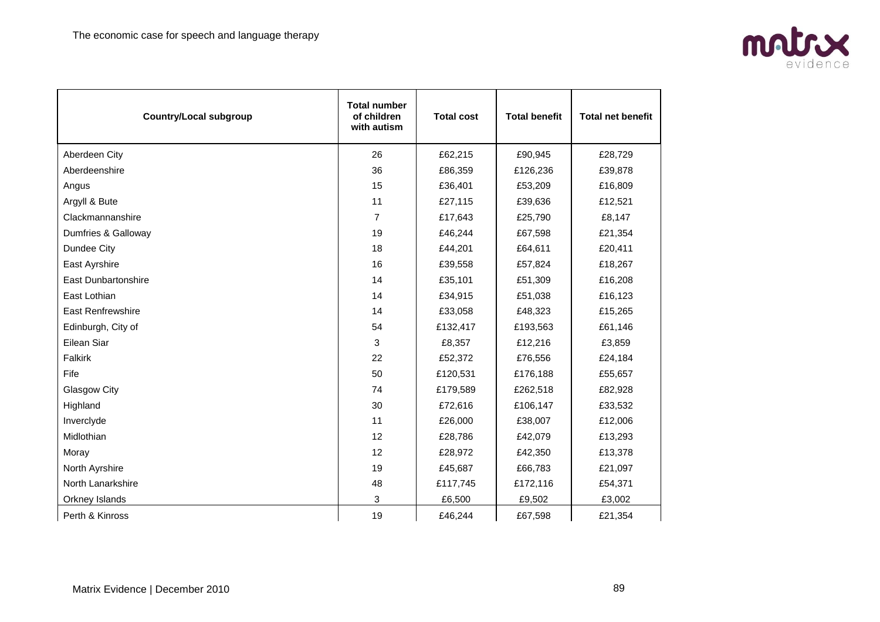| Country/Local subgroup | Total number of children with autism | Total cost | Total benefit | Total net benefit |
|---|---|---|---|---|
| Aberdeen City | 26 | £62,215 | £90,945 | £28,729 |
| Aberdeenshire | 36 | £86,359 | £126,236 | £39,878 |
| Angus | 15 | £36,401 | £53,209 | £16,809 |
| Argyll & Bute | 11 | £27,115 | £39,636 | £12,521 |
| Clackmannanshire | 7 | £17,643 | £25,790 | £8,147 |
| Dumfries & Galloway | 19 | £46,244 | £67,598 | £21,354 |
| Dundee City | 18 | £44,201 | £64,611 | £20,411 |
| East Ayrshire | 16 | £39,558 | £57,824 | £18,267 |
| East Dunbartonshire | 14 | £35,101 | £51,309 | £16,208 |
| East Lothian | 14 | £34,915 | £51,038 | £16,123 |
| East Renfrewshire | 14 | £33,058 | £48,323 | £15,265 |
| Edinburgh, City of | 54 | £132,417 | £193,563 | £61,146 |
| Eilean Siar | 3 | £8,357 | £12,216 | £3,859 |
| Falkirk | 22 | £52,372 | £76,556 | £24,184 |
| Fife | 50 | £120,531 | £176,188 | £55,657 |
| Glasgow City | 74 | £179,589 | £262,518 | £82,928 |
| Highland | 30 | £72,616 | £106,147 | £33,532 |
| Inverclyde | 11 | £26,000 | £38,007 | £12,006 |
| Midlothian | 12 | £28,786 | £42,079 | £13,293 |
| Moray | 12 | £28,972 | £42,350 | £13,378 |
| North Ayrshire | 19 | £45,687 | £66,783 | £21,097 |
| North Lanarkshire | 48 | £117,745 | £172,116 | £54,371 |
| Orkney Islands | 3 | £6,500 | £9,502 | £3,002 |
| Perth & Kinross | 19 | £46,244 | £67,598 | £21,354 |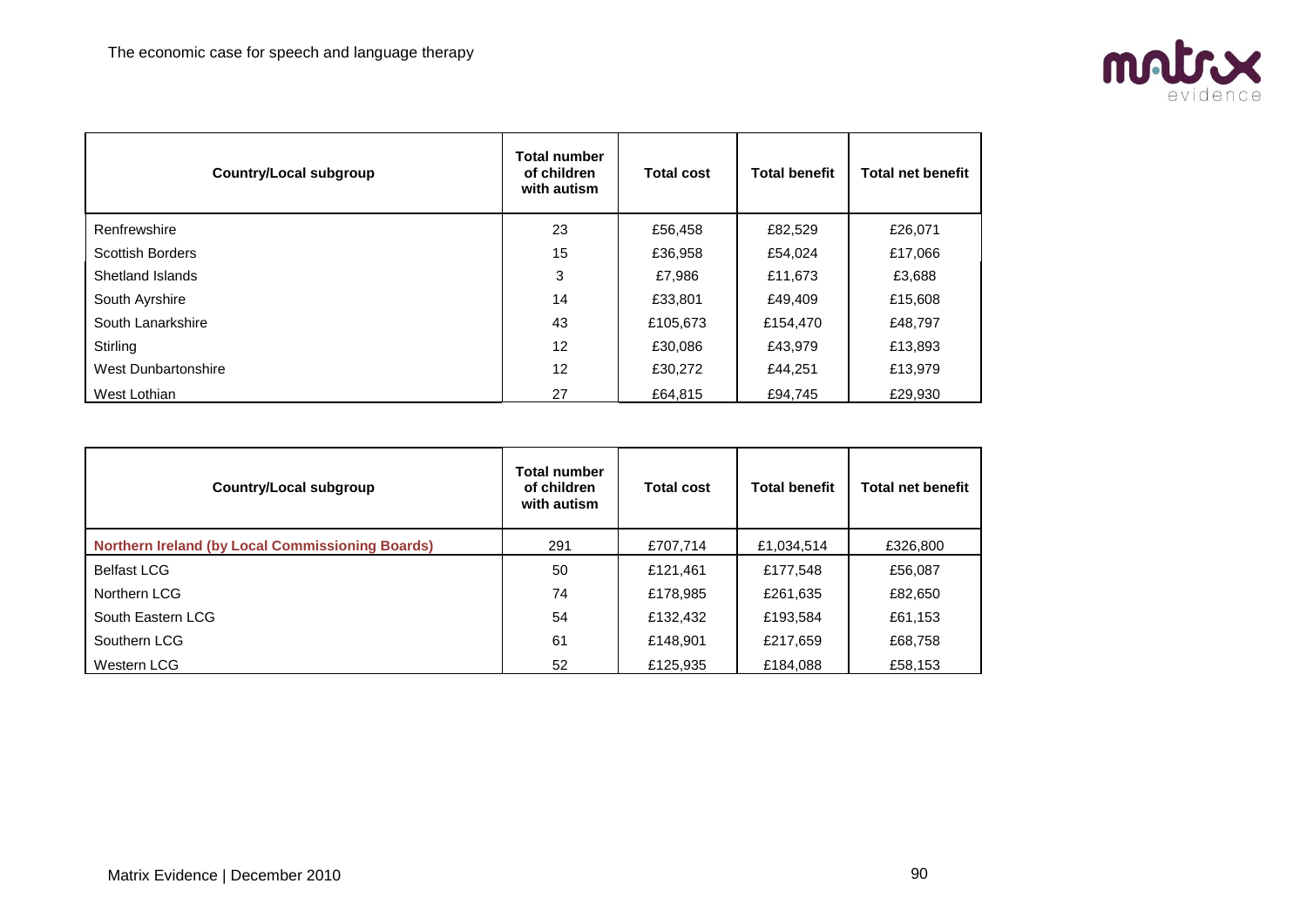| Country/Local subgroup | Total number of children with autism | Total cost | Total benefit | Total net benefit |
|---|---|---|---|---|
| Renfrewshire | 23 | £56,458 | £82,529 | £26,071 |
| Scottish Borders | 15 | £36,958 | £54,024 | £17,066 |
| Shetland Islands | 3 | £7,986 | £11,673 | £3,688 |
| South Ayrshire | 14 | £33,801 | £49,409 | £15,608 |
| South Lanarkshire | 43 | £105,673 | £154,470 | £48,797 |
| Stirling | 12 | £30,086 | £43,979 | £13,893 |
| West Dunbartonshire | 12 | £30,272 | £44,251 | £13,979 |
| West Lothian | 27 | £64,815 | £94,745 | £29,930 |

| Country/Local subgroup | Total number of children with autism | Total cost | Total benefit | Total net benefit |
|---|---|---|---|---|
| **Northern Ireland (by Local Commissioning Boards)** | 291 | £707,714 | £1,034,514 | £326,800 |
| Belfast LCG | 50 | £121,461 | £177,548 | £56,087 |
| Northern LCG | 74 | £178,985 | £261,635 | £82,650 |
| South Eastern LCG | 54 | £132,432 | £193,584 | £61,153 |
| Southern LCG | 61 | £148,901 | £217,659 | £68,758 |
| Western LCG | 52 | £125,935 | £184,088 | £58,153 |